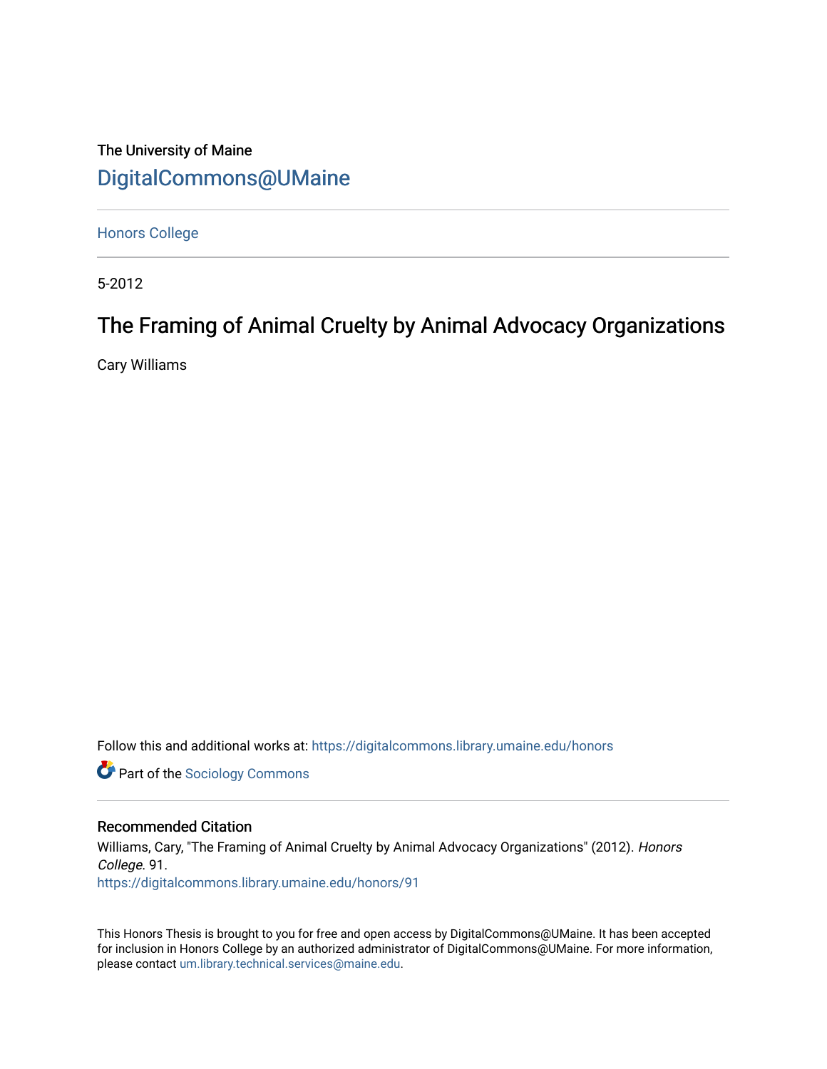The University of Maine

# DigitalCommons@UMaine

Honors College

5-2012

## The Framing of Animal Cruelty by Animal Advocacy Organizations

Cary Williams

Follow this and additional works at: https://digitalcommons.library.umaine.edu/honors

Part of the Sociology Commons

### Recommended Citation

Williams, Cary, "The Framing of Animal Cruelty by Animal Advocacy Organizations" (2012). *Honors College*. 91.
https://digitalcommons.library.umaine.edu/honors/91

This Honors Thesis is brought to you for free and open access by DigitalCommons@UMaine. It has been accepted for inclusion in Honors College by an authorized administrator of DigitalCommons@UMaine. For more information, please contact um.library.technical.services@maine.edu.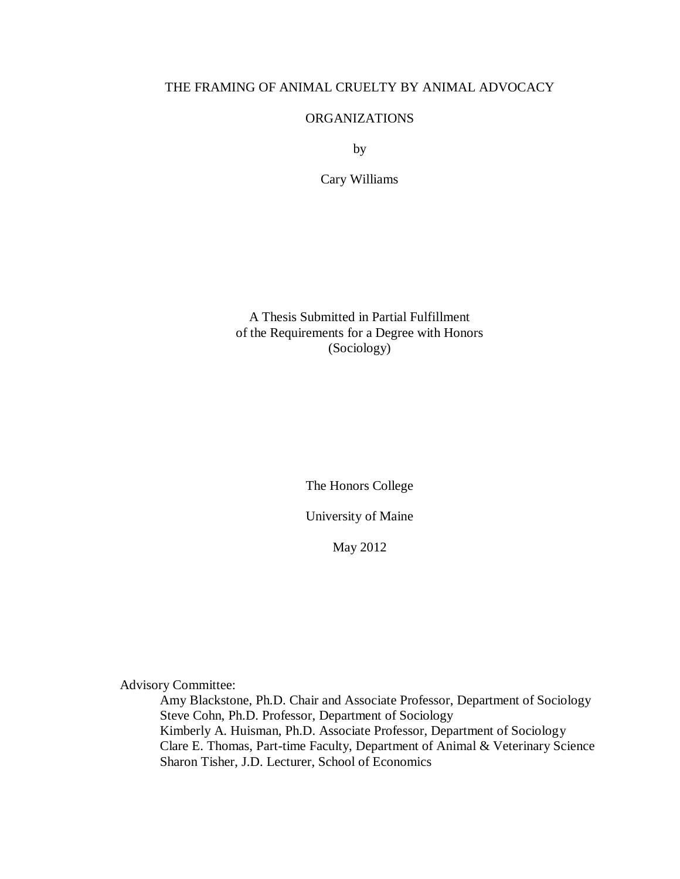# THE FRAMING OF ANIMAL CRUELTY BY ANIMAL ADVOCACY ORGANIZATIONS

by

Cary Williams

A Thesis Submitted in Partial Fulfillment
of the Requirements for a Degree with Honors
(Sociology)

The Honors College

University of Maine

May 2012

Advisory Committee:

Amy Blackstone, Ph.D. Chair and Associate Professor, Department of Sociology
Steve Cohn, Ph.D. Professor, Department of Sociology
Kimberly A. Huisman, Ph.D. Associate Professor, Department of Sociology
Clare E. Thomas, Part-time Faculty, Department of Animal & Veterinary Science
Sharon Tisher, J.D. Lecturer, School of Economics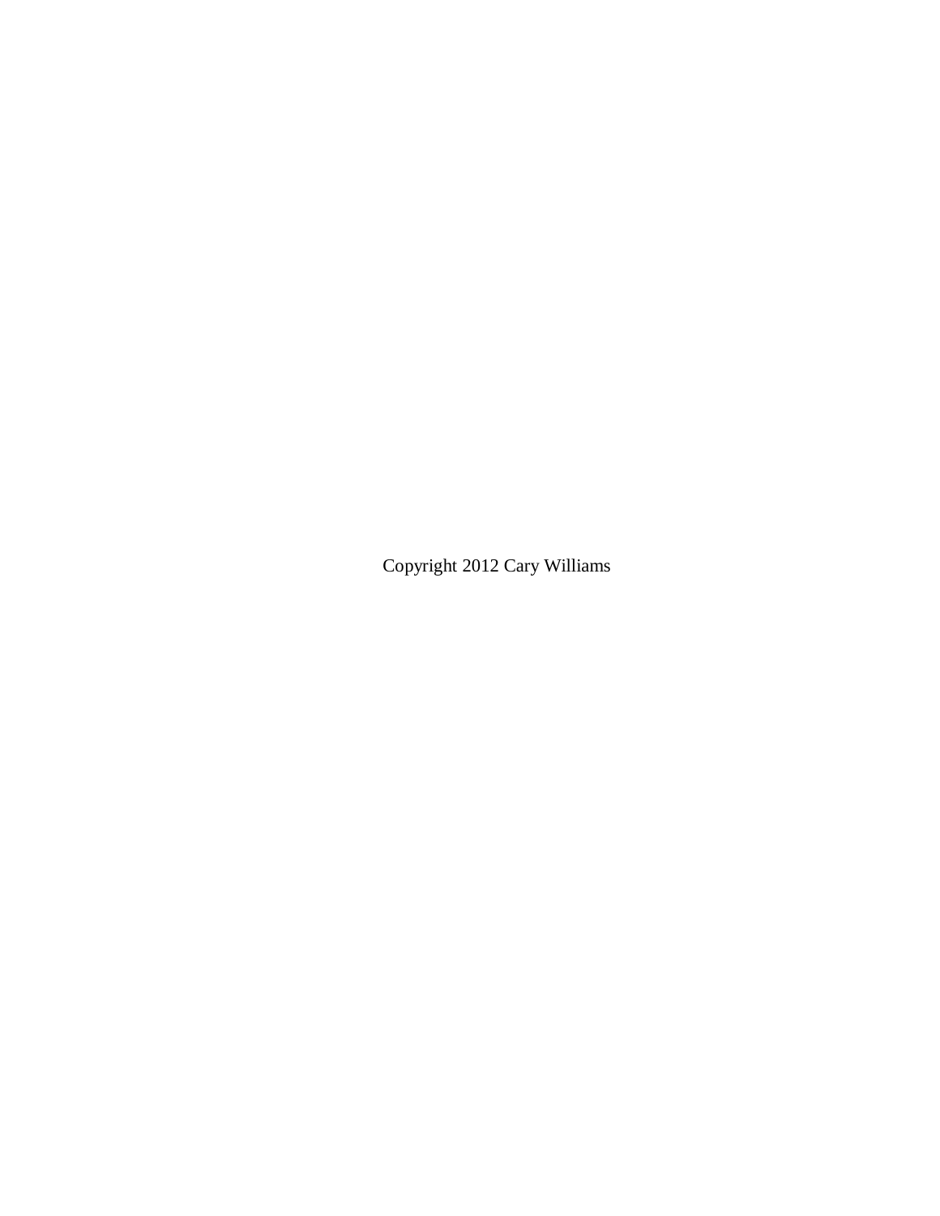Copyright 2012 Cary Williams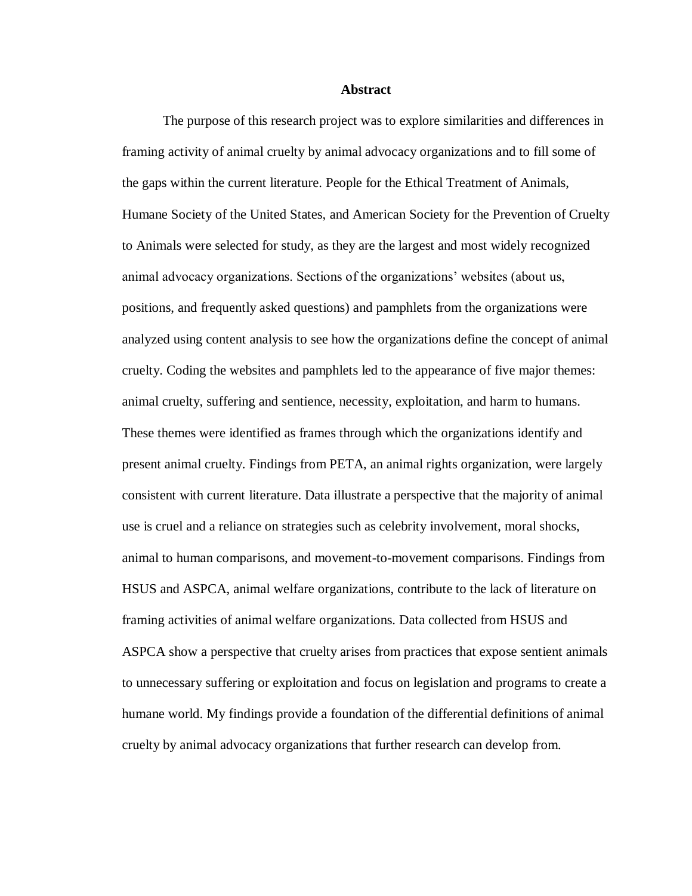# Abstract

The purpose of this research project was to explore similarities and differences in framing activity of animal cruelty by animal advocacy organizations and to fill some of the gaps within the current literature. People for the Ethical Treatment of Animals, Humane Society of the United States, and American Society for the Prevention of Cruelty to Animals were selected for study, as they are the largest and most widely recognized animal advocacy organizations. Sections of the organizations' websites (about us, positions, and frequently asked questions) and pamphlets from the organizations were analyzed using content analysis to see how the organizations define the concept of animal cruelty. Coding the websites and pamphlets led to the appearance of five major themes: animal cruelty, suffering and sentience, necessity, exploitation, and harm to humans. These themes were identified as frames through which the organizations identify and present animal cruelty. Findings from PETA, an animal rights organization, were largely consistent with current literature. Data illustrate a perspective that the majority of animal use is cruel and a reliance on strategies such as celebrity involvement, moral shocks, animal to human comparisons, and movement-to-movement comparisons. Findings from HSUS and ASPCA, animal welfare organizations, contribute to the lack of literature on framing activities of animal welfare organizations. Data collected from HSUS and ASPCA show a perspective that cruelty arises from practices that expose sentient animals to unnecessary suffering or exploitation and focus on legislation and programs to create a humane world. My findings provide a foundation of the differential definitions of animal cruelty by animal advocacy organizations that further research can develop from.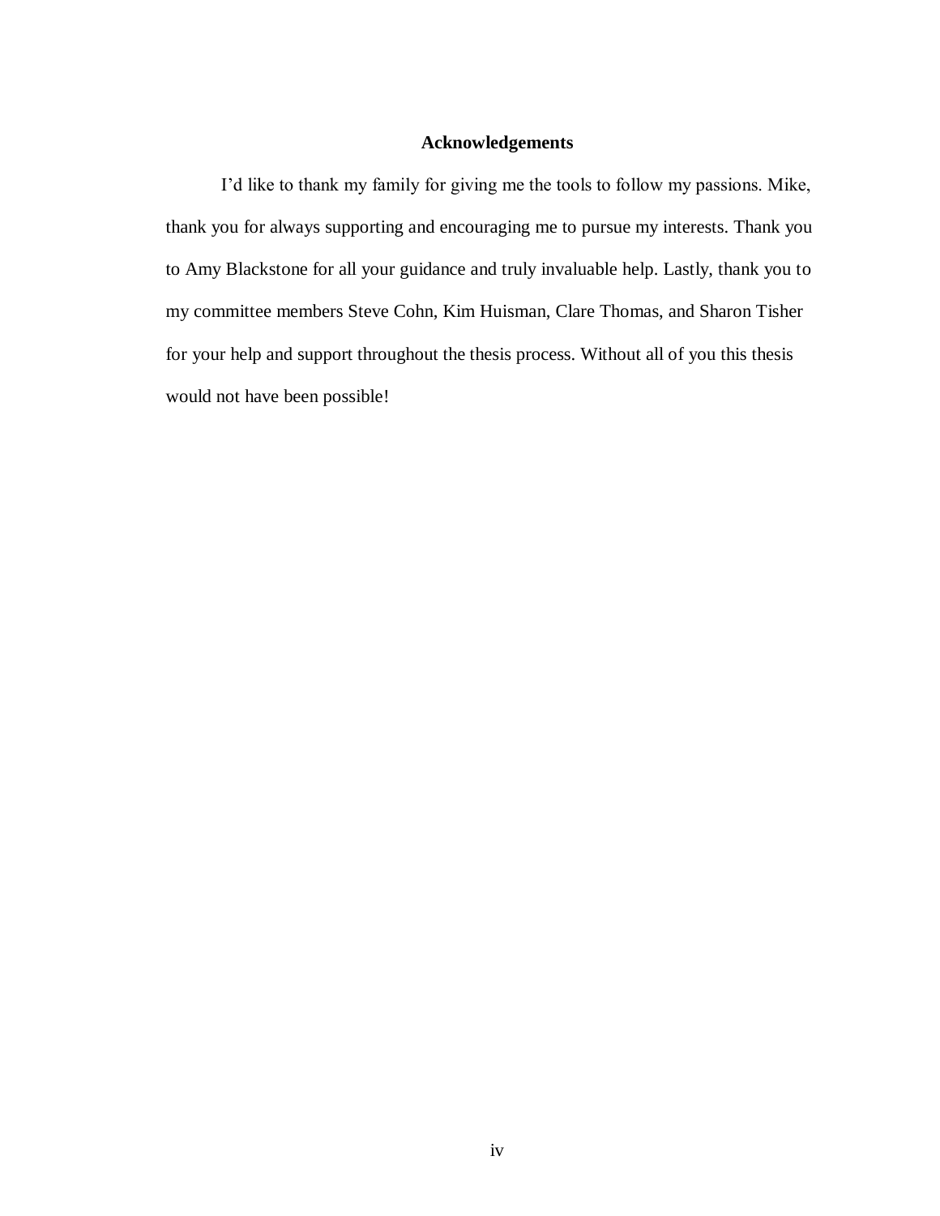## Acknowledgements

I'd like to thank my family for giving me the tools to follow my passions. Mike, thank you for always supporting and encouraging me to pursue my interests. Thank you to Amy Blackstone for all your guidance and truly invaluable help. Lastly, thank you to my committee members Steve Cohn, Kim Huisman, Clare Thomas, and Sharon Tisher for your help and support throughout the thesis process. Without all of you this thesis would not have been possible!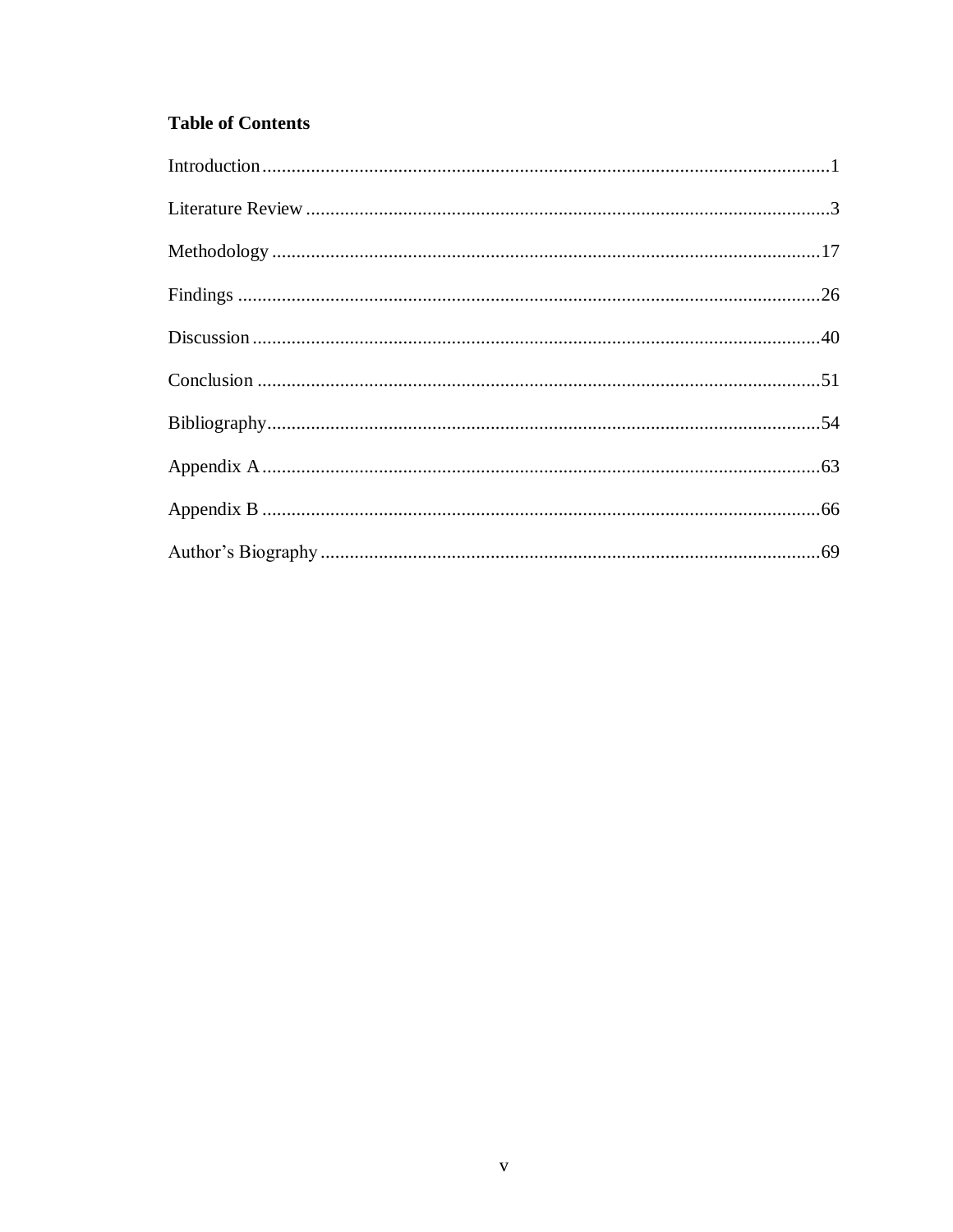## Table of Contents

Introduction....................................................................................................................1

Literature Review ...........................................................................................................3

Methodology ................................................................................................................17

Findings ........................................................................................................................26

Discussion .....................................................................................................................40

Conclusion ...................................................................................................................51

Bibliography.................................................................................................................54

Appendix A ...................................................................................................................63

Appendix B ...................................................................................................................66

Author's Biography ......................................................................................................69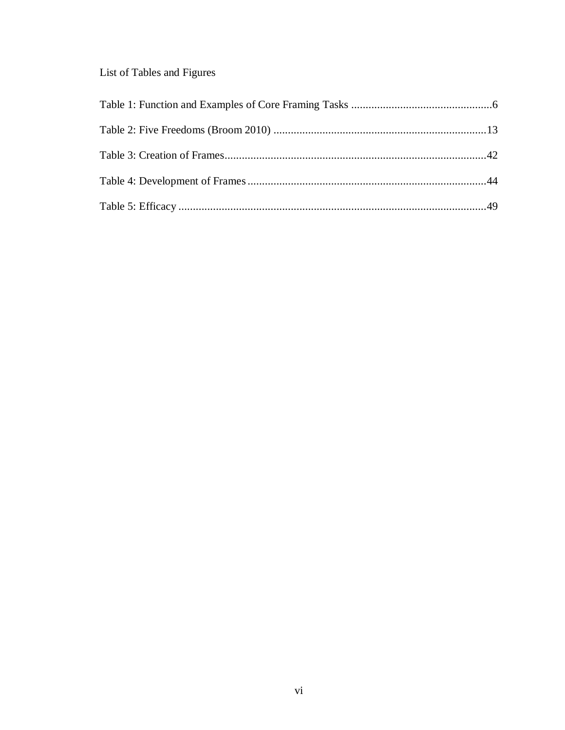# List of Tables and Figures

Table 1: Function and Examples of Core Framing Tasks ................................................6

Table 2: Five Freedoms (Broom 2010) .........................................................................13

Table 3: Creation of Frames..........................................................................................42

Table 4: Development of Frames ..................................................................................44

Table 5: Efficacy ...........................................................................................................49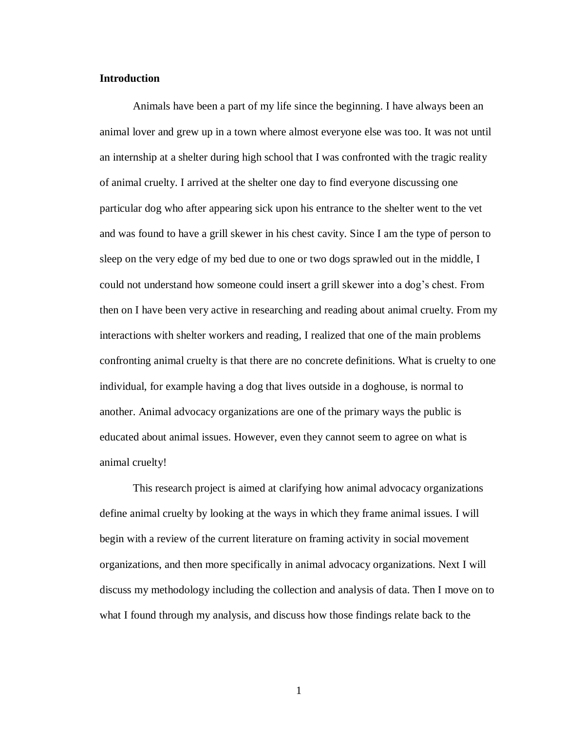## Introduction

Animals have been a part of my life since the beginning. I have always been an animal lover and grew up in a town where almost everyone else was too. It was not until an internship at a shelter during high school that I was confronted with the tragic reality of animal cruelty. I arrived at the shelter one day to find everyone discussing one particular dog who after appearing sick upon his entrance to the shelter went to the vet and was found to have a grill skewer in his chest cavity. Since I am the type of person to sleep on the very edge of my bed due to one or two dogs sprawled out in the middle, I could not understand how someone could insert a grill skewer into a dog's chest. From then on I have been very active in researching and reading about animal cruelty. From my interactions with shelter workers and reading, I realized that one of the main problems confronting animal cruelty is that there are no concrete definitions. What is cruelty to one individual, for example having a dog that lives outside in a doghouse, is normal to another. Animal advocacy organizations are one of the primary ways the public is educated about animal issues. However, even they cannot seem to agree on what is animal cruelty!

This research project is aimed at clarifying how animal advocacy organizations define animal cruelty by looking at the ways in which they frame animal issues. I will begin with a review of the current literature on framing activity in social movement organizations, and then more specifically in animal advocacy organizations. Next I will discuss my methodology including the collection and analysis of data. Then I move on to what I found through my analysis, and discuss how those findings relate back to the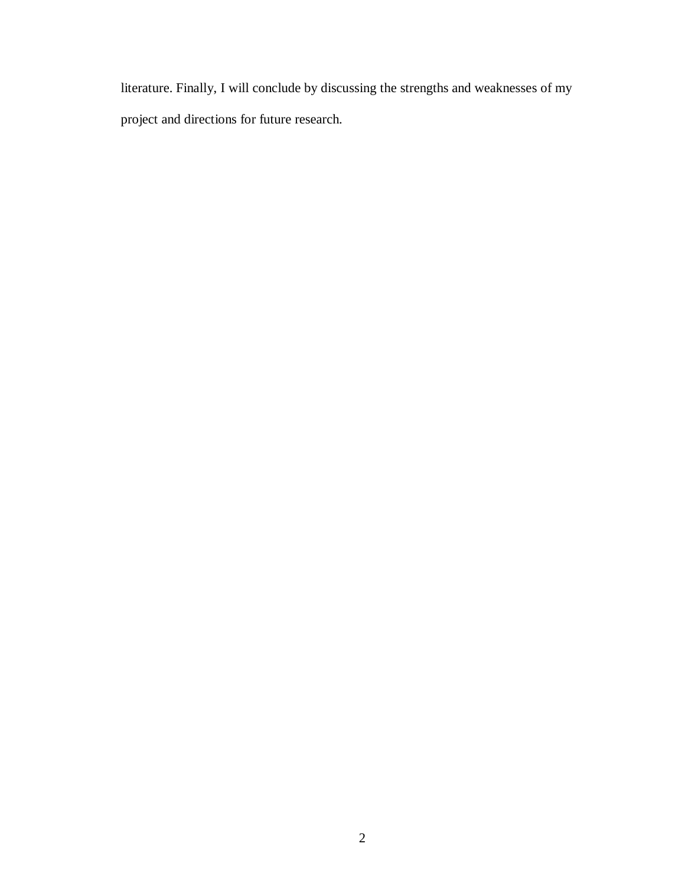literature. Finally, I will conclude by discussing the strengths and weaknesses of my project and directions for future research.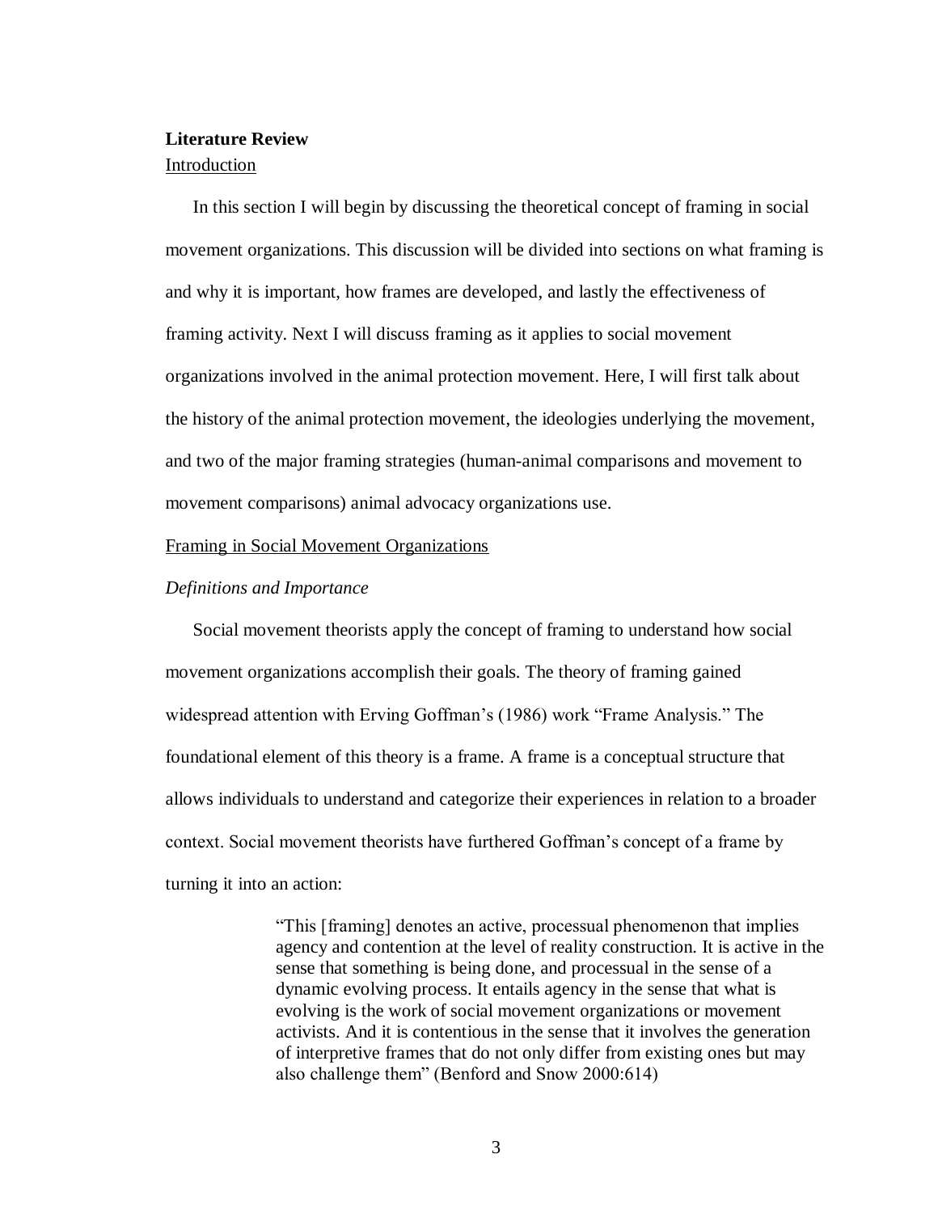## Literature Review

### Introduction

In this section I will begin by discussing the theoretical concept of framing in social movement organizations. This discussion will be divided into sections on what framing is and why it is important, how frames are developed, and lastly the effectiveness of framing activity. Next I will discuss framing as it applies to social movement organizations involved in the animal protection movement. Here, I will first talk about the history of the animal protection movement, the ideologies underlying the movement, and two of the major framing strategies (human-animal comparisons and movement to movement comparisons) animal advocacy organizations use.

### Framing in Social Movement Organizations

#### *Definitions and Importance*

Social movement theorists apply the concept of framing to understand how social movement organizations accomplish their goals. The theory of framing gained widespread attention with Erving Goffman's (1986) work "Frame Analysis." The foundational element of this theory is a frame. A frame is a conceptual structure that allows individuals to understand and categorize their experiences in relation to a broader context. Social movement theorists have furthered Goffman's concept of a frame by turning it into an action:

> "This [framing] denotes an active, processual phenomenon that implies agency and contention at the level of reality construction. It is active in the sense that something is being done, and processual in the sense of a dynamic evolving process. It entails agency in the sense that what is evolving is the work of social movement organizations or movement activists. And it is contentious in the sense that it involves the generation of interpretive frames that do not only differ from existing ones but may also challenge them" (Benford and Snow 2000:614)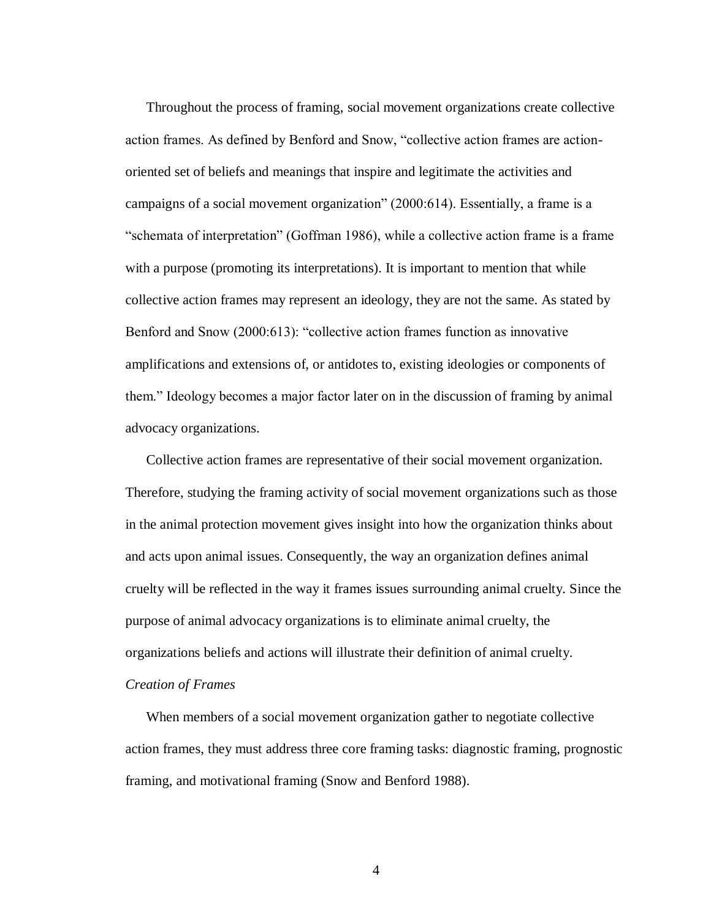Throughout the process of framing, social movement organizations create collective action frames. As defined by Benford and Snow, "collective action frames are action-oriented set of beliefs and meanings that inspire and legitimate the activities and campaigns of a social movement organization" (2000:614). Essentially, a frame is a "schemata of interpretation" (Goffman 1986), while a collective action frame is a frame with a purpose (promoting its interpretations). It is important to mention that while collective action frames may represent an ideology, they are not the same. As stated by Benford and Snow (2000:613): "collective action frames function as innovative amplifications and extensions of, or antidotes to, existing ideologies or components of them." Ideology becomes a major factor later on in the discussion of framing by animal advocacy organizations.

Collective action frames are representative of their social movement organization. Therefore, studying the framing activity of social movement organizations such as those in the animal protection movement gives insight into how the organization thinks about and acts upon animal issues. Consequently, the way an organization defines animal cruelty will be reflected in the way it frames issues surrounding animal cruelty. Since the purpose of animal advocacy organizations is to eliminate animal cruelty, the organizations beliefs and actions will illustrate their definition of animal cruelty.

*Creation of Frames*

When members of a social movement organization gather to negotiate collective action frames, they must address three core framing tasks: diagnostic framing, prognostic framing, and motivational framing (Snow and Benford 1988).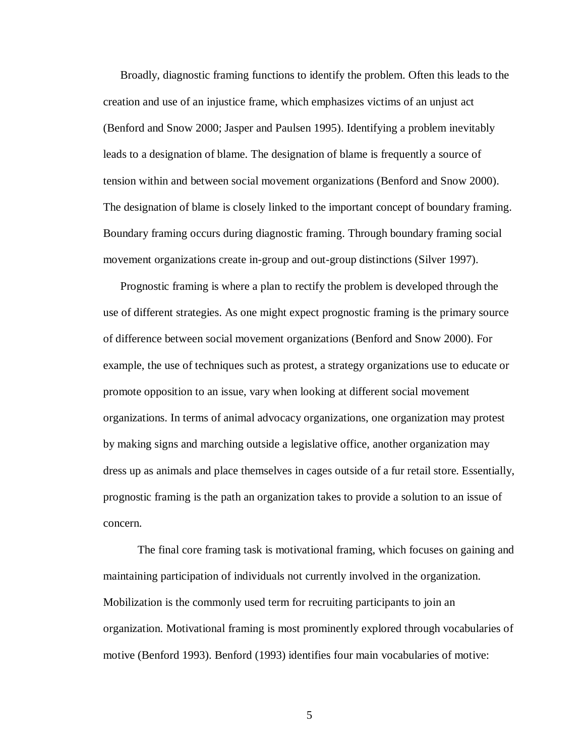Broadly, diagnostic framing functions to identify the problem. Often this leads to the creation and use of an injustice frame, which emphasizes victims of an unjust act (Benford and Snow 2000; Jasper and Paulsen 1995). Identifying a problem inevitably leads to a designation of blame. The designation of blame is frequently a source of tension within and between social movement organizations (Benford and Snow 2000). The designation of blame is closely linked to the important concept of boundary framing. Boundary framing occurs during diagnostic framing. Through boundary framing social movement organizations create in-group and out-group distinctions (Silver 1997).

Prognostic framing is where a plan to rectify the problem is developed through the use of different strategies. As one might expect prognostic framing is the primary source of difference between social movement organizations (Benford and Snow 2000). For example, the use of techniques such as protest, a strategy organizations use to educate or promote opposition to an issue, vary when looking at different social movement organizations. In terms of animal advocacy organizations, one organization may protest by making signs and marching outside a legislative office, another organization may dress up as animals and place themselves in cages outside of a fur retail store. Essentially, prognostic framing is the path an organization takes to provide a solution to an issue of concern.

The final core framing task is motivational framing, which focuses on gaining and maintaining participation of individuals not currently involved in the organization. Mobilization is the commonly used term for recruiting participants to join an organization. Motivational framing is most prominently explored through vocabularies of motive (Benford 1993). Benford (1993) identifies four main vocabularies of motive: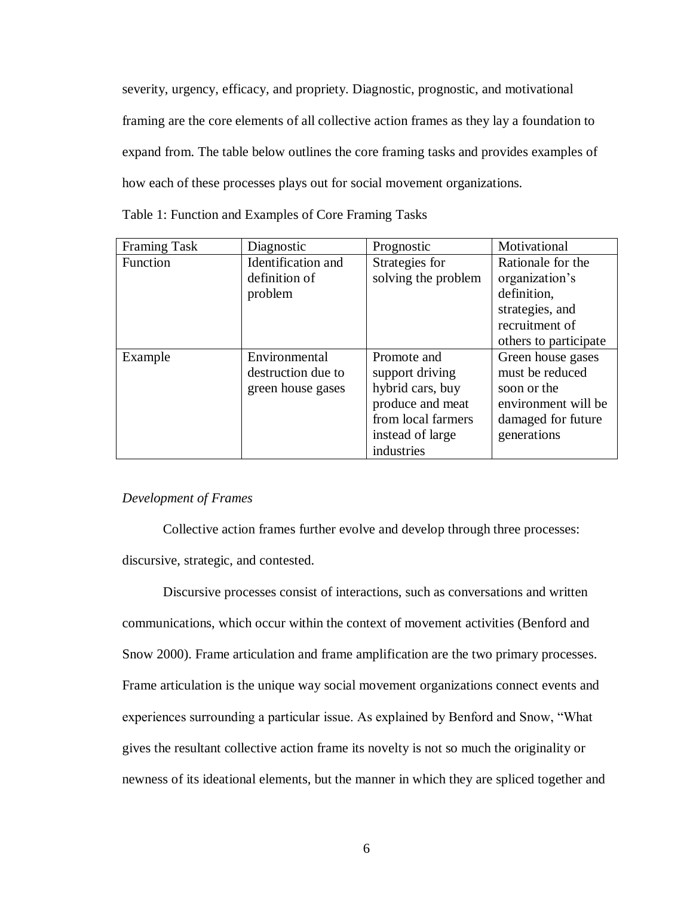severity, urgency, efficacy, and propriety. Diagnostic, prognostic, and motivational framing are the core elements of all collective action frames as they lay a foundation to expand from. The table below outlines the core framing tasks and provides examples of how each of these processes plays out for social movement organizations.

Table 1: Function and Examples of Core Framing Tasks

| Framing Task | Diagnostic | Prognostic | Motivational |
|---|---|---|---|
| Function | Identification and definition of problem | Strategies for solving the problem | Rationale for the organization's definition, strategies, and recruitment of others to participate |
| Example | Environmental destruction due to green house gases | Promote and support driving hybrid cars, buy produce and meat from local farmers instead of large industries | Green house gases must be reduced soon or the environment will be damaged for future generations |

*Development of Frames*

Collective action frames further evolve and develop through three processes: discursive, strategic, and contested.

Discursive processes consist of interactions, such as conversations and written communications, which occur within the context of movement activities (Benford and Snow 2000). Frame articulation and frame amplification are the two primary processes. Frame articulation is the unique way social movement organizations connect events and experiences surrounding a particular issue. As explained by Benford and Snow, "What gives the resultant collective action frame its novelty is not so much the originality or newness of its ideational elements, but the manner in which they are spliced together and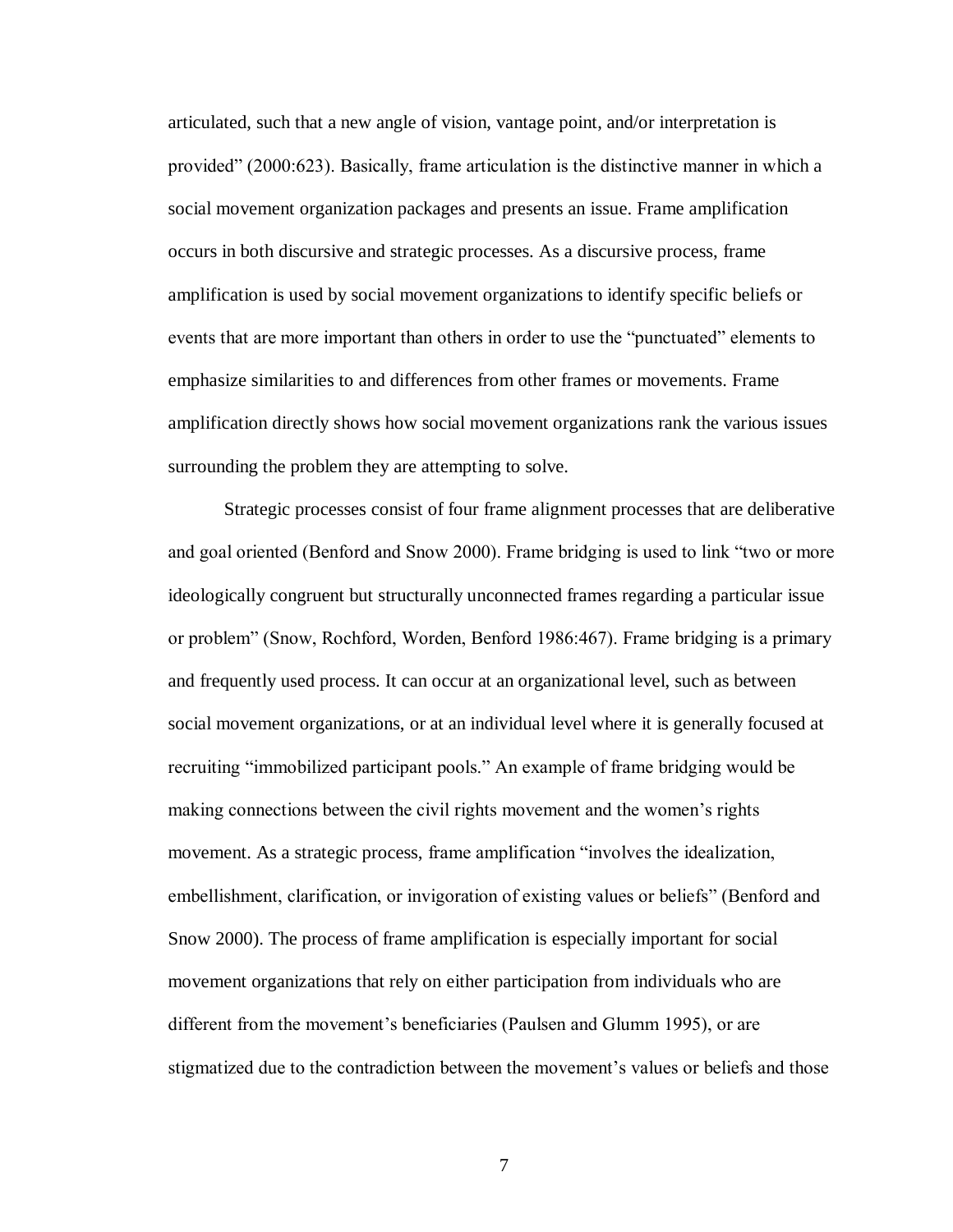articulated, such that a new angle of vision, vantage point, and/or interpretation is provided" (2000:623). Basically, frame articulation is the distinctive manner in which a social movement organization packages and presents an issue. Frame amplification occurs in both discursive and strategic processes. As a discursive process, frame amplification is used by social movement organizations to identify specific beliefs or events that are more important than others in order to use the "punctuated" elements to emphasize similarities to and differences from other frames or movements. Frame amplification directly shows how social movement organizations rank the various issues surrounding the problem they are attempting to solve.

Strategic processes consist of four frame alignment processes that are deliberative and goal oriented (Benford and Snow 2000). Frame bridging is used to link "two or more ideologically congruent but structurally unconnected frames regarding a particular issue or problem" (Snow, Rochford, Worden, Benford 1986:467). Frame bridging is a primary and frequently used process. It can occur at an organizational level, such as between social movement organizations, or at an individual level where it is generally focused at recruiting "immobilized participant pools." An example of frame bridging would be making connections between the civil rights movement and the women's rights movement. As a strategic process, frame amplification "involves the idealization, embellishment, clarification, or invigoration of existing values or beliefs" (Benford and Snow 2000). The process of frame amplification is especially important for social movement organizations that rely on either participation from individuals who are different from the movement's beneficiaries (Paulsen and Glumm 1995), or are stigmatized due to the contradiction between the movement's values or beliefs and those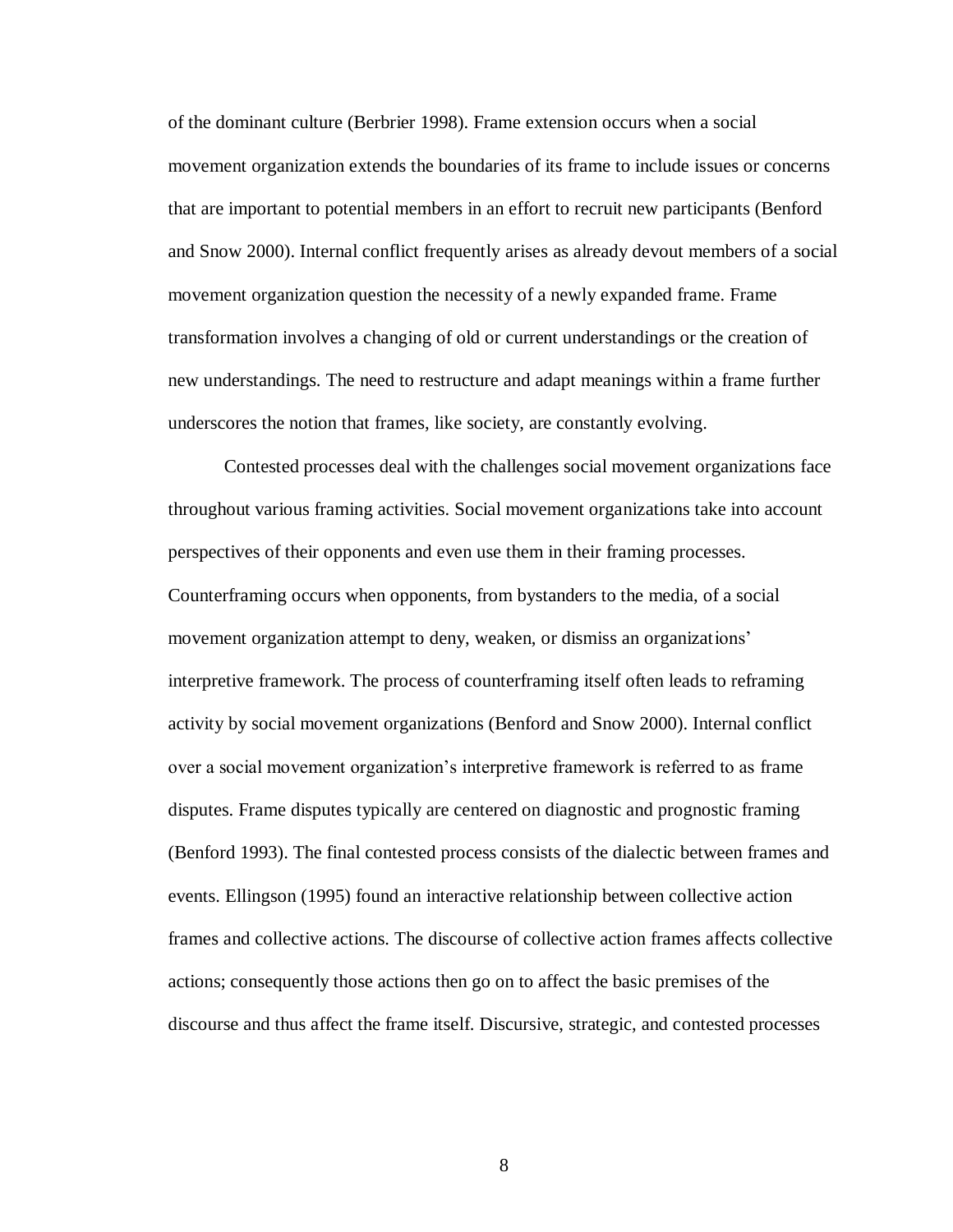of the dominant culture (Berbrier 1998). Frame extension occurs when a social movement organization extends the boundaries of its frame to include issues or concerns that are important to potential members in an effort to recruit new participants (Benford and Snow 2000). Internal conflict frequently arises as already devout members of a social movement organization question the necessity of a newly expanded frame. Frame transformation involves a changing of old or current understandings or the creation of new understandings. The need to restructure and adapt meanings within a frame further underscores the notion that frames, like society, are constantly evolving.

Contested processes deal with the challenges social movement organizations face throughout various framing activities. Social movement organizations take into account perspectives of their opponents and even use them in their framing processes. Counterframing occurs when opponents, from bystanders to the media, of a social movement organization attempt to deny, weaken, or dismiss an organizations' interpretive framework. The process of counterframing itself often leads to reframing activity by social movement organizations (Benford and Snow 2000). Internal conflict over a social movement organization's interpretive framework is referred to as frame disputes. Frame disputes typically are centered on diagnostic and prognostic framing (Benford 1993). The final contested process consists of the dialectic between frames and events. Ellingson (1995) found an interactive relationship between collective action frames and collective actions. The discourse of collective action frames affects collective actions; consequently those actions then go on to affect the basic premises of the discourse and thus affect the frame itself. Discursive, strategic, and contested processes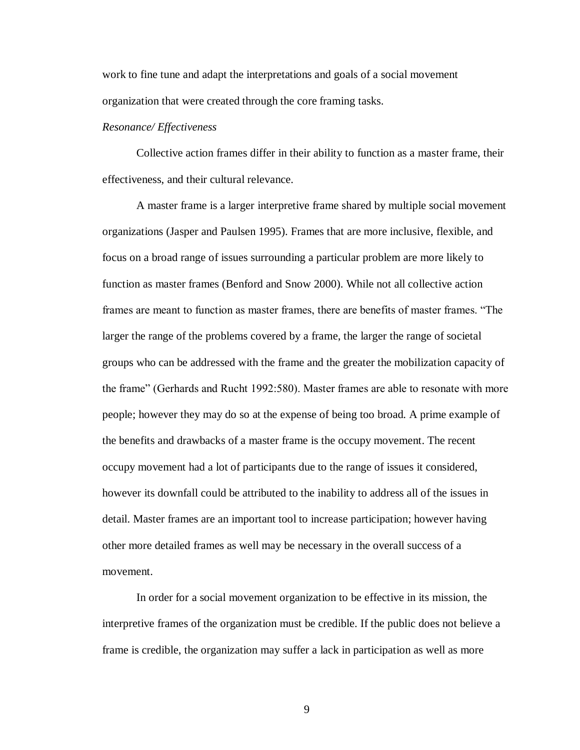work to fine tune and adapt the interpretations and goals of a social movement organization that were created through the core framing tasks.

*Resonance/ Effectiveness*

Collective action frames differ in their ability to function as a master frame, their effectiveness, and their cultural relevance.

A master frame is a larger interpretive frame shared by multiple social movement organizations (Jasper and Paulsen 1995). Frames that are more inclusive, flexible, and focus on a broad range of issues surrounding a particular problem are more likely to function as master frames (Benford and Snow 2000). While not all collective action frames are meant to function as master frames, there are benefits of master frames. "The larger the range of the problems covered by a frame, the larger the range of societal groups who can be addressed with the frame and the greater the mobilization capacity of the frame" (Gerhards and Rucht 1992:580). Master frames are able to resonate with more people; however they may do so at the expense of being too broad. A prime example of the benefits and drawbacks of a master frame is the occupy movement. The recent occupy movement had a lot of participants due to the range of issues it considered, however its downfall could be attributed to the inability to address all of the issues in detail. Master frames are an important tool to increase participation; however having other more detailed frames as well may be necessary in the overall success of a movement.

In order for a social movement organization to be effective in its mission, the interpretive frames of the organization must be credible. If the public does not believe a frame is credible, the organization may suffer a lack in participation as well as more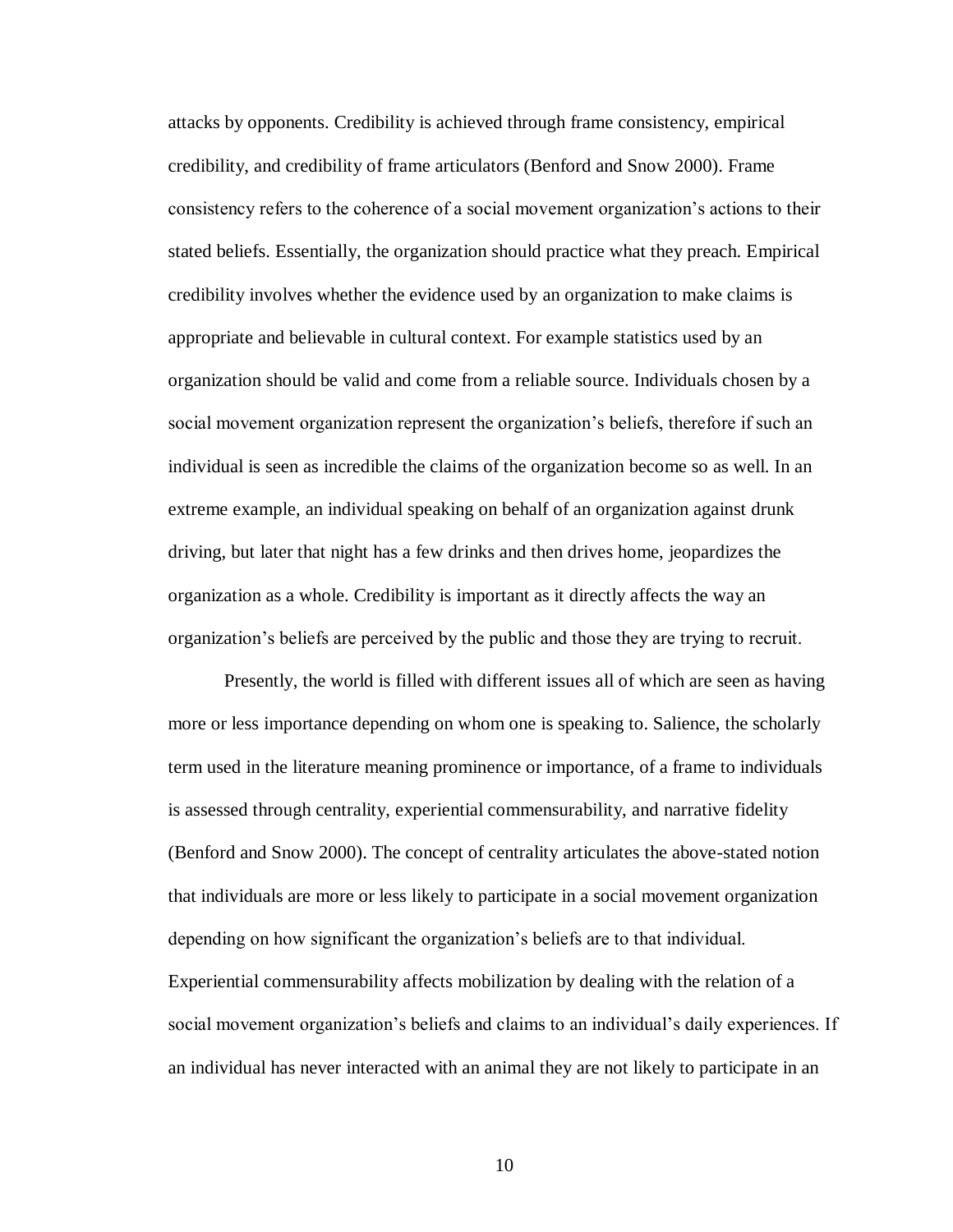attacks by opponents. Credibility is achieved through frame consistency, empirical credibility, and credibility of frame articulators (Benford and Snow 2000). Frame consistency refers to the coherence of a social movement organization's actions to their stated beliefs. Essentially, the organization should practice what they preach. Empirical credibility involves whether the evidence used by an organization to make claims is appropriate and believable in cultural context. For example statistics used by an organization should be valid and come from a reliable source. Individuals chosen by a social movement organization represent the organization's beliefs, therefore if such an individual is seen as incredible the claims of the organization become so as well. In an extreme example, an individual speaking on behalf of an organization against drunk driving, but later that night has a few drinks and then drives home, jeopardizes the organization as a whole. Credibility is important as it directly affects the way an organization's beliefs are perceived by the public and those they are trying to recruit.

Presently, the world is filled with different issues all of which are seen as having more or less importance depending on whom one is speaking to. Salience, the scholarly term used in the literature meaning prominence or importance, of a frame to individuals is assessed through centrality, experiential commensurability, and narrative fidelity (Benford and Snow 2000). The concept of centrality articulates the above-stated notion that individuals are more or less likely to participate in a social movement organization depending on how significant the organization's beliefs are to that individual. Experiential commensurability affects mobilization by dealing with the relation of a social movement organization's beliefs and claims to an individual's daily experiences. If an individual has never interacted with an animal they are not likely to participate in an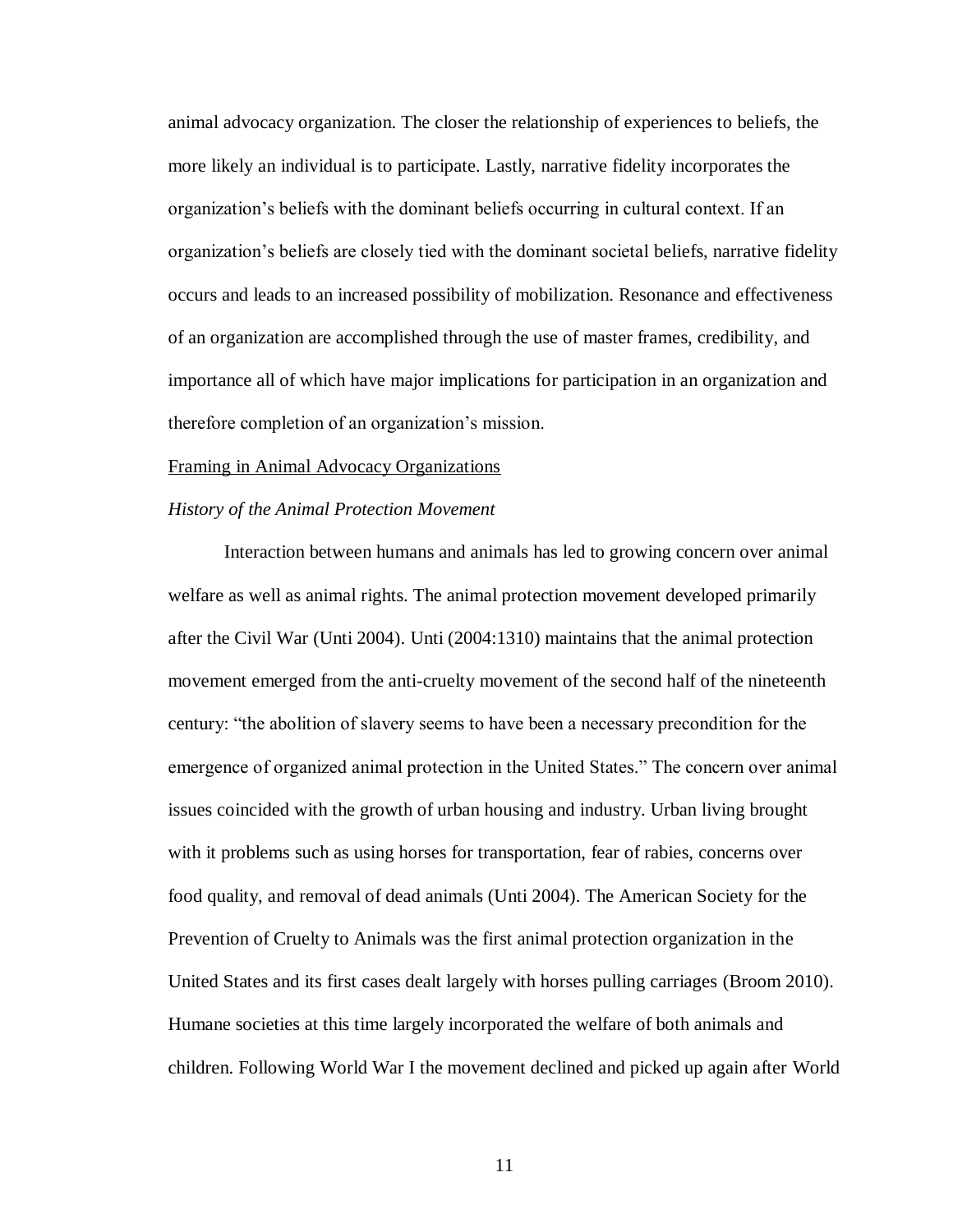animal advocacy organization. The closer the relationship of experiences to beliefs, the more likely an individual is to participate. Lastly, narrative fidelity incorporates the organization's beliefs with the dominant beliefs occurring in cultural context. If an organization's beliefs are closely tied with the dominant societal beliefs, narrative fidelity occurs and leads to an increased possibility of mobilization. Resonance and effectiveness of an organization are accomplished through the use of master frames, credibility, and importance all of which have major implications for participation in an organization and therefore completion of an organization's mission.

<u>Framing in Animal Advocacy Organizations</u>

*History of the Animal Protection Movement*

Interaction between humans and animals has led to growing concern over animal welfare as well as animal rights. The animal protection movement developed primarily after the Civil War (Unti 2004). Unti (2004:1310) maintains that the animal protection movement emerged from the anti-cruelty movement of the second half of the nineteenth century: "the abolition of slavery seems to have been a necessary precondition for the emergence of organized animal protection in the United States." The concern over animal issues coincided with the growth of urban housing and industry. Urban living brought with it problems such as using horses for transportation, fear of rabies, concerns over food quality, and removal of dead animals (Unti 2004). The American Society for the Prevention of Cruelty to Animals was the first animal protection organization in the United States and its first cases dealt largely with horses pulling carriages (Broom 2010). Humane societies at this time largely incorporated the welfare of both animals and children. Following World War I the movement declined and picked up again after World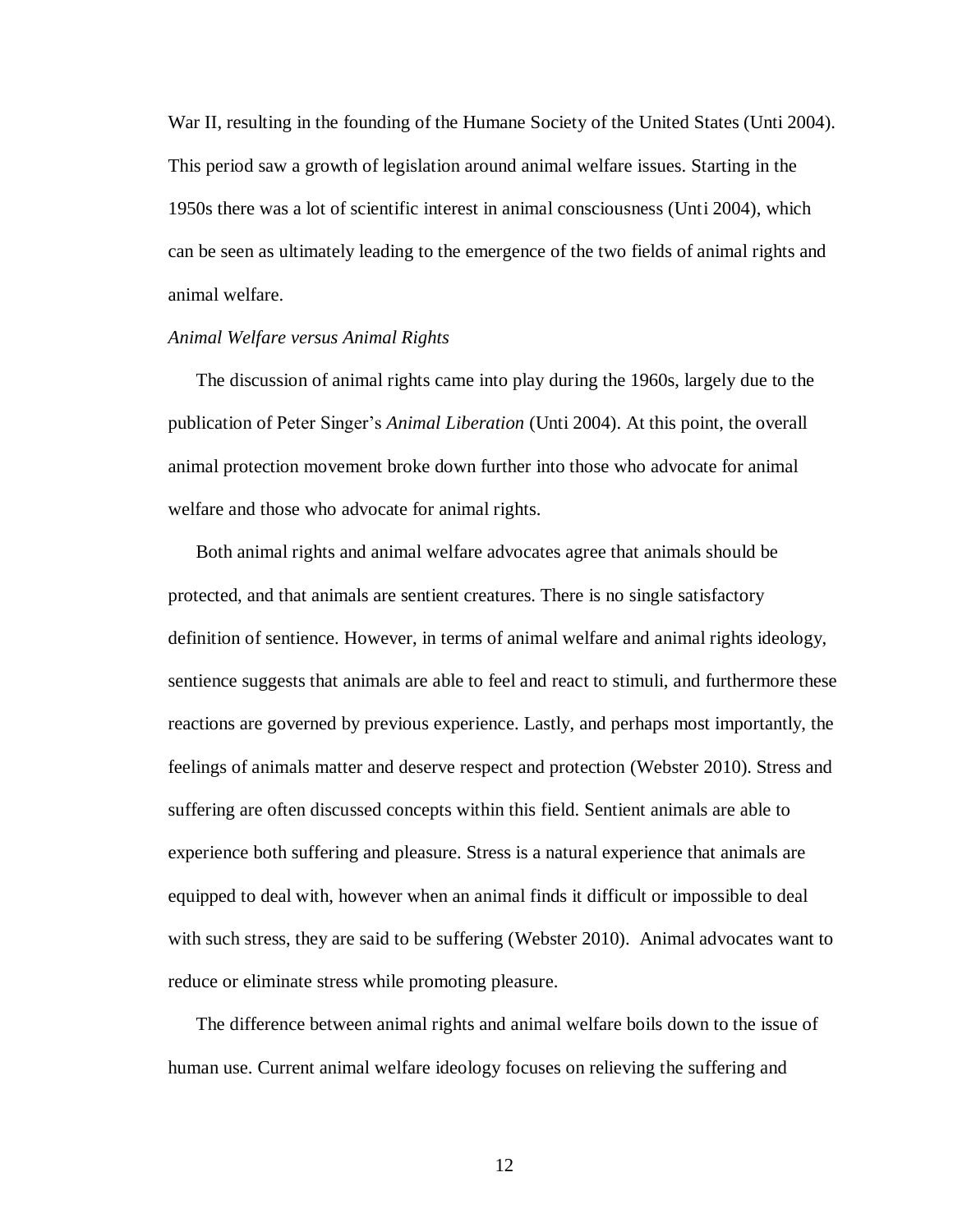War II, resulting in the founding of the Humane Society of the United States (Unti 2004). This period saw a growth of legislation around animal welfare issues. Starting in the 1950s there was a lot of scientific interest in animal consciousness (Unti 2004), which can be seen as ultimately leading to the emergence of the two fields of animal rights and animal welfare.

*Animal Welfare versus Animal Rights*

The discussion of animal rights came into play during the 1960s, largely due to the publication of Peter Singer's *Animal Liberation* (Unti 2004). At this point, the overall animal protection movement broke down further into those who advocate for animal welfare and those who advocate for animal rights.

Both animal rights and animal welfare advocates agree that animals should be protected, and that animals are sentient creatures. There is no single satisfactory definition of sentience. However, in terms of animal welfare and animal rights ideology, sentience suggests that animals are able to feel and react to stimuli, and furthermore these reactions are governed by previous experience. Lastly, and perhaps most importantly, the feelings of animals matter and deserve respect and protection (Webster 2010). Stress and suffering are often discussed concepts within this field. Sentient animals are able to experience both suffering and pleasure. Stress is a natural experience that animals are equipped to deal with, however when an animal finds it difficult or impossible to deal with such stress, they are said to be suffering (Webster 2010). Animal advocates want to reduce or eliminate stress while promoting pleasure.

The difference between animal rights and animal welfare boils down to the issue of human use. Current animal welfare ideology focuses on relieving the suffering and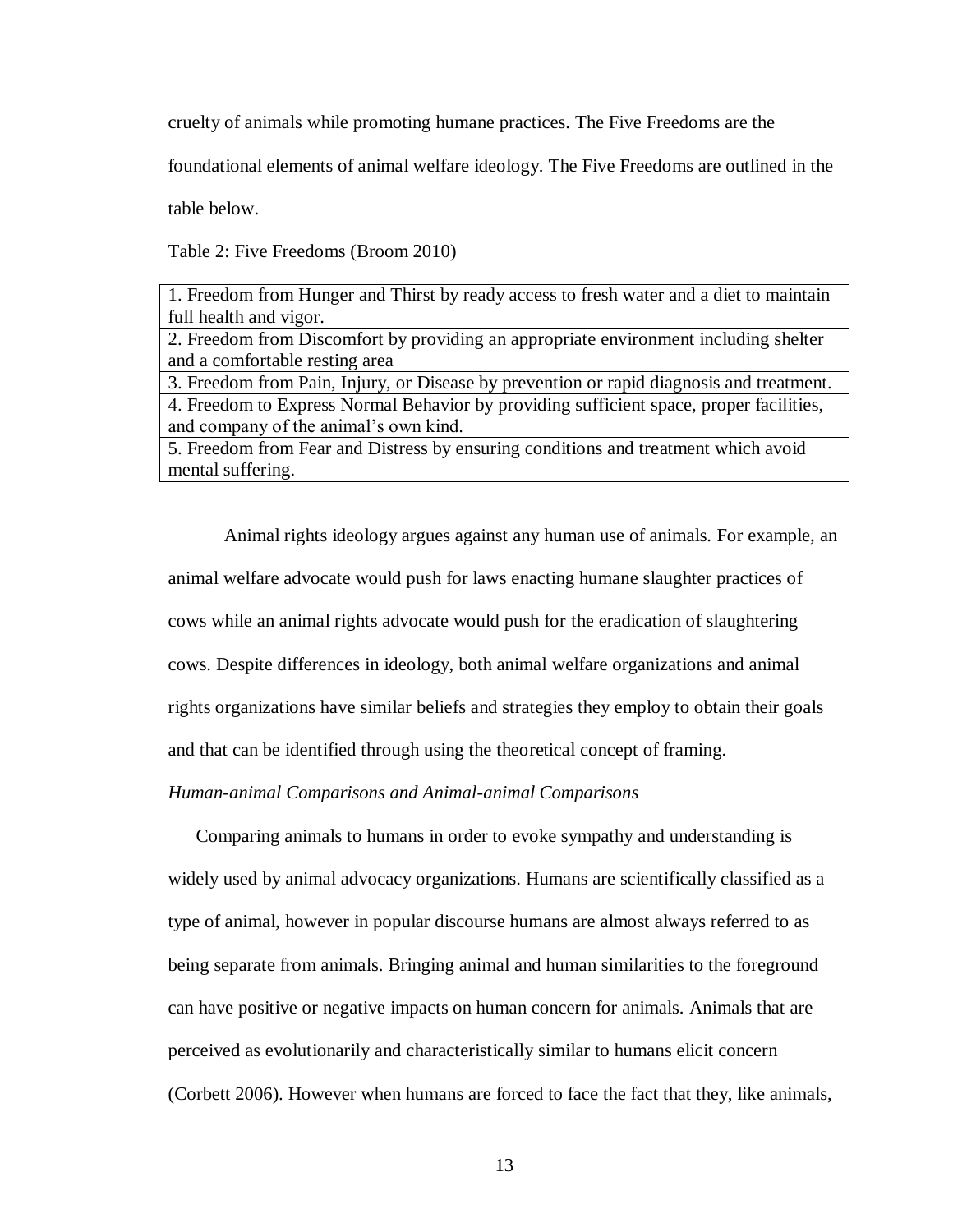cruelty of animals while promoting humane practices. The Five Freedoms are the foundational elements of animal welfare ideology. The Five Freedoms are outlined in the table below.

Table 2: Five Freedoms (Broom 2010)

| |
|---|
| 1. Freedom from Hunger and Thirst by ready access to fresh water and a diet to maintain full health and vigor. |
| 2. Freedom from Discomfort by providing an appropriate environment including shelter and a comfortable resting area |
| 3. Freedom from Pain, Injury, or Disease by prevention or rapid diagnosis and treatment. |
| 4. Freedom to Express Normal Behavior by providing sufficient space, proper facilities, and company of the animal's own kind. |
| 5. Freedom from Fear and Distress by ensuring conditions and treatment which avoid mental suffering. |

Animal rights ideology argues against any human use of animals. For example, an animal welfare advocate would push for laws enacting humane slaughter practices of cows while an animal rights advocate would push for the eradication of slaughtering cows. Despite differences in ideology, both animal welfare organizations and animal rights organizations have similar beliefs and strategies they employ to obtain their goals and that can be identified through using the theoretical concept of framing.

*Human-animal Comparisons and Animal-animal Comparisons*

Comparing animals to humans in order to evoke sympathy and understanding is widely used by animal advocacy organizations. Humans are scientifically classified as a type of animal, however in popular discourse humans are almost always referred to as being separate from animals. Bringing animal and human similarities to the foreground can have positive or negative impacts on human concern for animals. Animals that are perceived as evolutionarily and characteristically similar to humans elicit concern (Corbett 2006). However when humans are forced to face the fact that they, like animals,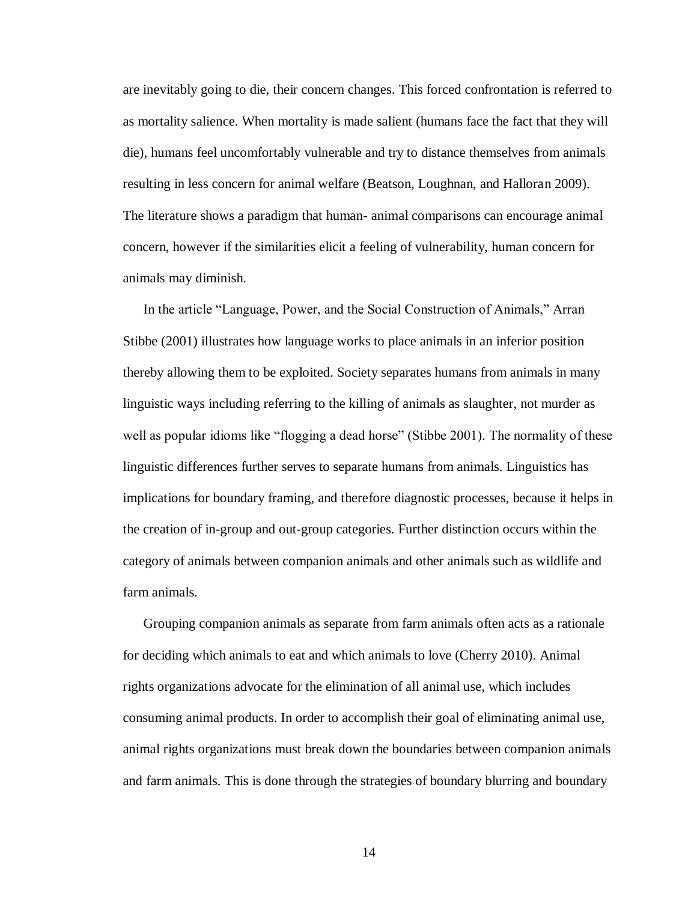are inevitably going to die, their concern changes. This forced confrontation is referred to as mortality salience. When mortality is made salient (humans face the fact that they will die), humans feel uncomfortably vulnerable and try to distance themselves from animals resulting in less concern for animal welfare (Beatson, Loughnan, and Halloran 2009). The literature shows a paradigm that human- animal comparisons can encourage animal concern, however if the similarities elicit a feeling of vulnerability, human concern for animals may diminish.

In the article "Language, Power, and the Social Construction of Animals," Arran Stibbe (2001) illustrates how language works to place animals in an inferior position thereby allowing them to be exploited. Society separates humans from animals in many linguistic ways including referring to the killing of animals as slaughter, not murder as well as popular idioms like "flogging a dead horse" (Stibbe 2001). The normality of these linguistic differences further serves to separate humans from animals. Linguistics has implications for boundary framing, and therefore diagnostic processes, because it helps in the creation of in-group and out-group categories. Further distinction occurs within the category of animals between companion animals and other animals such as wildlife and farm animals.

Grouping companion animals as separate from farm animals often acts as a rationale for deciding which animals to eat and which animals to love (Cherry 2010). Animal rights organizations advocate for the elimination of all animal use, which includes consuming animal products. In order to accomplish their goal of eliminating animal use, animal rights organizations must break down the boundaries between companion animals and farm animals. This is done through the strategies of boundary blurring and boundary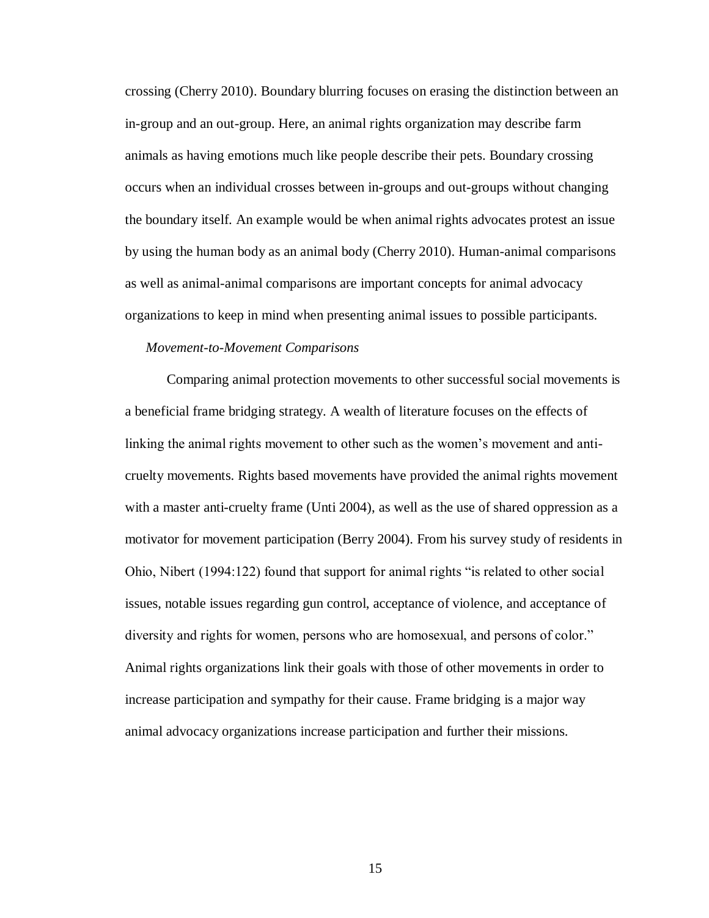crossing (Cherry 2010). Boundary blurring focuses on erasing the distinction between an in-group and an out-group. Here, an animal rights organization may describe farm animals as having emotions much like people describe their pets. Boundary crossing occurs when an individual crosses between in-groups and out-groups without changing the boundary itself. An example would be when animal rights advocates protest an issue by using the human body as an animal body (Cherry 2010). Human-animal comparisons as well as animal-animal comparisons are important concepts for animal advocacy organizations to keep in mind when presenting animal issues to possible participants.

*Movement-to-Movement Comparisons*

Comparing animal protection movements to other successful social movements is a beneficial frame bridging strategy. A wealth of literature focuses on the effects of linking the animal rights movement to other such as the women's movement and anti-cruelty movements. Rights based movements have provided the animal rights movement with a master anti-cruelty frame (Unti 2004), as well as the use of shared oppression as a motivator for movement participation (Berry 2004). From his survey study of residents in Ohio, Nibert (1994:122) found that support for animal rights "is related to other social issues, notable issues regarding gun control, acceptance of violence, and acceptance of diversity and rights for women, persons who are homosexual, and persons of color." Animal rights organizations link their goals with those of other movements in order to increase participation and sympathy for their cause. Frame bridging is a major way animal advocacy organizations increase participation and further their missions.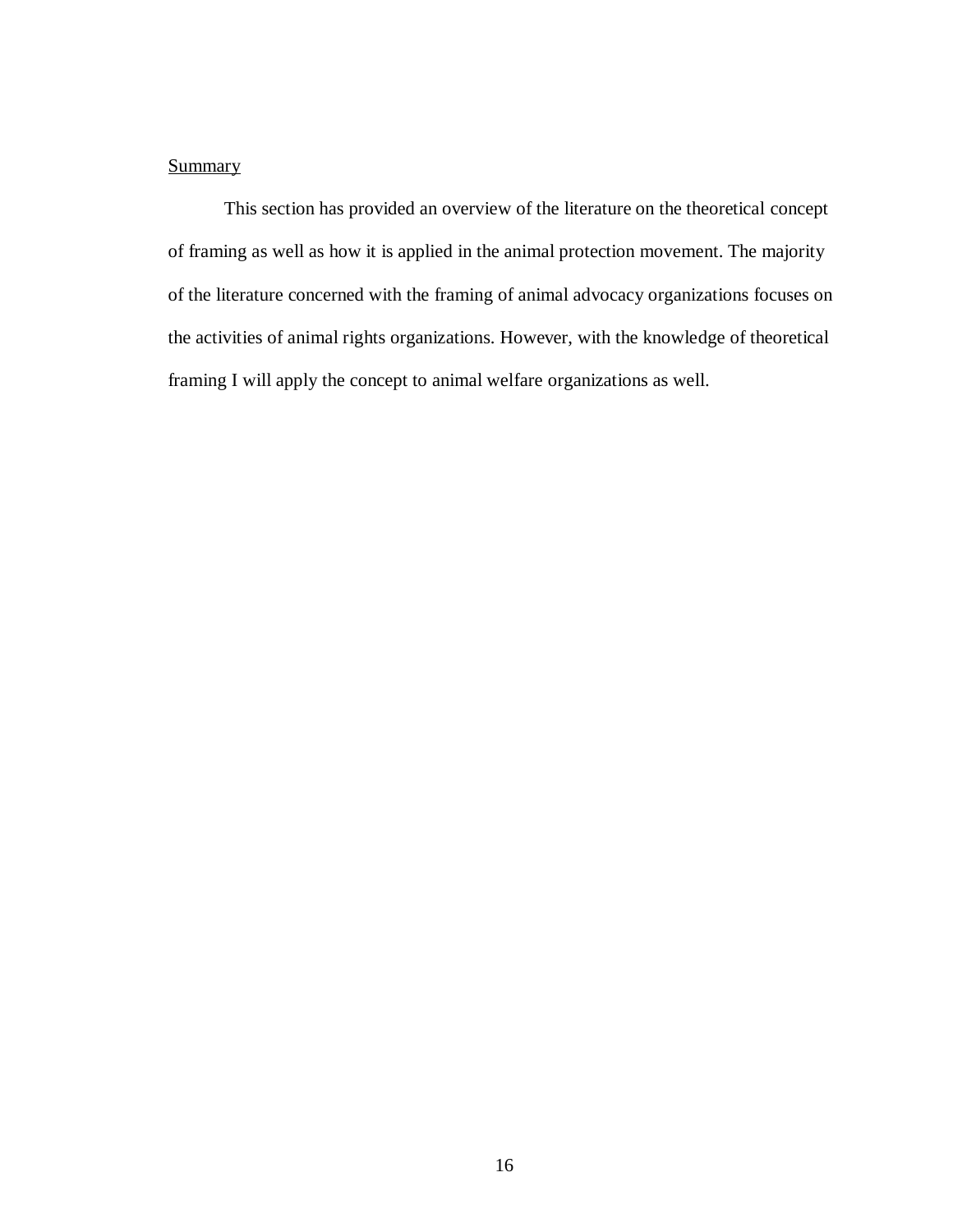## Summary

This section has provided an overview of the literature on the theoretical concept of framing as well as how it is applied in the animal protection movement. The majority of the literature concerned with the framing of animal advocacy organizations focuses on the activities of animal rights organizations. However, with the knowledge of theoretical framing I will apply the concept to animal welfare organizations as well.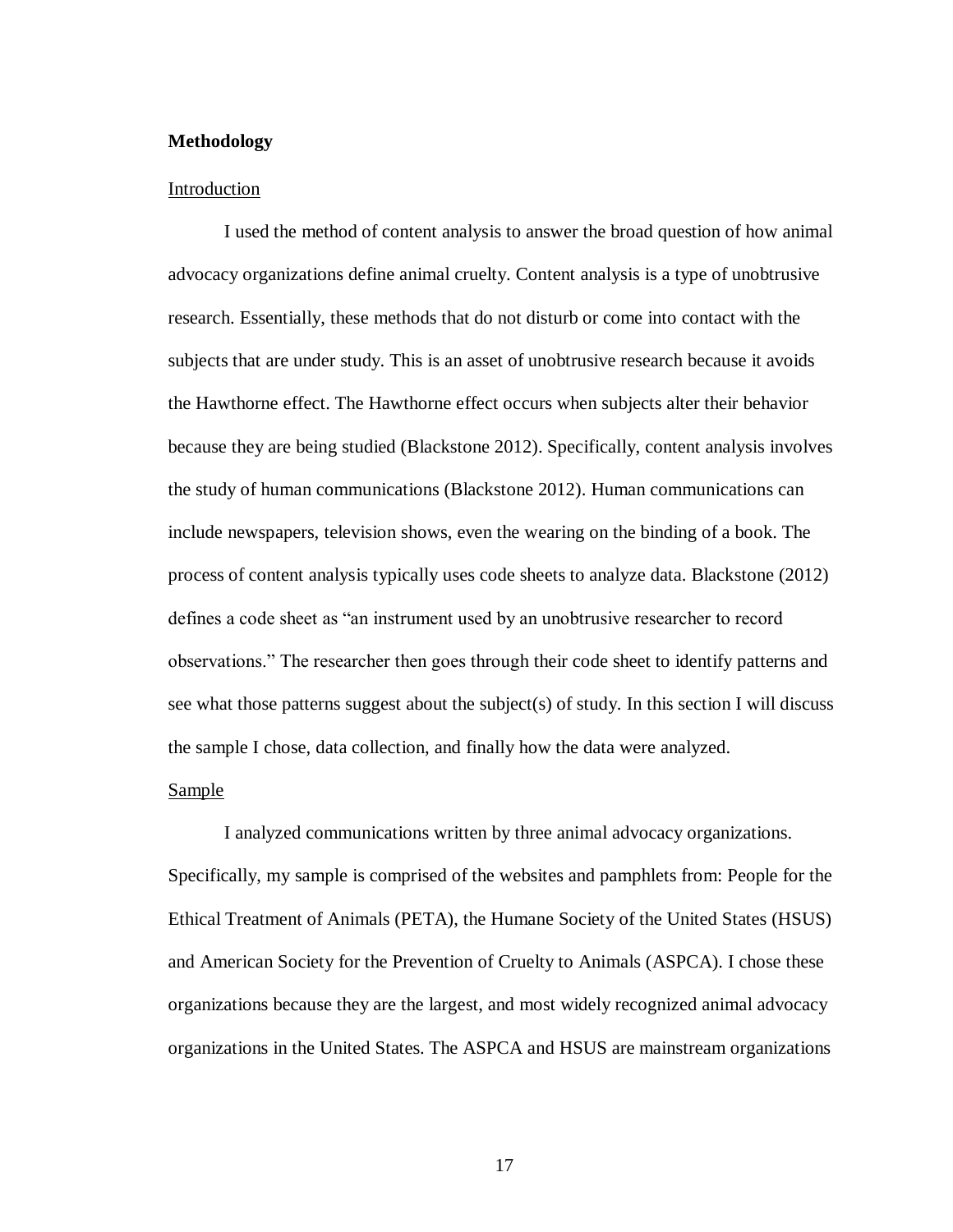**Methodology**

Introduction

I used the method of content analysis to answer the broad question of how animal advocacy organizations define animal cruelty. Content analysis is a type of unobtrusive research. Essentially, these methods that do not disturb or come into contact with the subjects that are under study. This is an asset of unobtrusive research because it avoids the Hawthorne effect. The Hawthorne effect occurs when subjects alter their behavior because they are being studied (Blackstone 2012). Specifically, content analysis involves the study of human communications (Blackstone 2012). Human communications can include newspapers, television shows, even the wearing on the binding of a book. The process of content analysis typically uses code sheets to analyze data. Blackstone (2012) defines a code sheet as "an instrument used by an unobtrusive researcher to record observations." The researcher then goes through their code sheet to identify patterns and see what those patterns suggest about the subject(s) of study. In this section I will discuss the sample I chose, data collection, and finally how the data were analyzed.

Sample

I analyzed communications written by three animal advocacy organizations. Specifically, my sample is comprised of the websites and pamphlets from: People for the Ethical Treatment of Animals (PETA), the Humane Society of the United States (HSUS) and American Society for the Prevention of Cruelty to Animals (ASPCA). I chose these organizations because they are the largest, and most widely recognized animal advocacy organizations in the United States. The ASPCA and HSUS are mainstream organizations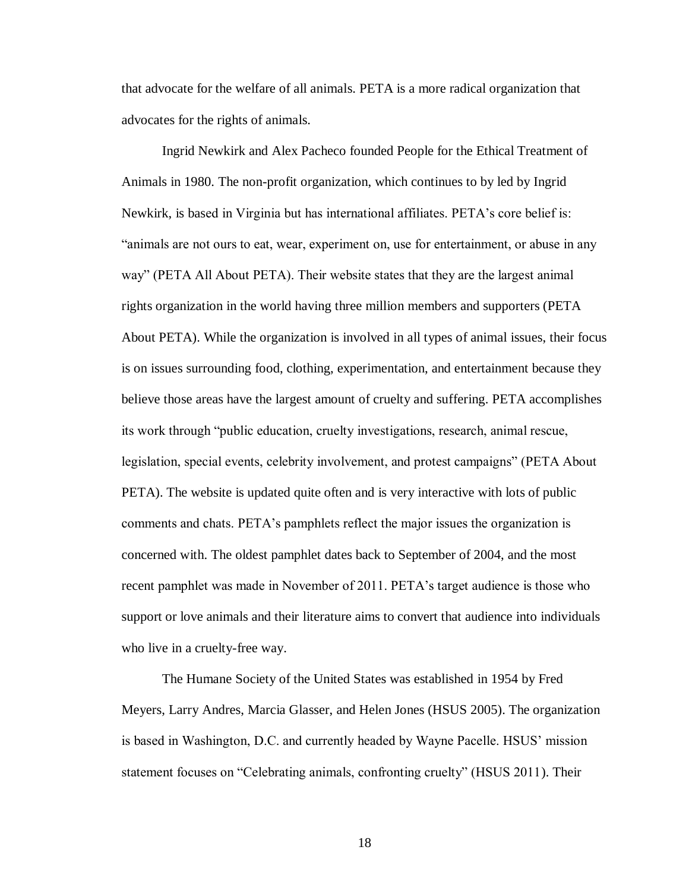that advocate for the welfare of all animals. PETA is a more radical organization that advocates for the rights of animals.

Ingrid Newkirk and Alex Pacheco founded People for the Ethical Treatment of Animals in 1980. The non-profit organization, which continues to by led by Ingrid Newkirk, is based in Virginia but has international affiliates. PETA's core belief is: "animals are not ours to eat, wear, experiment on, use for entertainment, or abuse in any way" (PETA All About PETA). Their website states that they are the largest animal rights organization in the world having three million members and supporters (PETA About PETA). While the organization is involved in all types of animal issues, their focus is on issues surrounding food, clothing, experimentation, and entertainment because they believe those areas have the largest amount of cruelty and suffering. PETA accomplishes its work through "public education, cruelty investigations, research, animal rescue, legislation, special events, celebrity involvement, and protest campaigns" (PETA About PETA). The website is updated quite often and is very interactive with lots of public comments and chats. PETA's pamphlets reflect the major issues the organization is concerned with. The oldest pamphlet dates back to September of 2004, and the most recent pamphlet was made in November of 2011. PETA's target audience is those who support or love animals and their literature aims to convert that audience into individuals who live in a cruelty-free way.

The Humane Society of the United States was established in 1954 by Fred Meyers, Larry Andres, Marcia Glasser, and Helen Jones (HSUS 2005). The organization is based in Washington, D.C. and currently headed by Wayne Pacelle. HSUS' mission statement focuses on "Celebrating animals, confronting cruelty" (HSUS 2011). Their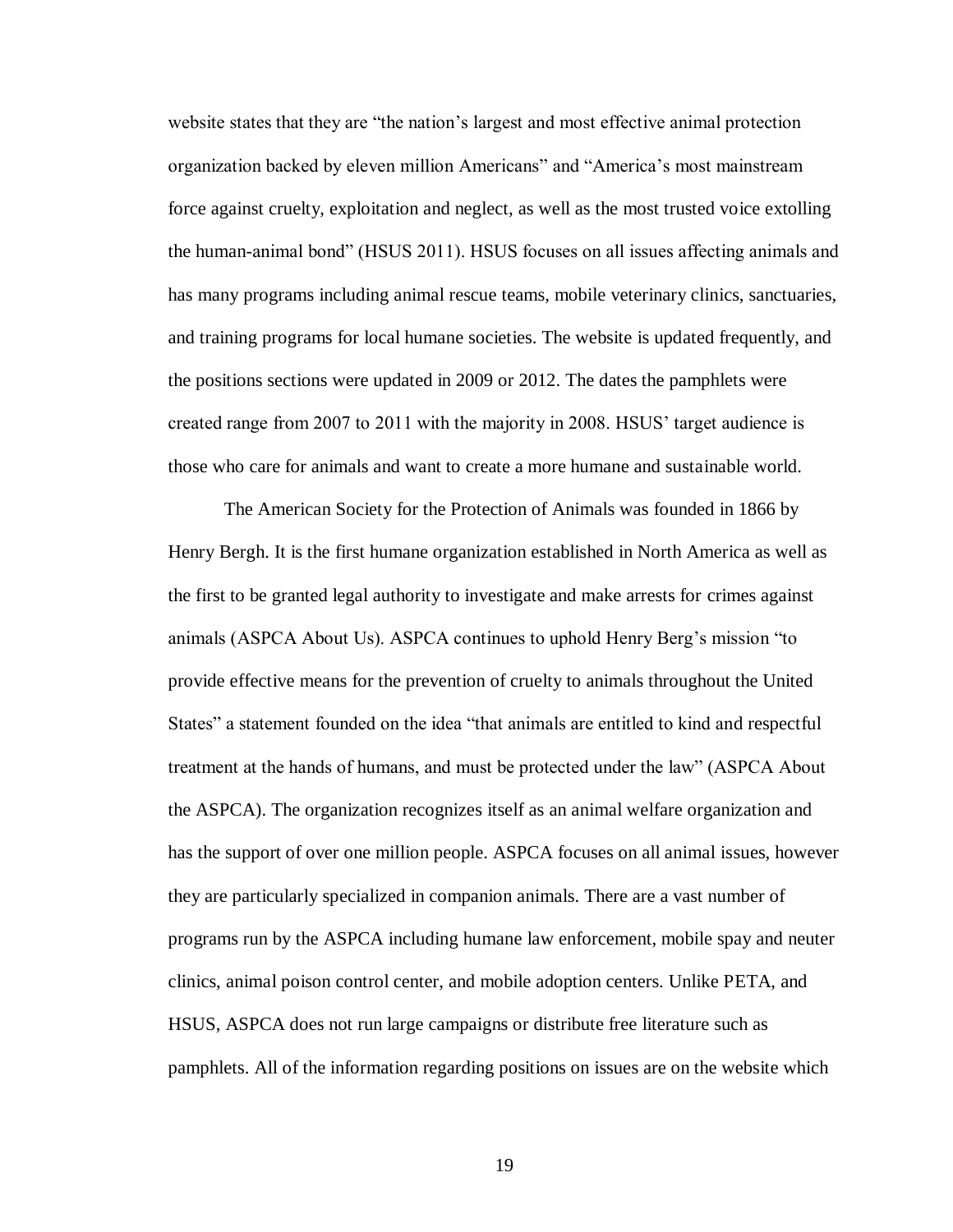website states that they are "the nation's largest and most effective animal protection organization backed by eleven million Americans" and "America's most mainstream force against cruelty, exploitation and neglect, as well as the most trusted voice extolling the human-animal bond" (HSUS 2011). HSUS focuses on all issues affecting animals and has many programs including animal rescue teams, mobile veterinary clinics, sanctuaries, and training programs for local humane societies. The website is updated frequently, and the positions sections were updated in 2009 or 2012. The dates the pamphlets were created range from 2007 to 2011 with the majority in 2008. HSUS' target audience is those who care for animals and want to create a more humane and sustainable world.

The American Society for the Protection of Animals was founded in 1866 by Henry Bergh. It is the first humane organization established in North America as well as the first to be granted legal authority to investigate and make arrests for crimes against animals (ASPCA About Us). ASPCA continues to uphold Henry Berg's mission "to provide effective means for the prevention of cruelty to animals throughout the United States" a statement founded on the idea "that animals are entitled to kind and respectful treatment at the hands of humans, and must be protected under the law" (ASPCA About the ASPCA). The organization recognizes itself as an animal welfare organization and has the support of over one million people. ASPCA focuses on all animal issues, however they are particularly specialized in companion animals. There are a vast number of programs run by the ASPCA including humane law enforcement, mobile spay and neuter clinics, animal poison control center, and mobile adoption centers. Unlike PETA, and HSUS, ASPCA does not run large campaigns or distribute free literature such as pamphlets. All of the information regarding positions on issues are on the website which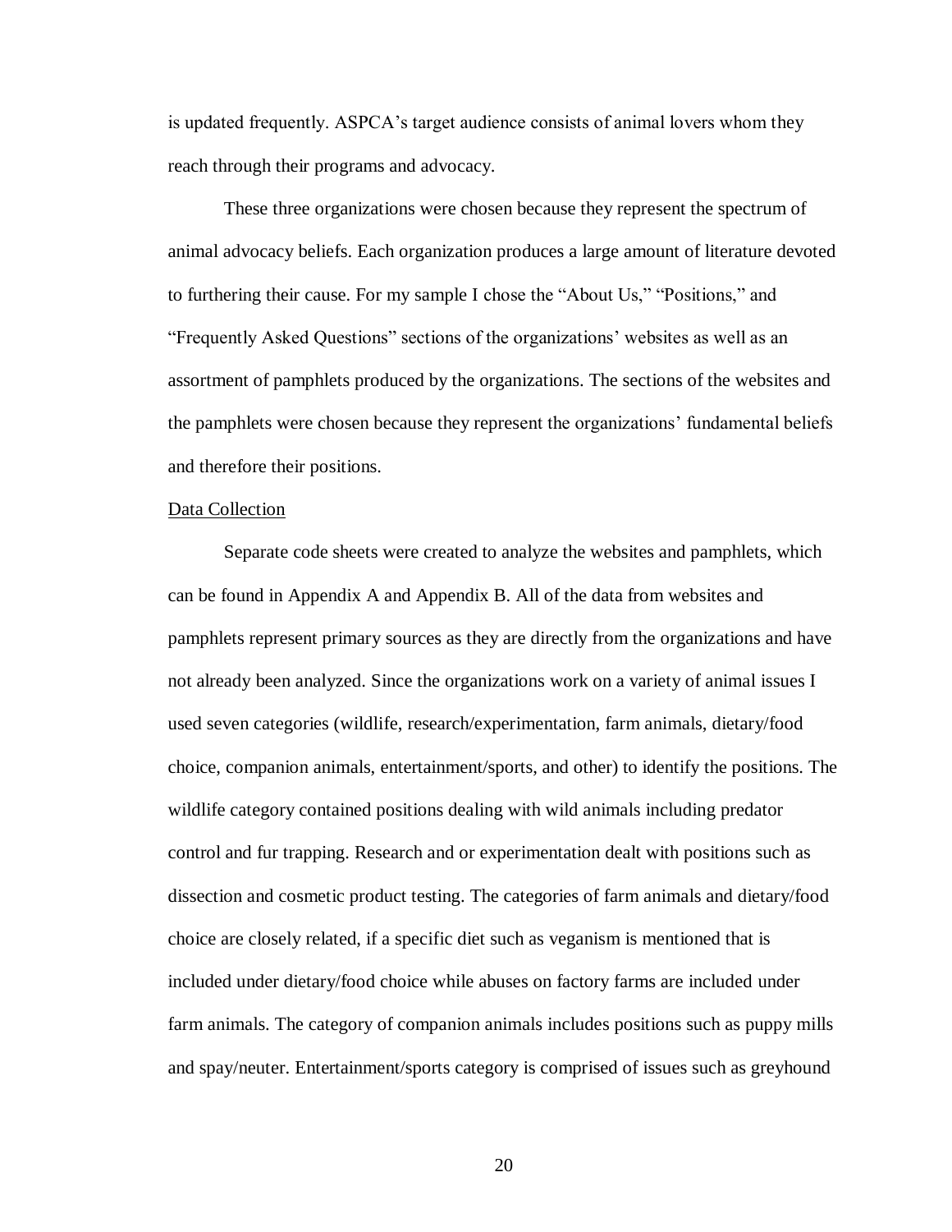is updated frequently. ASPCA's target audience consists of animal lovers whom they reach through their programs and advocacy.

These three organizations were chosen because they represent the spectrum of animal advocacy beliefs. Each organization produces a large amount of literature devoted to furthering their cause. For my sample I chose the "About Us," "Positions," and "Frequently Asked Questions" sections of the organizations' websites as well as an assortment of pamphlets produced by the organizations. The sections of the websites and the pamphlets were chosen because they represent the organizations' fundamental beliefs and therefore their positions.

## Data Collection

Separate code sheets were created to analyze the websites and pamphlets, which can be found in Appendix A and Appendix B. All of the data from websites and pamphlets represent primary sources as they are directly from the organizations and have not already been analyzed. Since the organizations work on a variety of animal issues I used seven categories (wildlife, research/experimentation, farm animals, dietary/food choice, companion animals, entertainment/sports, and other) to identify the positions. The wildlife category contained positions dealing with wild animals including predator control and fur trapping. Research and or experimentation dealt with positions such as dissection and cosmetic product testing. The categories of farm animals and dietary/food choice are closely related, if a specific diet such as veganism is mentioned that is included under dietary/food choice while abuses on factory farms are included under farm animals. The category of companion animals includes positions such as puppy mills and spay/neuter. Entertainment/sports category is comprised of issues such as greyhound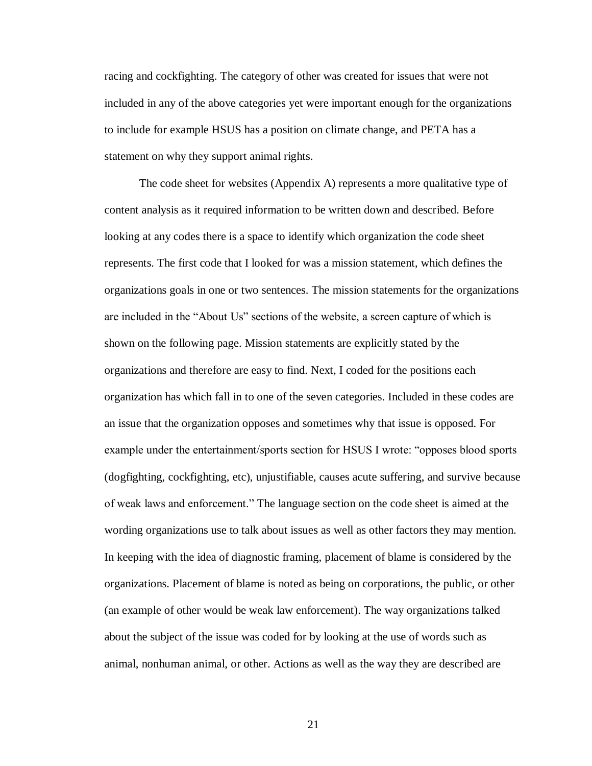racing and cockfighting. The category of other was created for issues that were not included in any of the above categories yet were important enough for the organizations to include for example HSUS has a position on climate change, and PETA has a statement on why they support animal rights.

The code sheet for websites (Appendix A) represents a more qualitative type of content analysis as it required information to be written down and described. Before looking at any codes there is a space to identify which organization the code sheet represents. The first code that I looked for was a mission statement, which defines the organizations goals in one or two sentences. The mission statements for the organizations are included in the “About Us” sections of the website, a screen capture of which is shown on the following page. Mission statements are explicitly stated by the organizations and therefore are easy to find. Next, I coded for the positions each organization has which fall in to one of the seven categories. Included in these codes are an issue that the organization opposes and sometimes why that issue is opposed. For example under the entertainment/sports section for HSUS I wrote: “opposes blood sports (dogfighting, cockfighting, etc), unjustifiable, causes acute suffering, and survive because of weak laws and enforcement.” The language section on the code sheet is aimed at the wording organizations use to talk about issues as well as other factors they may mention. In keeping with the idea of diagnostic framing, placement of blame is considered by the organizations. Placement of blame is noted as being on corporations, the public, or other (an example of other would be weak law enforcement). The way organizations talked about the subject of the issue was coded for by looking at the use of words such as animal, nonhuman animal, or other. Actions as well as the way they are described are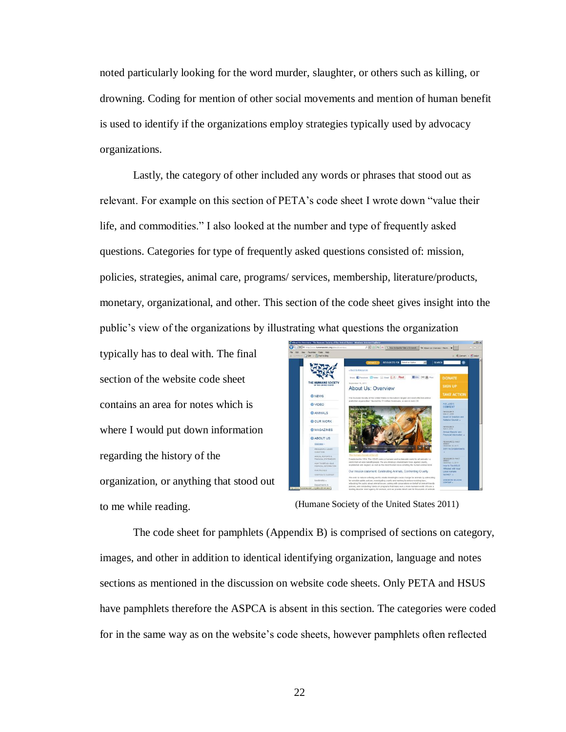noted particularly looking for the word murder, slaughter, or others such as killing, or drowning. Coding for mention of other social movements and mention of human benefit is used to identify if the organizations employ strategies typically used by advocacy organizations.

Lastly, the category of other included any words or phrases that stood out as relevant. For example on this section of PETA's code sheet I wrote down "value their life, and commodities." I also looked at the number and type of frequently asked questions. Categories for type of frequently asked questions consisted of: mission, policies, strategies, animal care, programs/ services, membership, literature/products, monetary, organizational, and other. This section of the code sheet gives insight into the public's view of the organizations by illustrating what questions the organization typically has to deal with. The final section of the website code sheet contains an area for notes which is where I would put down information regarding the history of the organization, or anything that stood out to me while reading.

(Humane Society of the United States 2011)

The code sheet for pamphlets (Appendix B) is comprised of sections on category, images, and other in addition to identical identifying organization, language and notes sections as mentioned in the discussion on website code sheets. Only PETA and HSUS have pamphlets therefore the ASPCA is absent in this section. The categories were coded for in the same way as on the website's code sheets, however pamphlets often reflected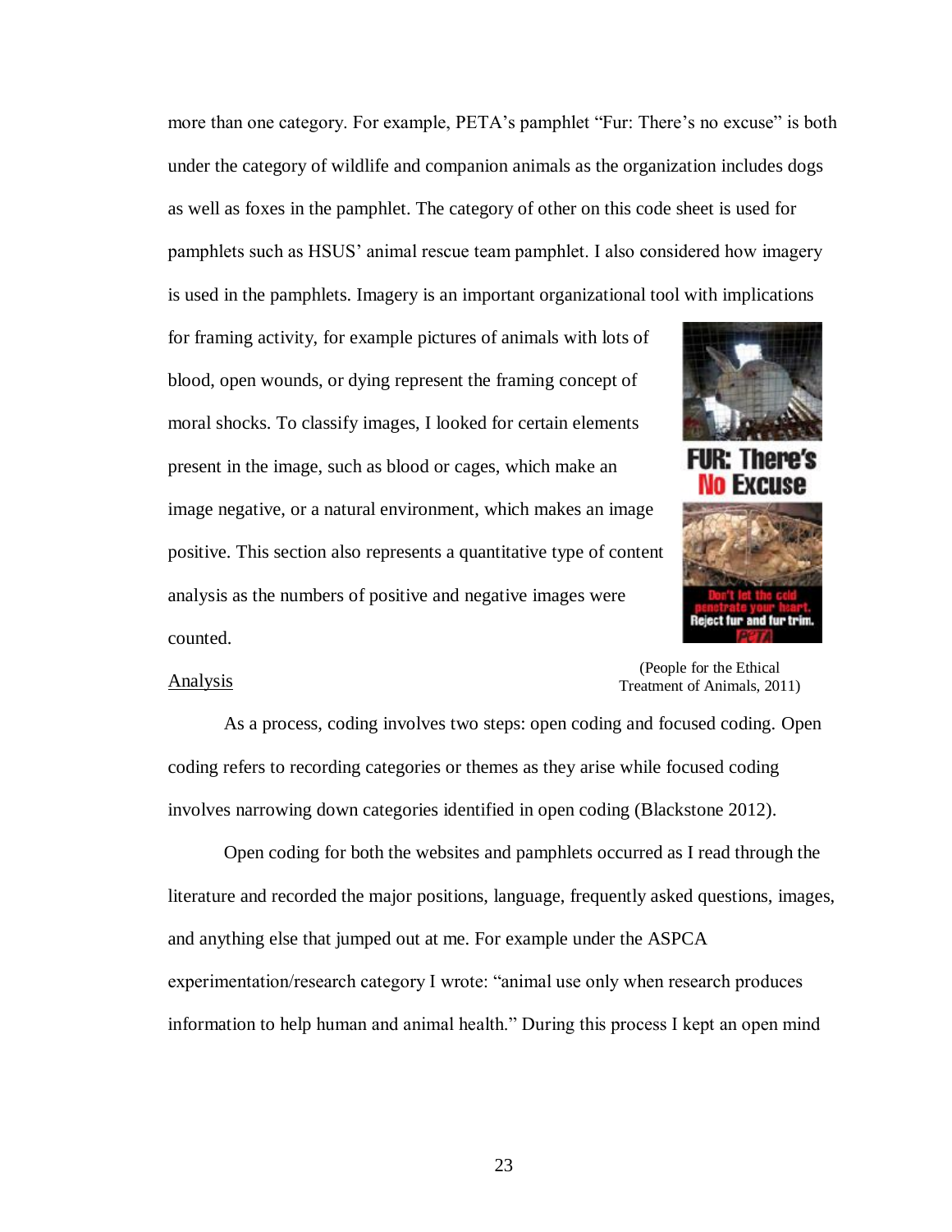more than one category. For example, PETA's pamphlet "Fur: There's no excuse" is both under the category of wildlife and companion animals as the organization includes dogs as well as foxes in the pamphlet. The category of other on this code sheet is used for pamphlets such as HSUS' animal rescue team pamphlet. I also considered how imagery is used in the pamphlets. Imagery is an important organizational tool with implications for framing activity, for example pictures of animals with lots of blood, open wounds, or dying represent the framing concept of moral shocks. To classify images, I looked for certain elements present in the image, such as blood or cages, which make an image negative, or a natural environment, which makes an image positive. This section also represents a quantitative type of content analysis as the numbers of positive and negative images were counted.

(People for the Ethical Treatment of Animals, 2011)

Analysis

As a process, coding involves two steps: open coding and focused coding. Open coding refers to recording categories or themes as they arise while focused coding involves narrowing down categories identified in open coding (Blackstone 2012).

Open coding for both the websites and pamphlets occurred as I read through the literature and recorded the major positions, language, frequently asked questions, images, and anything else that jumped out at me. For example under the ASPCA experimentation/research category I wrote: "animal use only when research produces information to help human and animal health." During this process I kept an open mind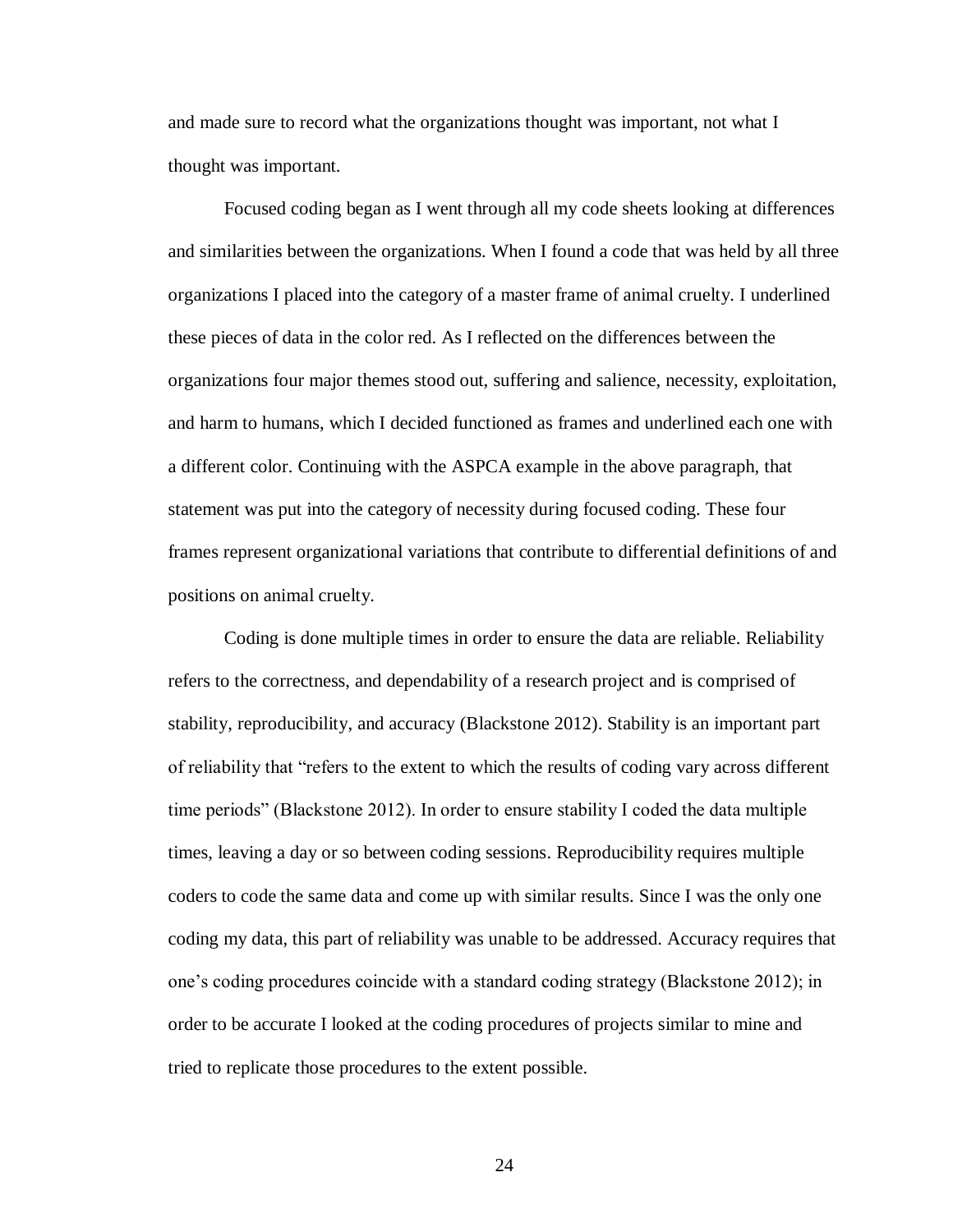and made sure to record what the organizations thought was important, not what I thought was important.

Focused coding began as I went through all my code sheets looking at differences and similarities between the organizations. When I found a code that was held by all three organizations I placed into the category of a master frame of animal cruelty. I underlined these pieces of data in the color red. As I reflected on the differences between the organizations four major themes stood out, suffering and salience, necessity, exploitation, and harm to humans, which I decided functioned as frames and underlined each one with a different color. Continuing with the ASPCA example in the above paragraph, that statement was put into the category of necessity during focused coding. These four frames represent organizational variations that contribute to differential definitions of and positions on animal cruelty.

Coding is done multiple times in order to ensure the data are reliable. Reliability refers to the correctness, and dependability of a research project and is comprised of stability, reproducibility, and accuracy (Blackstone 2012). Stability is an important part of reliability that "refers to the extent to which the results of coding vary across different time periods" (Blackstone 2012). In order to ensure stability I coded the data multiple times, leaving a day or so between coding sessions. Reproducibility requires multiple coders to code the same data and come up with similar results. Since I was the only one coding my data, this part of reliability was unable to be addressed. Accuracy requires that one's coding procedures coincide with a standard coding strategy (Blackstone 2012); in order to be accurate I looked at the coding procedures of projects similar to mine and tried to replicate those procedures to the extent possible.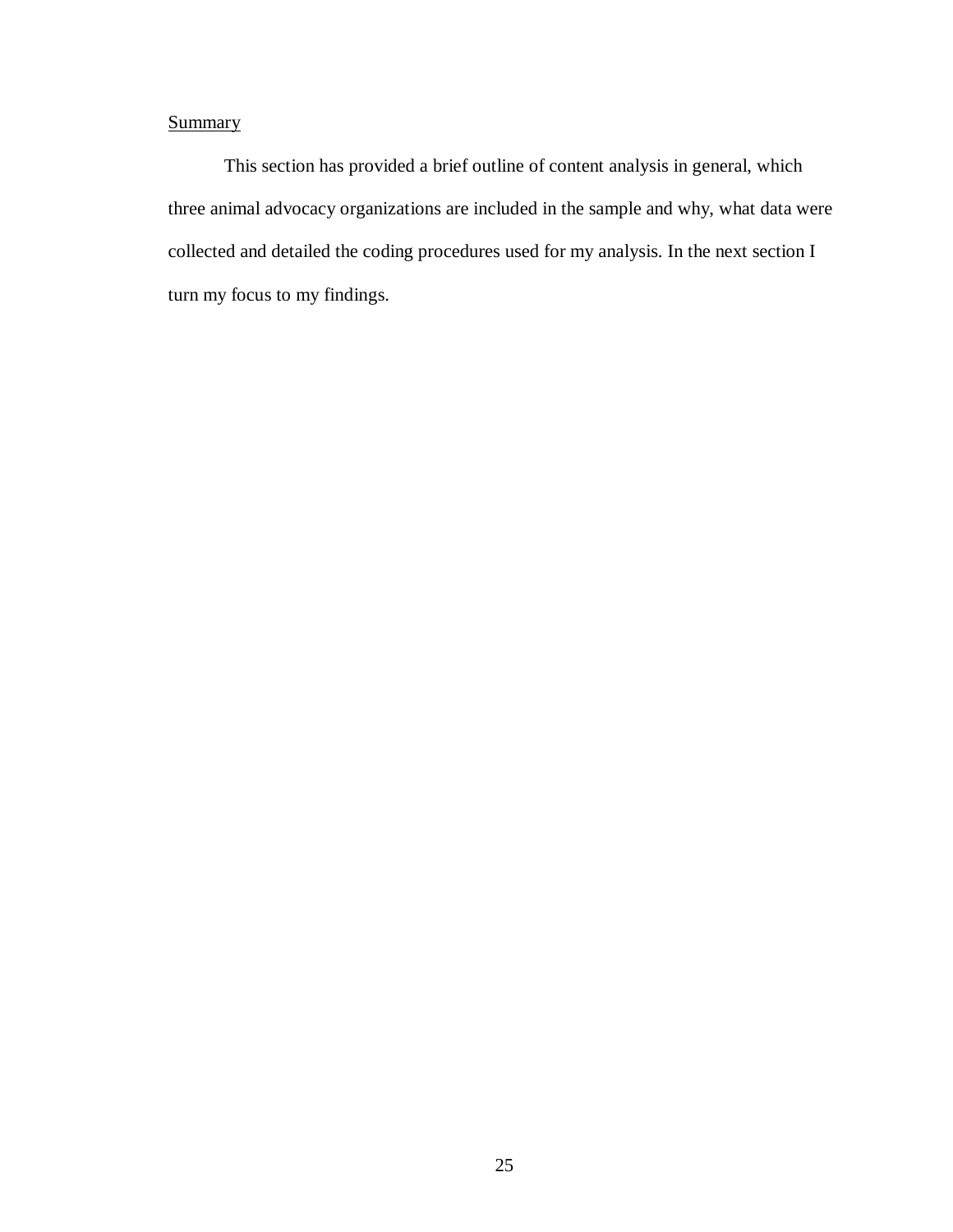## Summary

This section has provided a brief outline of content analysis in general, which three animal advocacy organizations are included in the sample and why, what data were collected and detailed the coding procedures used for my analysis. In the next section I turn my focus to my findings.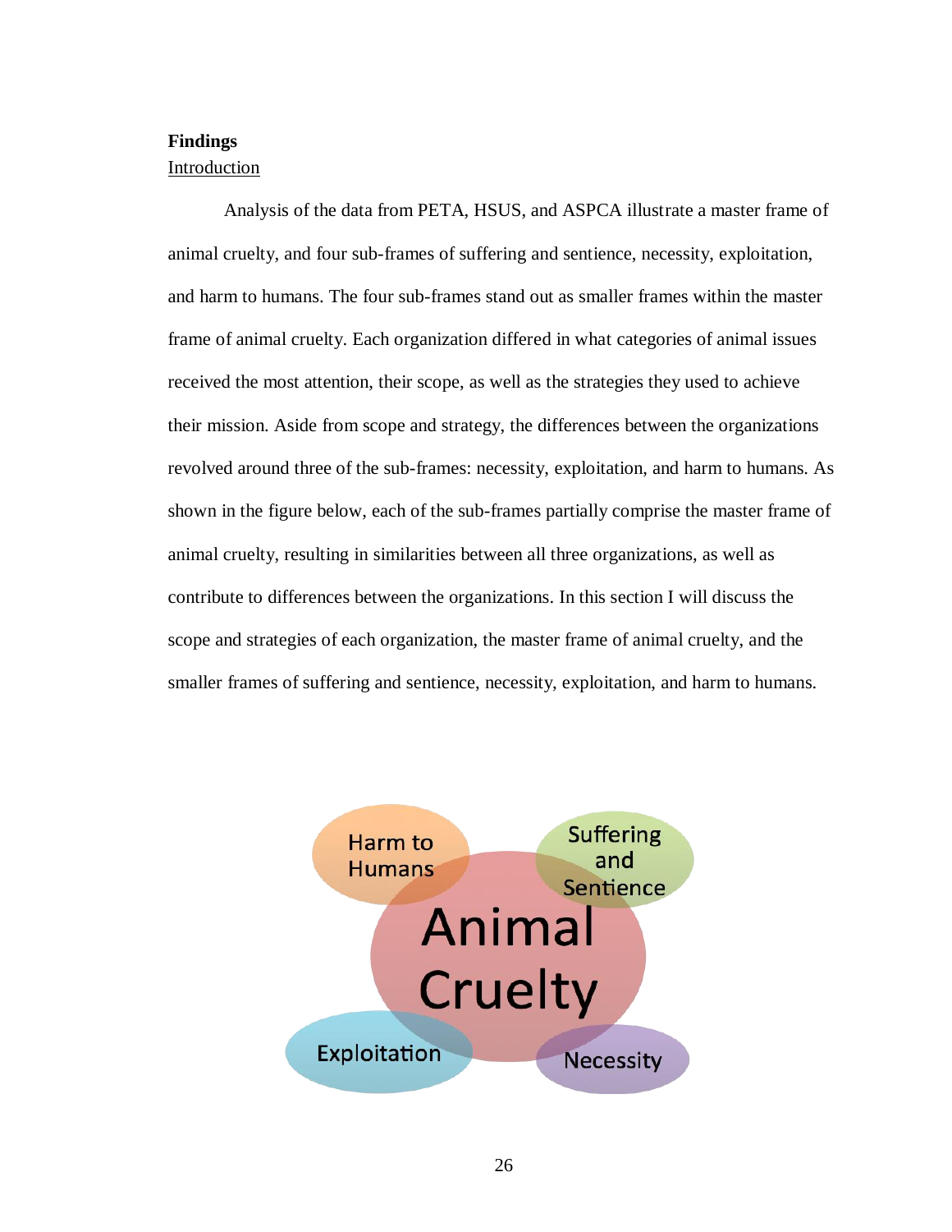## Findings

### Introduction

Analysis of the data from PETA, HSUS, and ASPCA illustrate a master frame of animal cruelty, and four sub-frames of suffering and sentience, necessity, exploitation, and harm to humans. The four sub-frames stand out as smaller frames within the master frame of animal cruelty. Each organization differed in what categories of animal issues received the most attention, their scope, as well as the strategies they used to achieve their mission. Aside from scope and strategy, the differences between the organizations revolved around three of the sub-frames: necessity, exploitation, and harm to humans. As shown in the figure below, each of the sub-frames partially comprise the master frame of animal cruelty, resulting in similarities between all three organizations, as well as contribute to differences between the organizations. In this section I will discuss the scope and strategies of each organization, the master frame of animal cruelty, and the smaller frames of suffering and sentience, necessity, exploitation, and harm to humans.

Harm to Humans

Suffering and Sentience

Animal Cruelty

Exploitation

Necessity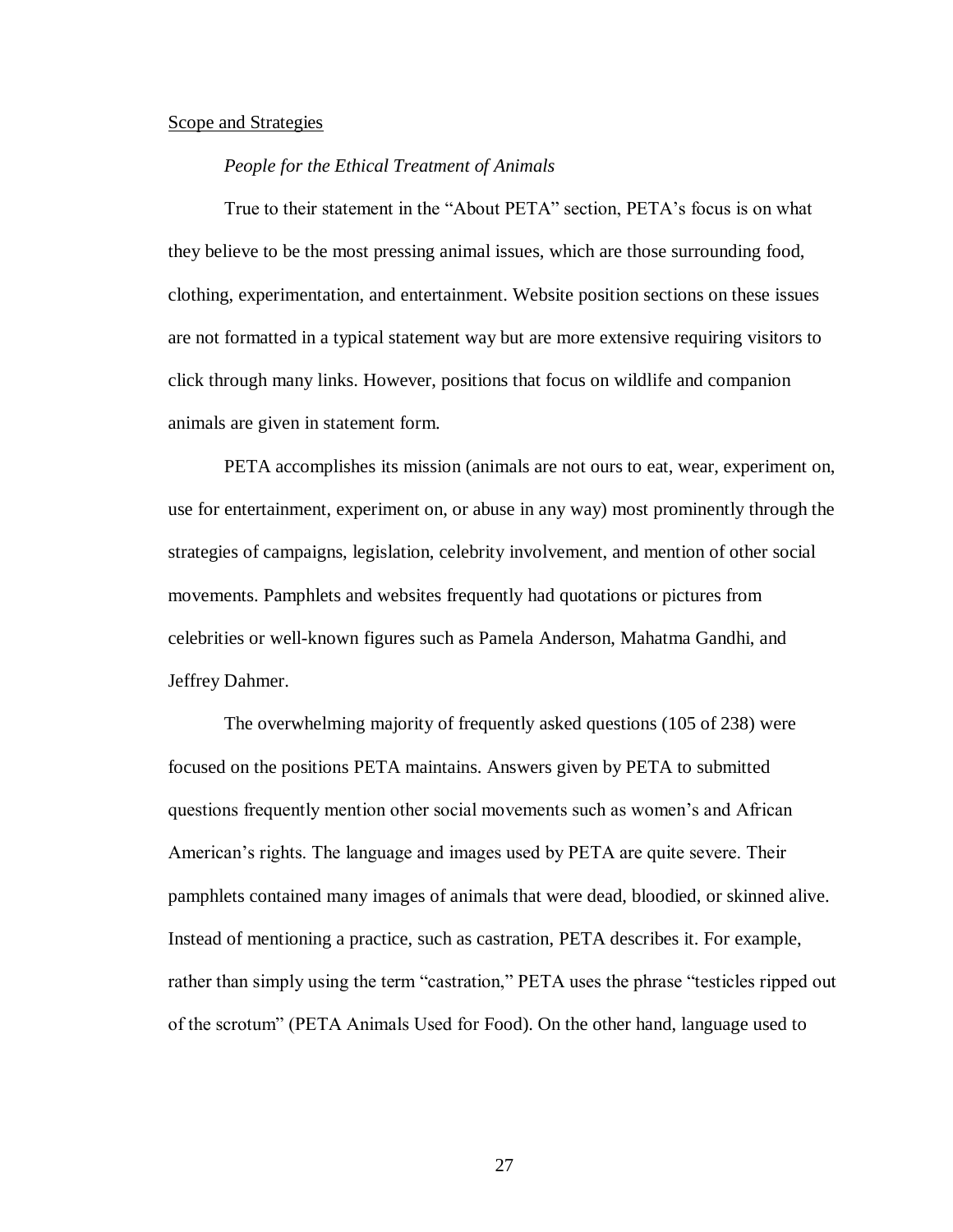Scope and Strategies

*People for the Ethical Treatment of Animals*

True to their statement in the "About PETA" section, PETA's focus is on what they believe to be the most pressing animal issues, which are those surrounding food, clothing, experimentation, and entertainment. Website position sections on these issues are not formatted in a typical statement way but are more extensive requiring visitors to click through many links. However, positions that focus on wildlife and companion animals are given in statement form.

PETA accomplishes its mission (animals are not ours to eat, wear, experiment on, use for entertainment, experiment on, or abuse in any way) most prominently through the strategies of campaigns, legislation, celebrity involvement, and mention of other social movements. Pamphlets and websites frequently had quotations or pictures from celebrities or well-known figures such as Pamela Anderson, Mahatma Gandhi, and Jeffrey Dahmer.

The overwhelming majority of frequently asked questions (105 of 238) were focused on the positions PETA maintains. Answers given by PETA to submitted questions frequently mention other social movements such as women's and African American's rights. The language and images used by PETA are quite severe. Their pamphlets contained many images of animals that were dead, bloodied, or skinned alive. Instead of mentioning a practice, such as castration, PETA describes it. For example, rather than simply using the term "castration," PETA uses the phrase "testicles ripped out of the scrotum" (PETA Animals Used for Food). On the other hand, language used to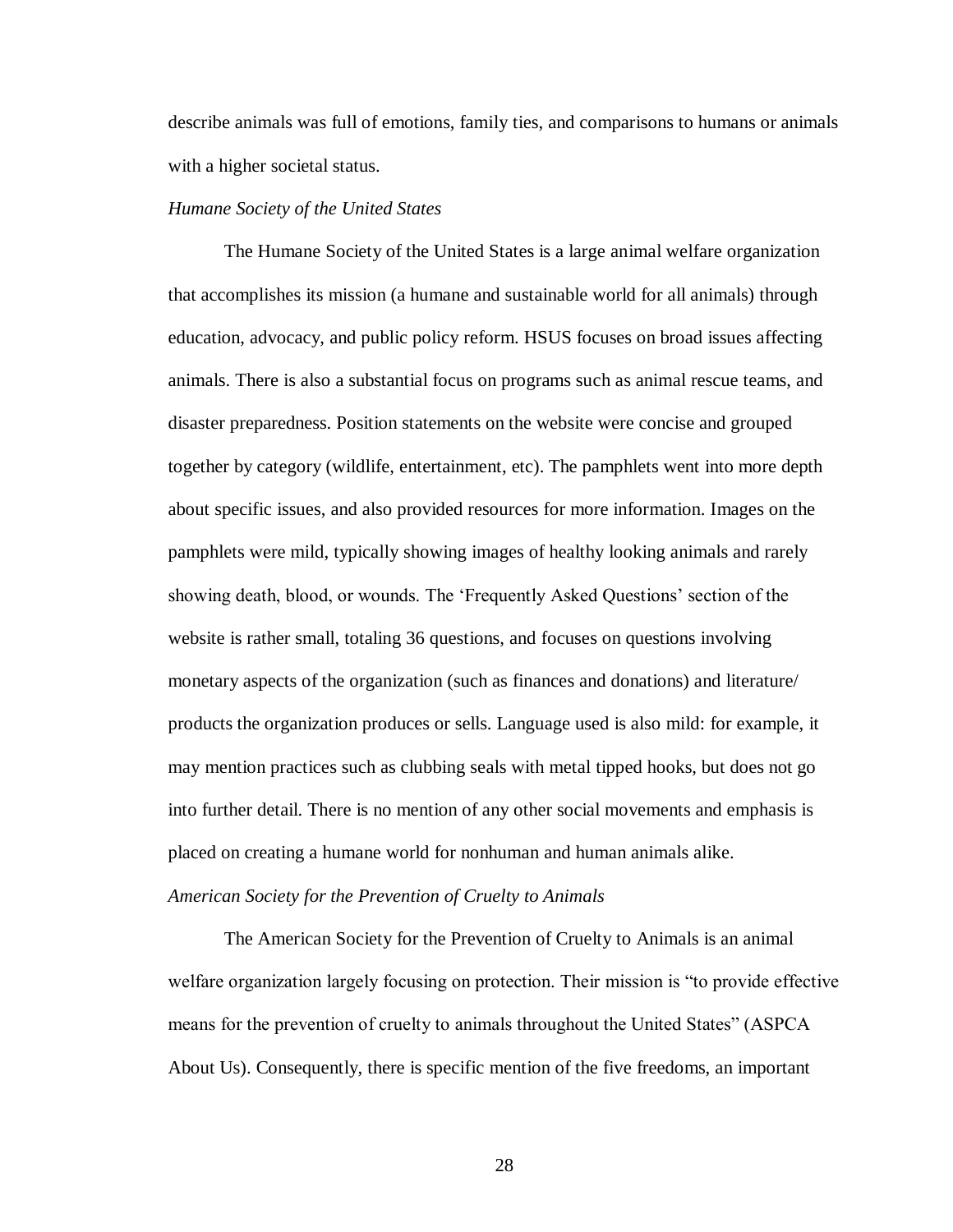describe animals was full of emotions, family ties, and comparisons to humans or animals with a higher societal status.

### *Humane Society of the United States*

The Humane Society of the United States is a large animal welfare organization that accomplishes its mission (a humane and sustainable world for all animals) through education, advocacy, and public policy reform. HSUS focuses on broad issues affecting animals. There is also a substantial focus on programs such as animal rescue teams, and disaster preparedness. Position statements on the website were concise and grouped together by category (wildlife, entertainment, etc). The pamphlets went into more depth about specific issues, and also provided resources for more information. Images on the pamphlets were mild, typically showing images of healthy looking animals and rarely showing death, blood, or wounds. The 'Frequently Asked Questions' section of the website is rather small, totaling 36 questions, and focuses on questions involving monetary aspects of the organization (such as finances and donations) and literature/ products the organization produces or sells. Language used is also mild: for example, it may mention practices such as clubbing seals with metal tipped hooks, but does not go into further detail. There is no mention of any other social movements and emphasis is placed on creating a humane world for nonhuman and human animals alike.

### *American Society for the Prevention of Cruelty to Animals*

The American Society for the Prevention of Cruelty to Animals is an animal welfare organization largely focusing on protection. Their mission is "to provide effective means for the prevention of cruelty to animals throughout the United States" (ASPCA About Us). Consequently, there is specific mention of the five freedoms, an important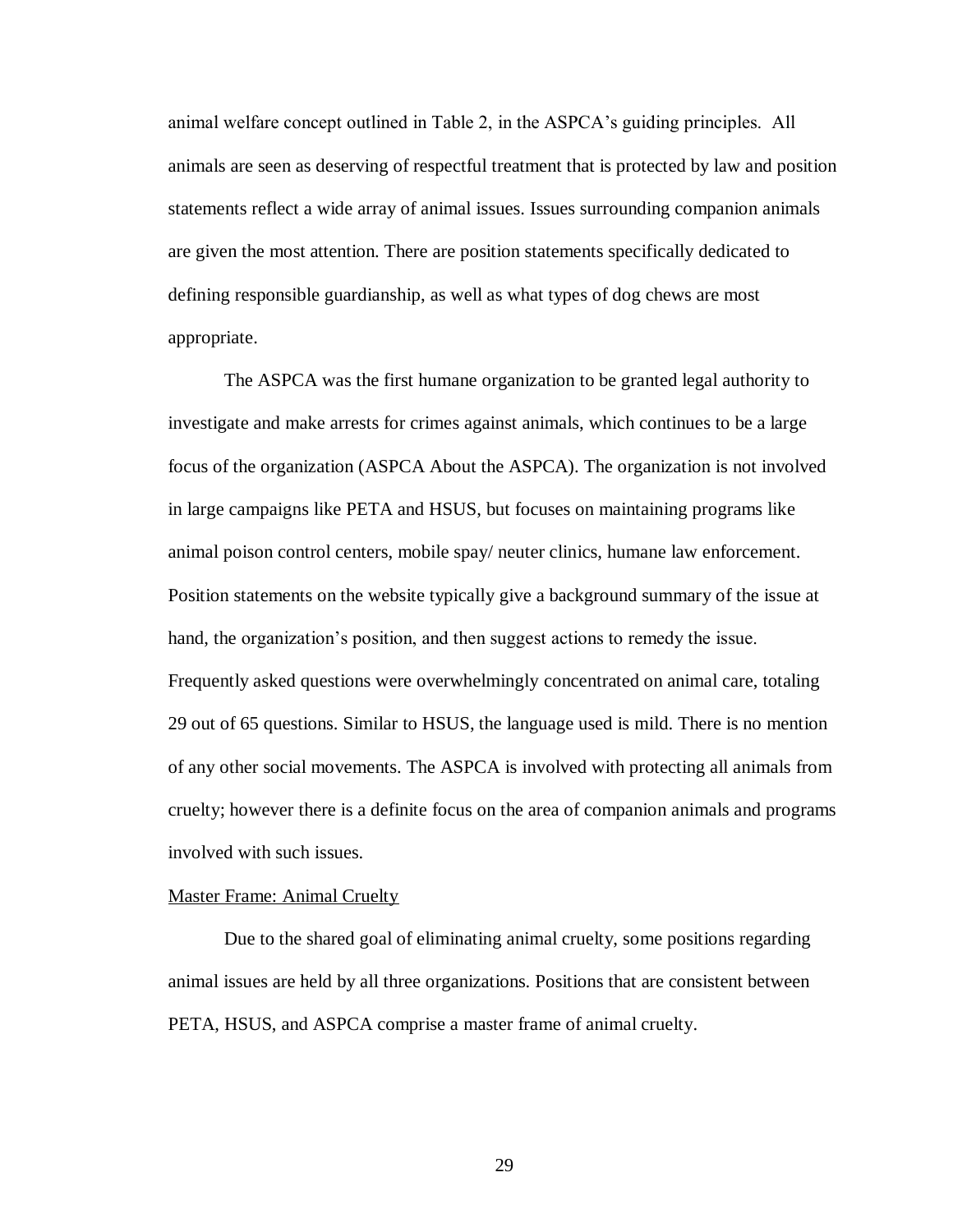animal welfare concept outlined in Table 2, in the ASPCA's guiding principles. All animals are seen as deserving of respectful treatment that is protected by law and position statements reflect a wide array of animal issues. Issues surrounding companion animals are given the most attention. There are position statements specifically dedicated to defining responsible guardianship, as well as what types of dog chews are most appropriate.

The ASPCA was the first humane organization to be granted legal authority to investigate and make arrests for crimes against animals, which continues to be a large focus of the organization (ASPCA About the ASPCA). The organization is not involved in large campaigns like PETA and HSUS, but focuses on maintaining programs like animal poison control centers, mobile spay/ neuter clinics, humane law enforcement. Position statements on the website typically give a background summary of the issue at hand, the organization's position, and then suggest actions to remedy the issue. Frequently asked questions were overwhelmingly concentrated on animal care, totaling 29 out of 65 questions. Similar to HSUS, the language used is mild. There is no mention of any other social movements. The ASPCA is involved with protecting all animals from cruelty; however there is a definite focus on the area of companion animals and programs involved with such issues.

### Master Frame: Animal Cruelty

Due to the shared goal of eliminating animal cruelty, some positions regarding animal issues are held by all three organizations. Positions that are consistent between PETA, HSUS, and ASPCA comprise a master frame of animal cruelty.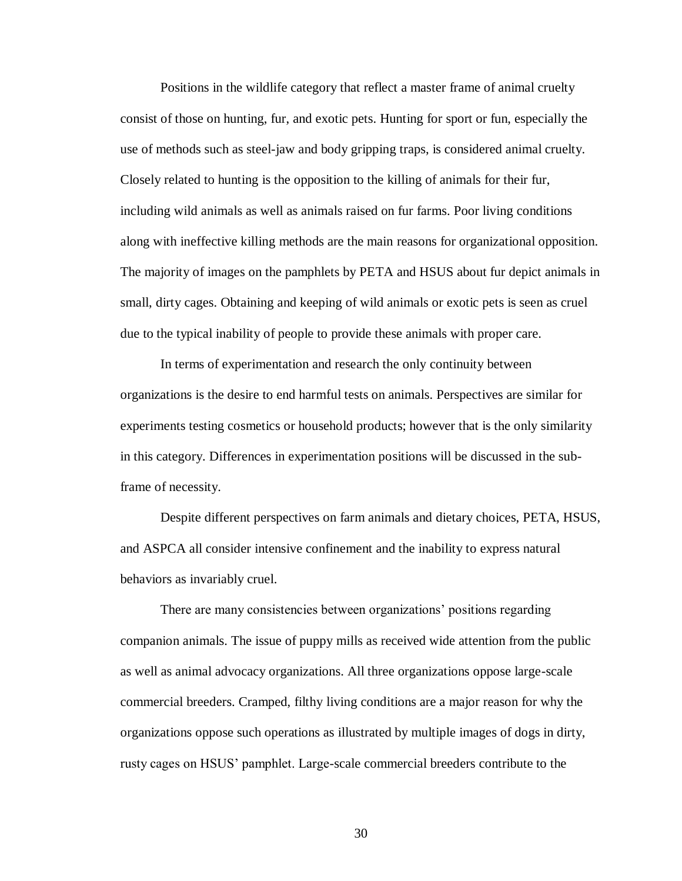Positions in the wildlife category that reflect a master frame of animal cruelty consist of those on hunting, fur, and exotic pets. Hunting for sport or fun, especially the use of methods such as steel-jaw and body gripping traps, is considered animal cruelty. Closely related to hunting is the opposition to the killing of animals for their fur, including wild animals as well as animals raised on fur farms. Poor living conditions along with ineffective killing methods are the main reasons for organizational opposition. The majority of images on the pamphlets by PETA and HSUS about fur depict animals in small, dirty cages. Obtaining and keeping of wild animals or exotic pets is seen as cruel due to the typical inability of people to provide these animals with proper care.

In terms of experimentation and research the only continuity between organizations is the desire to end harmful tests on animals. Perspectives are similar for experiments testing cosmetics or household products; however that is the only similarity in this category. Differences in experimentation positions will be discussed in the sub-frame of necessity.

Despite different perspectives on farm animals and dietary choices, PETA, HSUS, and ASPCA all consider intensive confinement and the inability to express natural behaviors as invariably cruel.

There are many consistencies between organizations' positions regarding companion animals. The issue of puppy mills as received wide attention from the public as well as animal advocacy organizations. All three organizations oppose large-scale commercial breeders. Cramped, filthy living conditions are a major reason for why the organizations oppose such operations as illustrated by multiple images of dogs in dirty, rusty cages on HSUS' pamphlet. Large-scale commercial breeders contribute to the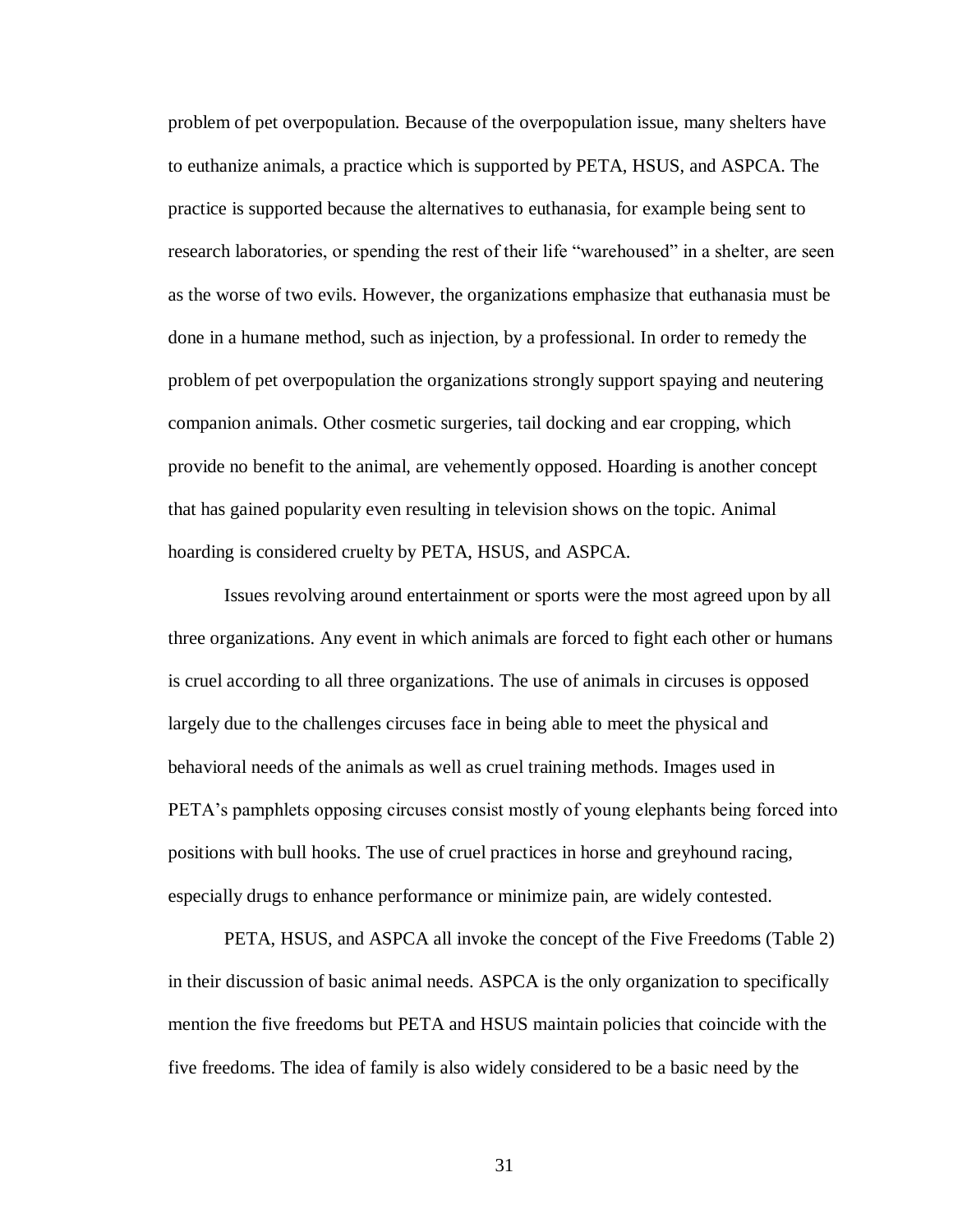problem of pet overpopulation. Because of the overpopulation issue, many shelters have to euthanize animals, a practice which is supported by PETA, HSUS, and ASPCA. The practice is supported because the alternatives to euthanasia, for example being sent to research laboratories, or spending the rest of their life "warehoused" in a shelter, are seen as the worse of two evils. However, the organizations emphasize that euthanasia must be done in a humane method, such as injection, by a professional. In order to remedy the problem of pet overpopulation the organizations strongly support spaying and neutering companion animals. Other cosmetic surgeries, tail docking and ear cropping, which provide no benefit to the animal, are vehemently opposed. Hoarding is another concept that has gained popularity even resulting in television shows on the topic. Animal hoarding is considered cruelty by PETA, HSUS, and ASPCA.

Issues revolving around entertainment or sports were the most agreed upon by all three organizations. Any event in which animals are forced to fight each other or humans is cruel according to all three organizations. The use of animals in circuses is opposed largely due to the challenges circuses face in being able to meet the physical and behavioral needs of the animals as well as cruel training methods. Images used in PETA's pamphlets opposing circuses consist mostly of young elephants being forced into positions with bull hooks. The use of cruel practices in horse and greyhound racing, especially drugs to enhance performance or minimize pain, are widely contested.

PETA, HSUS, and ASPCA all invoke the concept of the Five Freedoms (Table 2) in their discussion of basic animal needs. ASPCA is the only organization to specifically mention the five freedoms but PETA and HSUS maintain policies that coincide with the five freedoms. The idea of family is also widely considered to be a basic need by the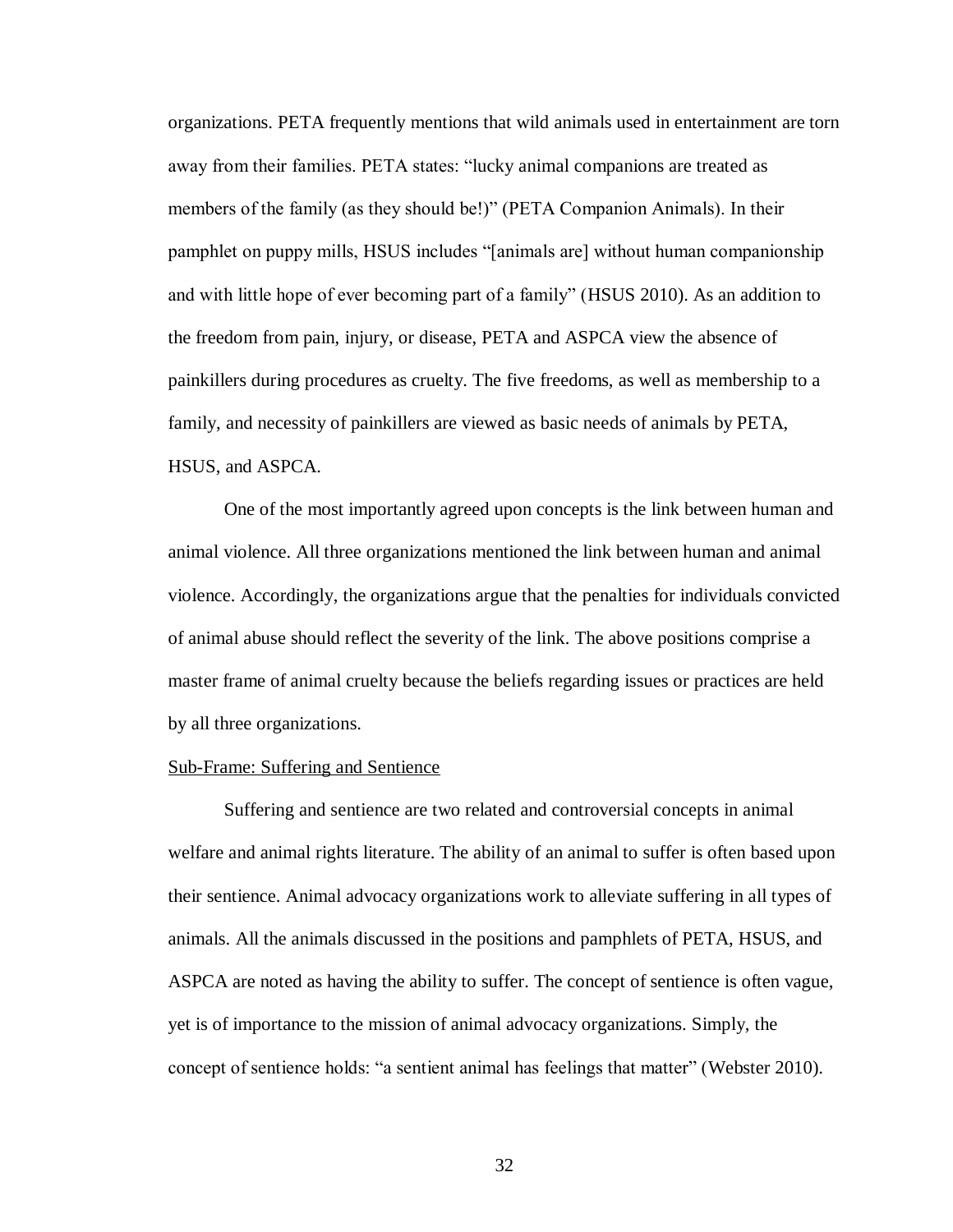organizations. PETA frequently mentions that wild animals used in entertainment are torn away from their families. PETA states: "lucky animal companions are treated as members of the family (as they should be!)" (PETA Companion Animals). In their pamphlet on puppy mills, HSUS includes "[animals are] without human companionship and with little hope of ever becoming part of a family" (HSUS 2010). As an addition to the freedom from pain, injury, or disease, PETA and ASPCA view the absence of painkillers during procedures as cruelty. The five freedoms, as well as membership to a family, and necessity of painkillers are viewed as basic needs of animals by PETA, HSUS, and ASPCA.

One of the most importantly agreed upon concepts is the link between human and animal violence. All three organizations mentioned the link between human and animal violence. Accordingly, the organizations argue that the penalties for individuals convicted of animal abuse should reflect the severity of the link. The above positions comprise a master frame of animal cruelty because the beliefs regarding issues or practices are held by all three organizations.

Sub-Frame: Suffering and Sentience

Suffering and sentience are two related and controversial concepts in animal welfare and animal rights literature. The ability of an animal to suffer is often based upon their sentience. Animal advocacy organizations work to alleviate suffering in all types of animals. All the animals discussed in the positions and pamphlets of PETA, HSUS, and ASPCA are noted as having the ability to suffer. The concept of sentience is often vague, yet is of importance to the mission of animal advocacy organizations. Simply, the concept of sentience holds: "a sentient animal has feelings that matter" (Webster 2010).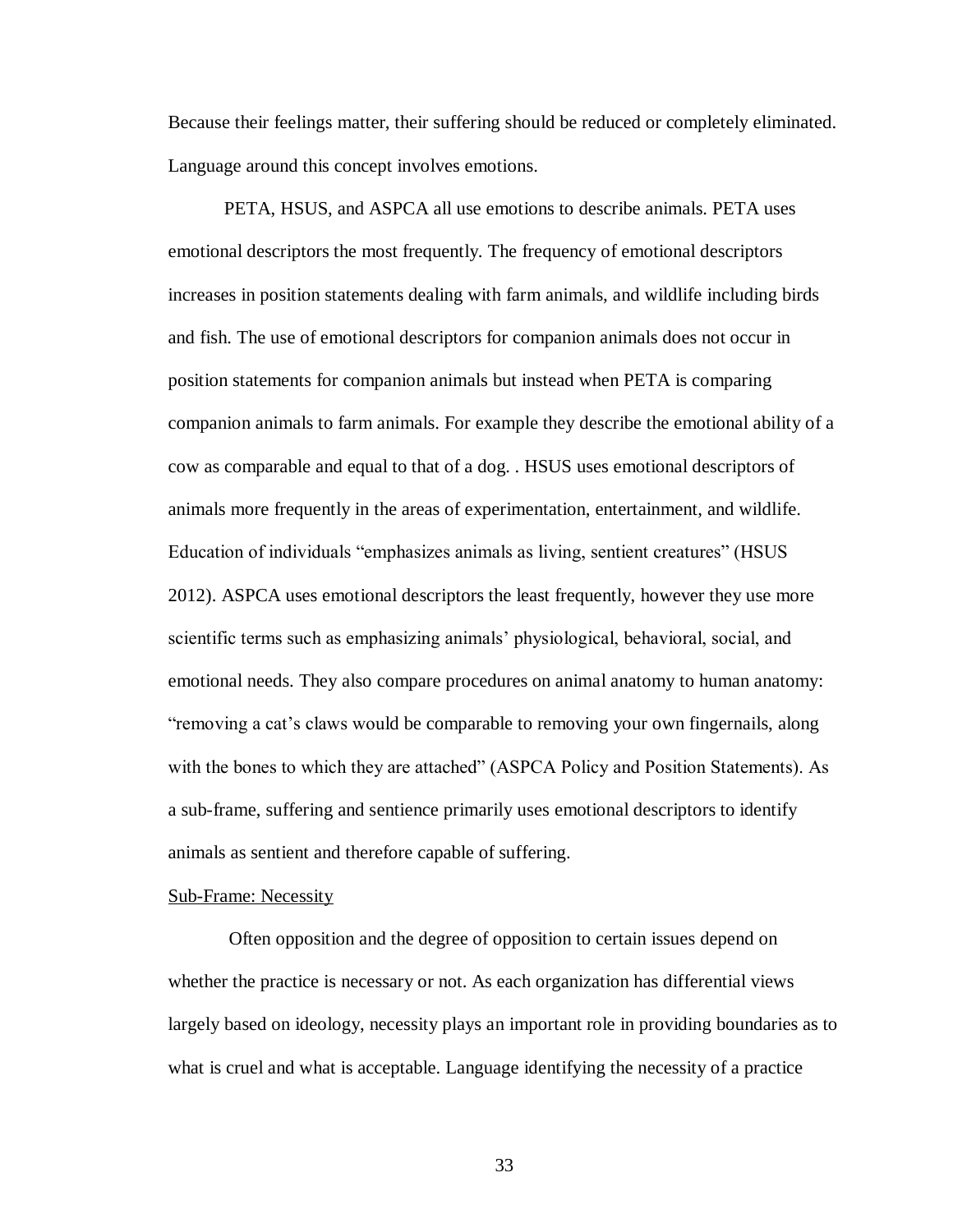Because their feelings matter, their suffering should be reduced or completely eliminated. Language around this concept involves emotions.

PETA, HSUS, and ASPCA all use emotions to describe animals. PETA uses emotional descriptors the most frequently. The frequency of emotional descriptors increases in position statements dealing with farm animals, and wildlife including birds and fish. The use of emotional descriptors for companion animals does not occur in position statements for companion animals but instead when PETA is comparing companion animals to farm animals. For example they describe the emotional ability of a cow as comparable and equal to that of a dog. . HSUS uses emotional descriptors of animals more frequently in the areas of experimentation, entertainment, and wildlife. Education of individuals "emphasizes animals as living, sentient creatures" (HSUS 2012). ASPCA uses emotional descriptors the least frequently, however they use more scientific terms such as emphasizing animals' physiological, behavioral, social, and emotional needs. They also compare procedures on animal anatomy to human anatomy: "removing a cat's claws would be comparable to removing your own fingernails, along with the bones to which they are attached" (ASPCA Policy and Position Statements). As a sub-frame, suffering and sentience primarily uses emotional descriptors to identify animals as sentient and therefore capable of suffering.

<u>Sub-Frame: Necessity</u>

Often opposition and the degree of opposition to certain issues depend on whether the practice is necessary or not. As each organization has differential views largely based on ideology, necessity plays an important role in providing boundaries as to what is cruel and what is acceptable. Language identifying the necessity of a practice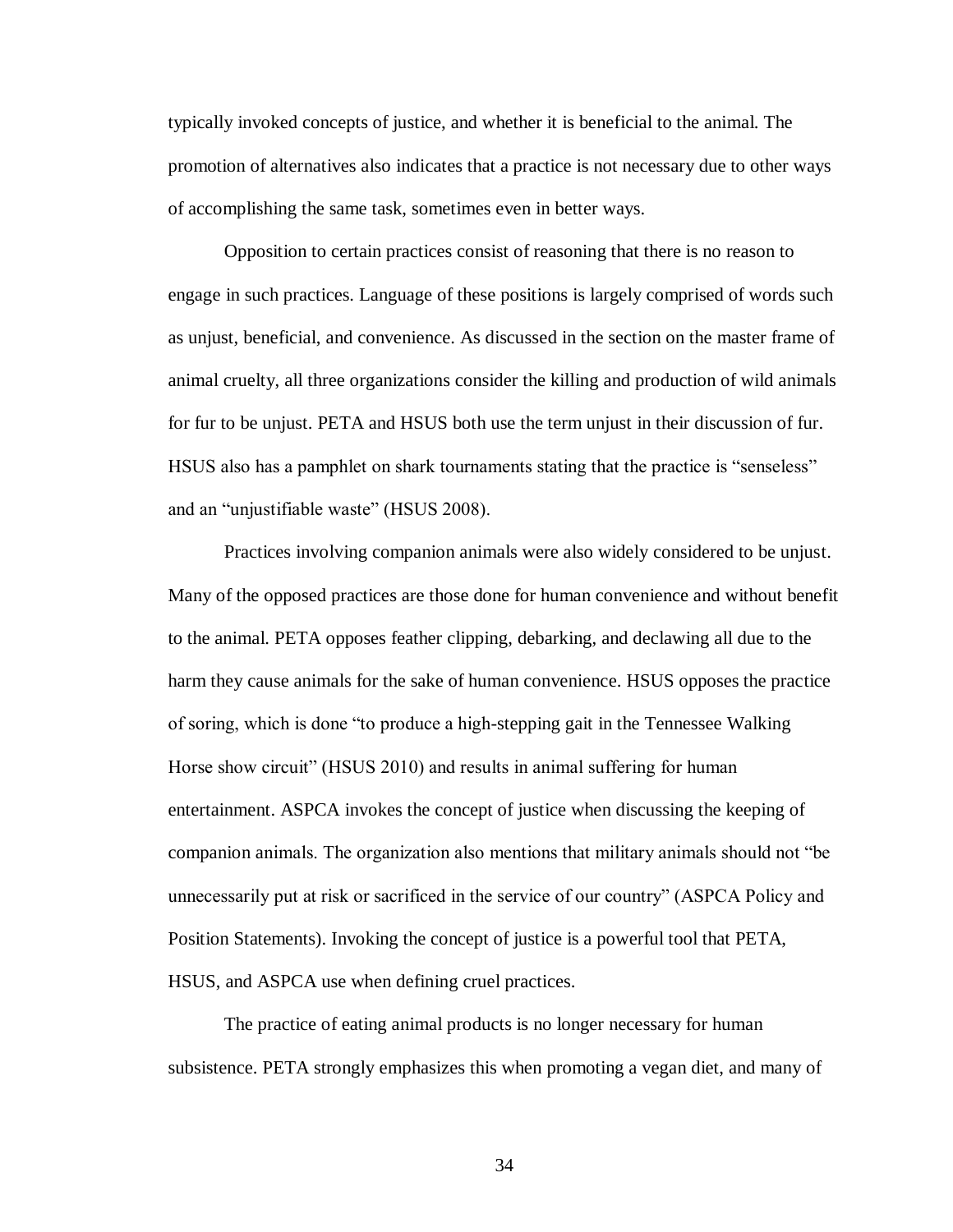typically invoked concepts of justice, and whether it is beneficial to the animal. The promotion of alternatives also indicates that a practice is not necessary due to other ways of accomplishing the same task, sometimes even in better ways.

Opposition to certain practices consist of reasoning that there is no reason to engage in such practices. Language of these positions is largely comprised of words such as unjust, beneficial, and convenience. As discussed in the section on the master frame of animal cruelty, all three organizations consider the killing and production of wild animals for fur to be unjust. PETA and HSUS both use the term unjust in their discussion of fur. HSUS also has a pamphlet on shark tournaments stating that the practice is "senseless" and an "unjustifiable waste" (HSUS 2008).

Practices involving companion animals were also widely considered to be unjust. Many of the opposed practices are those done for human convenience and without benefit to the animal. PETA opposes feather clipping, debarking, and declawing all due to the harm they cause animals for the sake of human convenience. HSUS opposes the practice of soring, which is done "to produce a high-stepping gait in the Tennessee Walking Horse show circuit" (HSUS 2010) and results in animal suffering for human entertainment. ASPCA invokes the concept of justice when discussing the keeping of companion animals. The organization also mentions that military animals should not "be unnecessarily put at risk or sacrificed in the service of our country" (ASPCA Policy and Position Statements). Invoking the concept of justice is a powerful tool that PETA, HSUS, and ASPCA use when defining cruel practices.

The practice of eating animal products is no longer necessary for human subsistence. PETA strongly emphasizes this when promoting a vegan diet, and many of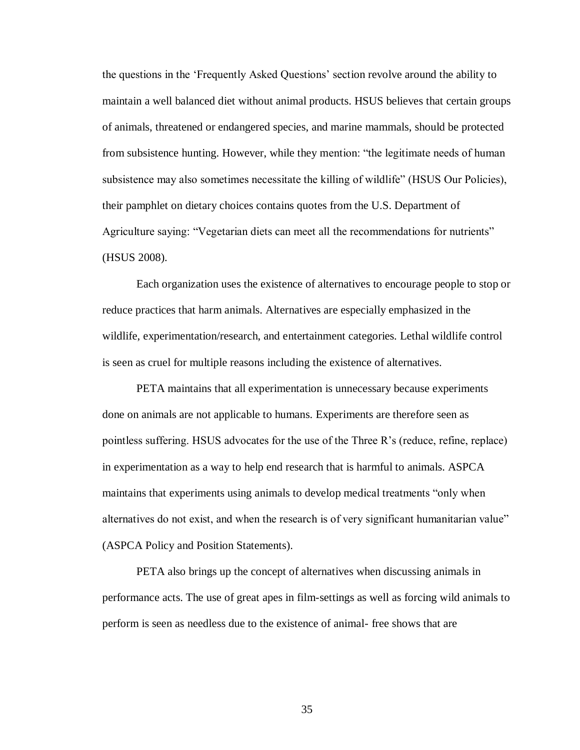the questions in the 'Frequently Asked Questions' section revolve around the ability to maintain a well balanced diet without animal products. HSUS believes that certain groups of animals, threatened or endangered species, and marine mammals, should be protected from subsistence hunting. However, while they mention: "the legitimate needs of human subsistence may also sometimes necessitate the killing of wildlife" (HSUS Our Policies), their pamphlet on dietary choices contains quotes from the U.S. Department of Agriculture saying: "Vegetarian diets can meet all the recommendations for nutrients" (HSUS 2008).

Each organization uses the existence of alternatives to encourage people to stop or reduce practices that harm animals. Alternatives are especially emphasized in the wildlife, experimentation/research, and entertainment categories. Lethal wildlife control is seen as cruel for multiple reasons including the existence of alternatives.

PETA maintains that all experimentation is unnecessary because experiments done on animals are not applicable to humans. Experiments are therefore seen as pointless suffering. HSUS advocates for the use of the Three R's (reduce, refine, replace) in experimentation as a way to help end research that is harmful to animals. ASPCA maintains that experiments using animals to develop medical treatments "only when alternatives do not exist, and when the research is of very significant humanitarian value" (ASPCA Policy and Position Statements).

PETA also brings up the concept of alternatives when discussing animals in performance acts. The use of great apes in film-settings as well as forcing wild animals to perform is seen as needless due to the existence of animal- free shows that are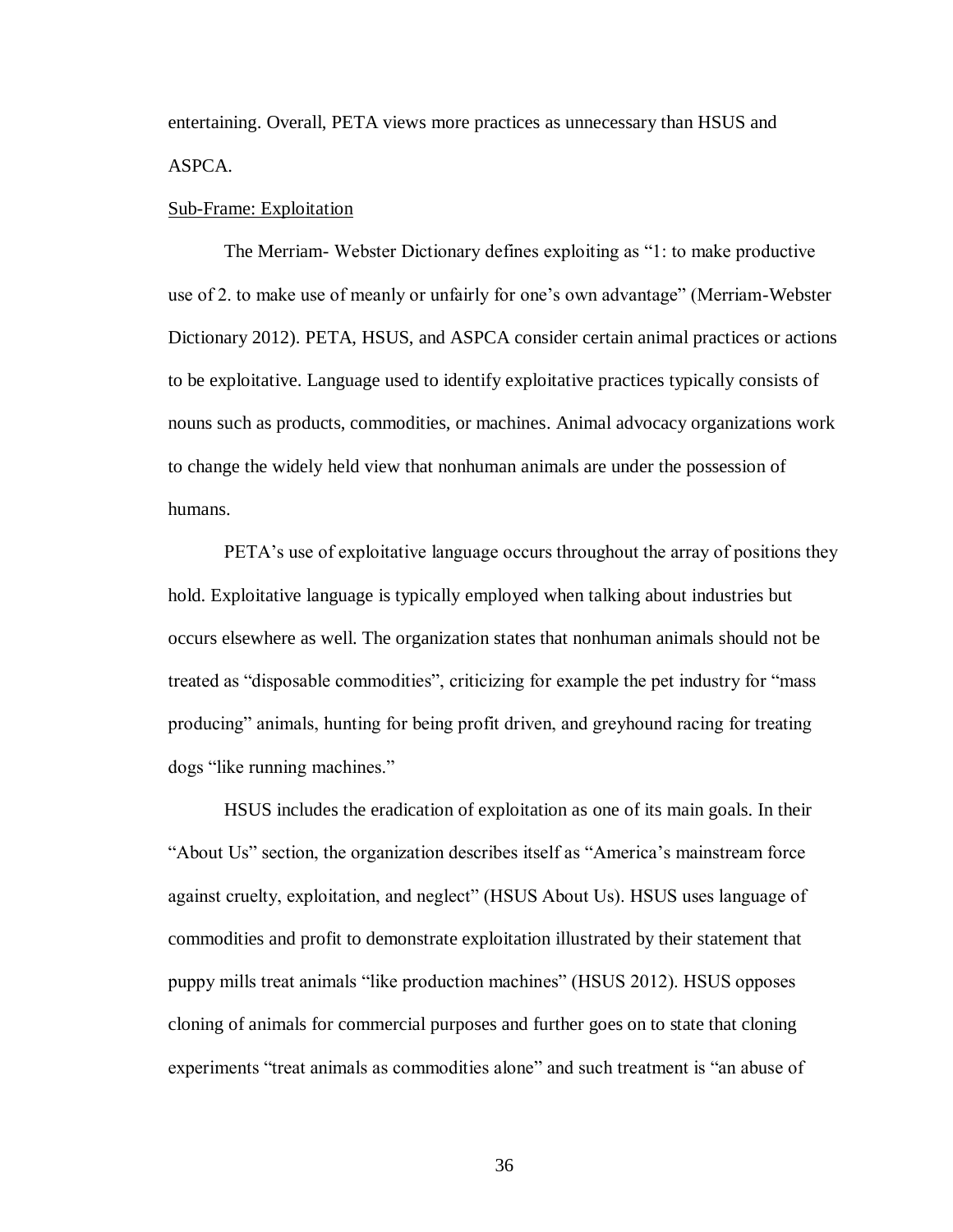entertaining. Overall, PETA views more practices as unnecessary than HSUS and ASPCA.

### Sub-Frame: Exploitation

The Merriam- Webster Dictionary defines exploiting as "1: to make productive use of 2. to make use of meanly or unfairly for one's own advantage" (Merriam-Webster Dictionary 2012). PETA, HSUS, and ASPCA consider certain animal practices or actions to be exploitative. Language used to identify exploitative practices typically consists of nouns such as products, commodities, or machines. Animal advocacy organizations work to change the widely held view that nonhuman animals are under the possession of humans.

PETA's use of exploitative language occurs throughout the array of positions they hold. Exploitative language is typically employed when talking about industries but occurs elsewhere as well. The organization states that nonhuman animals should not be treated as "disposable commodities", criticizing for example the pet industry for "mass producing" animals, hunting for being profit driven, and greyhound racing for treating dogs "like running machines."

HSUS includes the eradication of exploitation as one of its main goals. In their "About Us" section, the organization describes itself as "America's mainstream force against cruelty, exploitation, and neglect" (HSUS About Us). HSUS uses language of commodities and profit to demonstrate exploitation illustrated by their statement that puppy mills treat animals "like production machines" (HSUS 2012). HSUS opposes cloning of animals for commercial purposes and further goes on to state that cloning experiments "treat animals as commodities alone" and such treatment is "an abuse of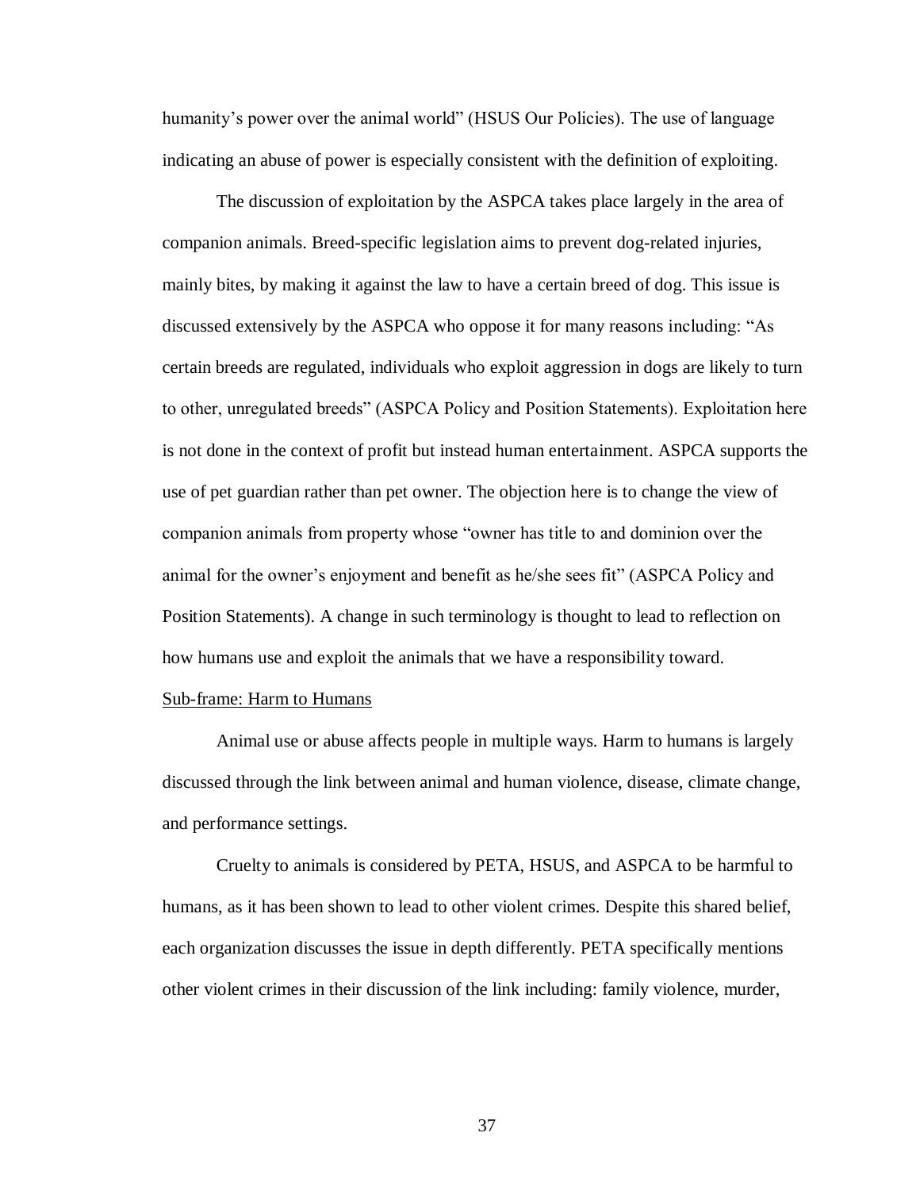humanity's power over the animal world" (HSUS Our Policies). The use of language indicating an abuse of power is especially consistent with the definition of exploiting.

The discussion of exploitation by the ASPCA takes place largely in the area of companion animals. Breed-specific legislation aims to prevent dog-related injuries, mainly bites, by making it against the law to have a certain breed of dog. This issue is discussed extensively by the ASPCA who oppose it for many reasons including: "As certain breeds are regulated, individuals who exploit aggression in dogs are likely to turn to other, unregulated breeds" (ASPCA Policy and Position Statements). Exploitation here is not done in the context of profit but instead human entertainment. ASPCA supports the use of pet guardian rather than pet owner. The objection here is to change the view of companion animals from property whose "owner has title to and dominion over the animal for the owner's enjoyment and benefit as he/she sees fit" (ASPCA Policy and Position Statements). A change in such terminology is thought to lead to reflection on how humans use and exploit the animals that we have a responsibility toward.

<u>Sub-frame: Harm to Humans</u>

Animal use or abuse affects people in multiple ways. Harm to humans is largely discussed through the link between animal and human violence, disease, climate change, and performance settings.

Cruelty to animals is considered by PETA, HSUS, and ASPCA to be harmful to humans, as it has been shown to lead to other violent crimes. Despite this shared belief, each organization discusses the issue in depth differently. PETA specifically mentions other violent crimes in their discussion of the link including: family violence, murder,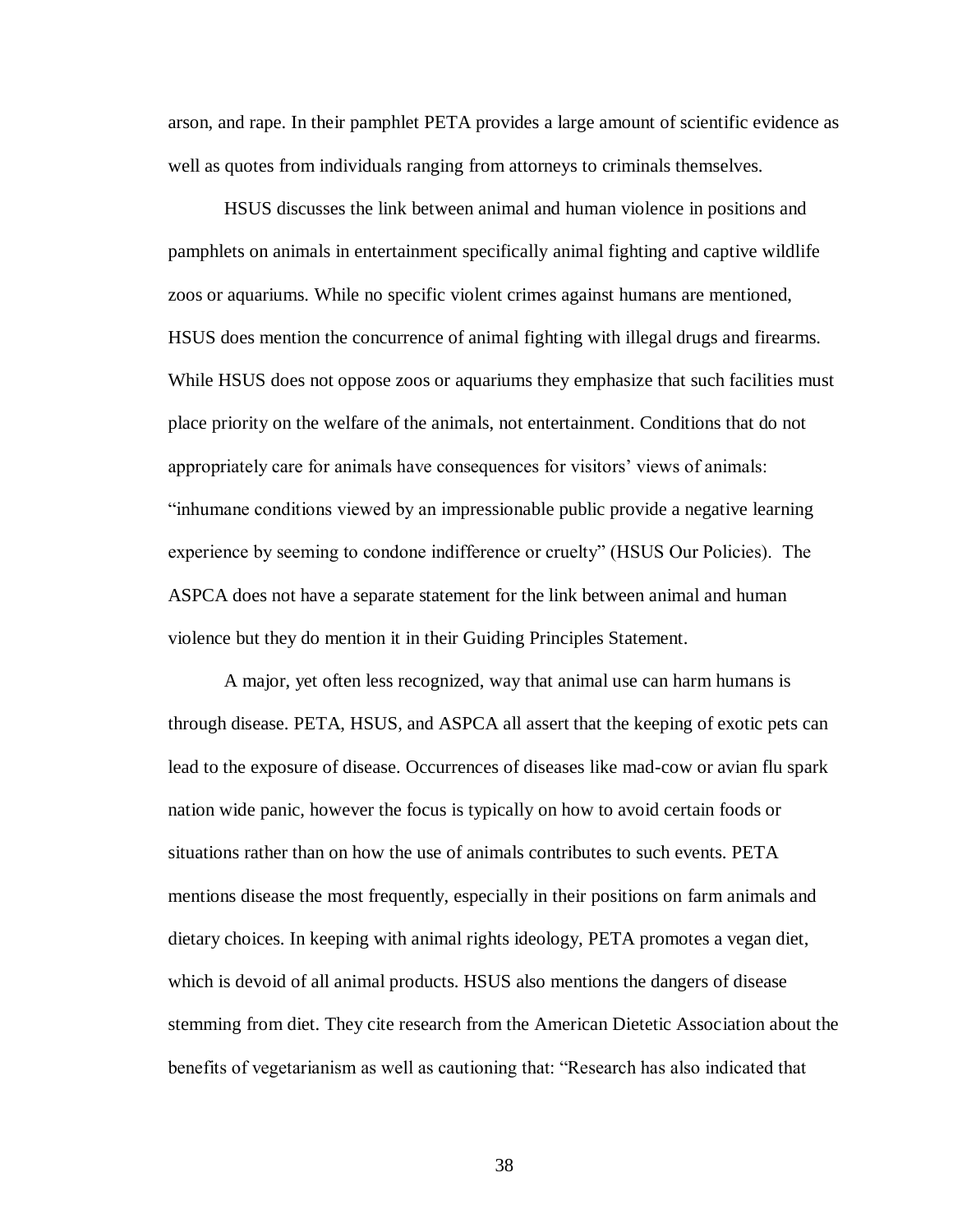arson, and rape. In their pamphlet PETA provides a large amount of scientific evidence as well as quotes from individuals ranging from attorneys to criminals themselves.

HSUS discusses the link between animal and human violence in positions and pamphlets on animals in entertainment specifically animal fighting and captive wildlife zoos or aquariums. While no specific violent crimes against humans are mentioned, HSUS does mention the concurrence of animal fighting with illegal drugs and firearms. While HSUS does not oppose zoos or aquariums they emphasize that such facilities must place priority on the welfare of the animals, not entertainment. Conditions that do not appropriately care for animals have consequences for visitors' views of animals: "inhumane conditions viewed by an impressionable public provide a negative learning experience by seeming to condone indifference or cruelty" (HSUS Our Policies). The ASPCA does not have a separate statement for the link between animal and human violence but they do mention it in their Guiding Principles Statement.

A major, yet often less recognized, way that animal use can harm humans is through disease. PETA, HSUS, and ASPCA all assert that the keeping of exotic pets can lead to the exposure of disease. Occurrences of diseases like mad-cow or avian flu spark nation wide panic, however the focus is typically on how to avoid certain foods or situations rather than on how the use of animals contributes to such events. PETA mentions disease the most frequently, especially in their positions on farm animals and dietary choices. In keeping with animal rights ideology, PETA promotes a vegan diet, which is devoid of all animal products. HSUS also mentions the dangers of disease stemming from diet. They cite research from the American Dietetic Association about the benefits of vegetarianism as well as cautioning that: "Research has also indicated that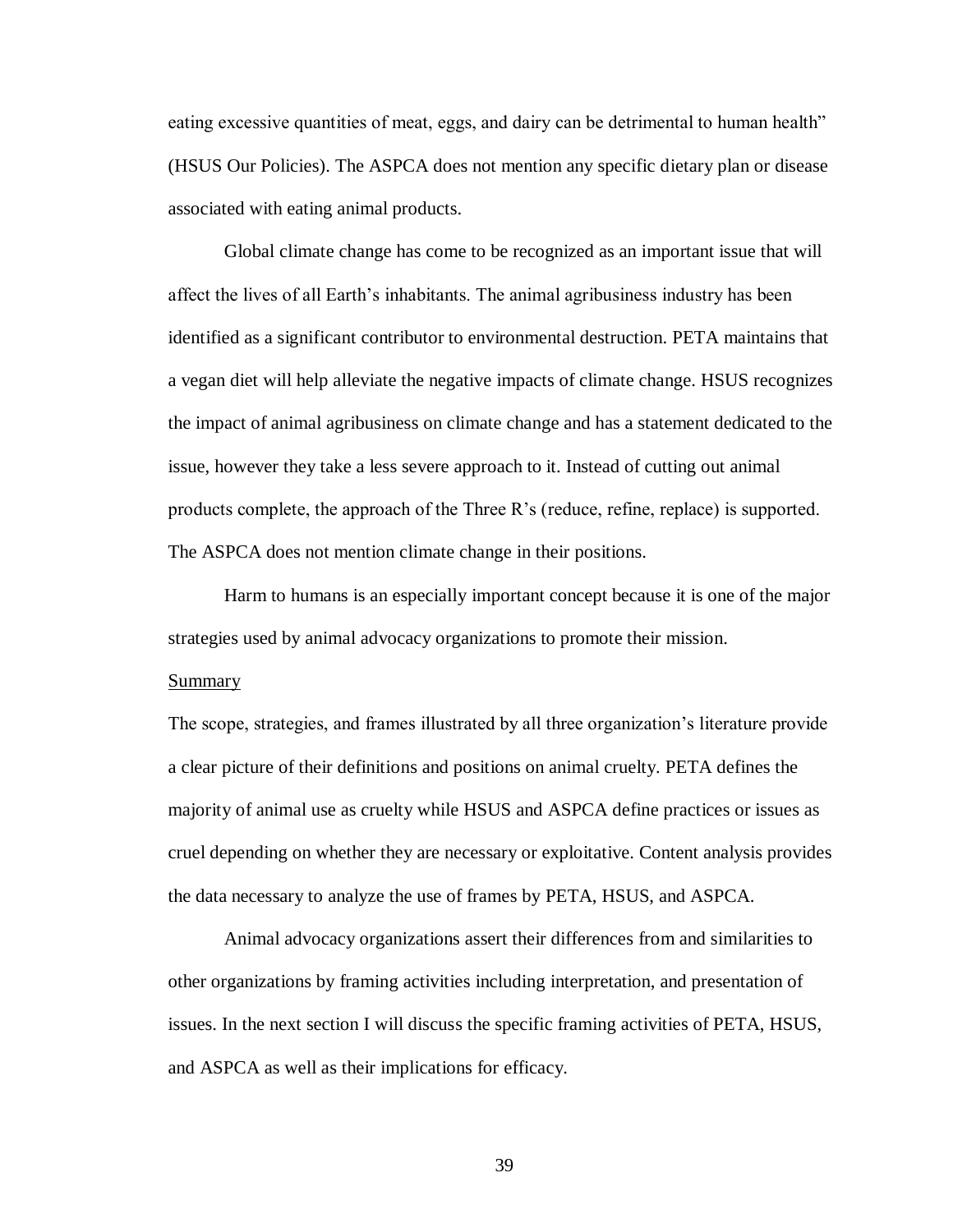eating excessive quantities of meat, eggs, and dairy can be detrimental to human health" (HSUS Our Policies). The ASPCA does not mention any specific dietary plan or disease associated with eating animal products.

Global climate change has come to be recognized as an important issue that will affect the lives of all Earth's inhabitants. The animal agribusiness industry has been identified as a significant contributor to environmental destruction. PETA maintains that a vegan diet will help alleviate the negative impacts of climate change. HSUS recognizes the impact of animal agribusiness on climate change and has a statement dedicated to the issue, however they take a less severe approach to it. Instead of cutting out animal products complete, the approach of the Three R's (reduce, refine, replace) is supported. The ASPCA does not mention climate change in their positions.

Harm to humans is an especially important concept because it is one of the major strategies used by animal advocacy organizations to promote their mission.

<u>Summary</u>

The scope, strategies, and frames illustrated by all three organization's literature provide a clear picture of their definitions and positions on animal cruelty. PETA defines the majority of animal use as cruelty while HSUS and ASPCA define practices or issues as cruel depending on whether they are necessary or exploitative. Content analysis provides the data necessary to analyze the use of frames by PETA, HSUS, and ASPCA.

Animal advocacy organizations assert their differences from and similarities to other organizations by framing activities including interpretation, and presentation of issues. In the next section I will discuss the specific framing activities of PETA, HSUS, and ASPCA as well as their implications for efficacy.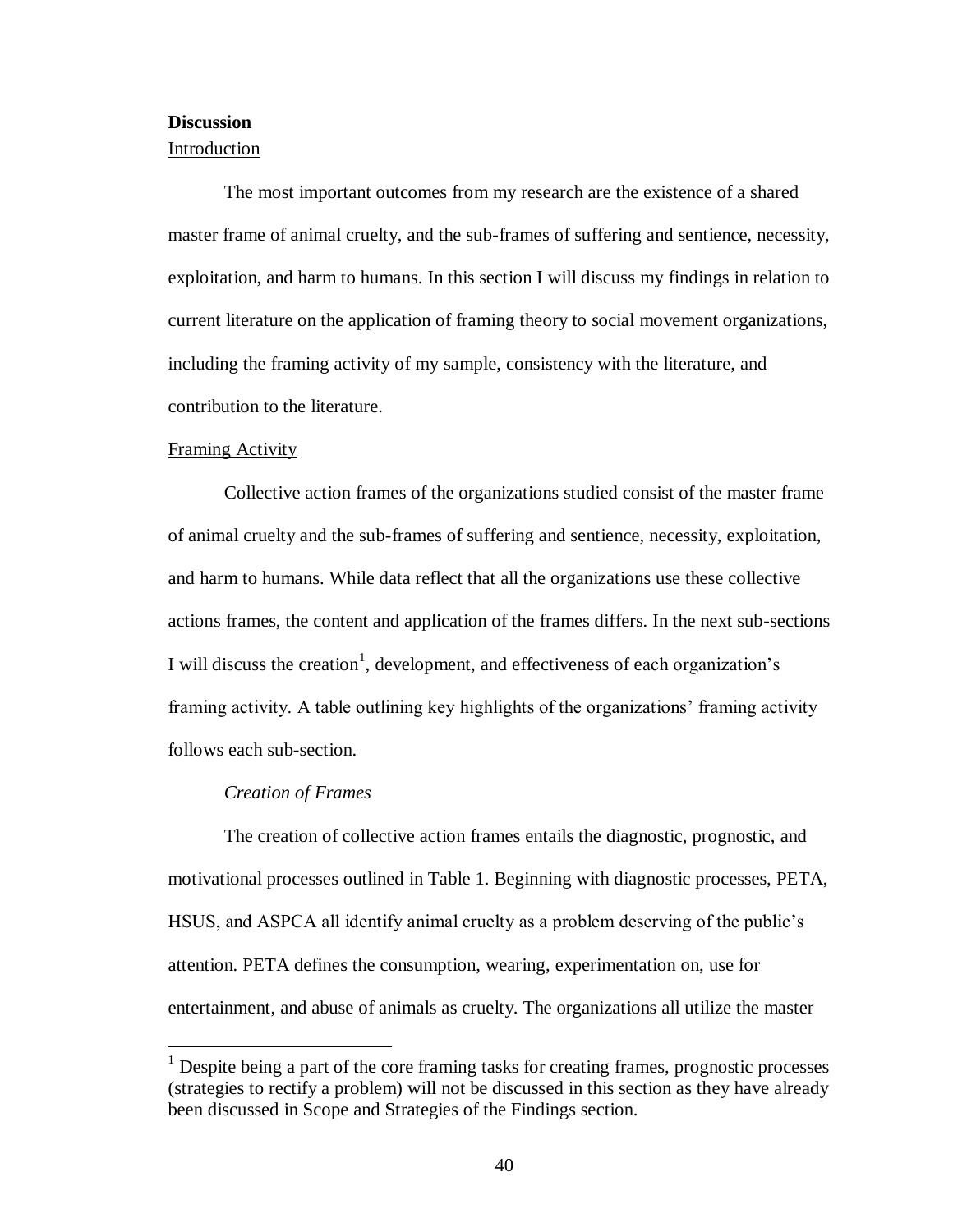**Discussion**

Introduction

The most important outcomes from my research are the existence of a shared master frame of animal cruelty, and the sub-frames of suffering and sentience, necessity, exploitation, and harm to humans. In this section I will discuss my findings in relation to current literature on the application of framing theory to social movement organizations, including the framing activity of my sample, consistency with the literature, and contribution to the literature.

Framing Activity

Collective action frames of the organizations studied consist of the master frame of animal cruelty and the sub-frames of suffering and sentience, necessity, exploitation, and harm to humans. While data reflect that all the organizations use these collective actions frames, the content and application of the frames differs. In the next sub-sections I will discuss the creation[1], development, and effectiveness of each organization's framing activity. A table outlining key highlights of the organizations' framing activity follows each sub-section.

*Creation of Frames*

The creation of collective action frames entails the diagnostic, prognostic, and motivational processes outlined in Table 1. Beginning with diagnostic processes, PETA, HSUS, and ASPCA all identify animal cruelty as a problem deserving of the public's attention. PETA defines the consumption, wearing, experimentation on, use for entertainment, and abuse of animals as cruelty. The organizations all utilize the master

[1] Despite being a part of the core framing tasks for creating frames, prognostic processes (strategies to rectify a problem) will not be discussed in this section as they have already been discussed in Scope and Strategies of the Findings section.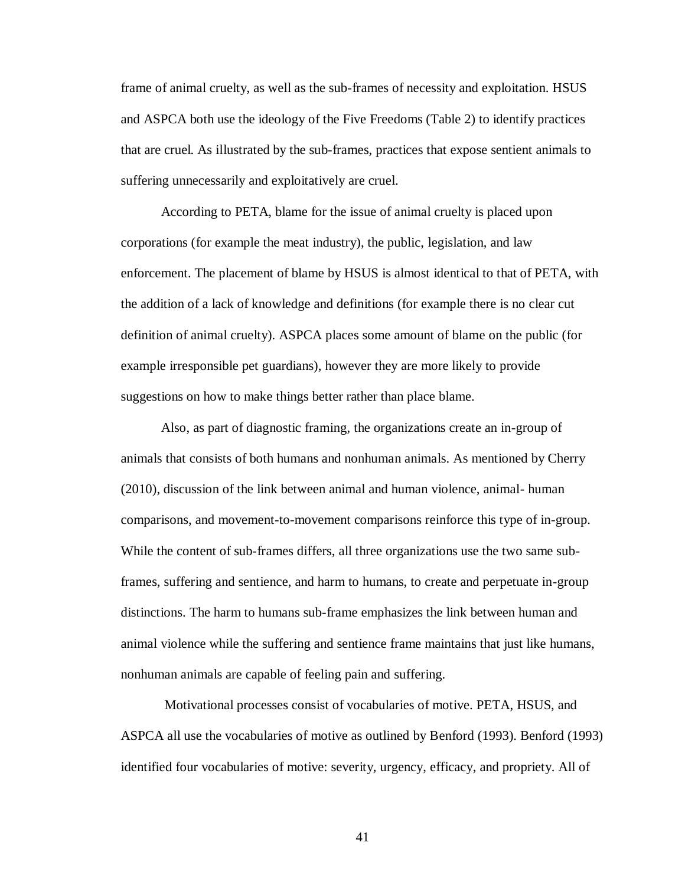frame of animal cruelty, as well as the sub-frames of necessity and exploitation. HSUS and ASPCA both use the ideology of the Five Freedoms (Table 2) to identify practices that are cruel. As illustrated by the sub-frames, practices that expose sentient animals to suffering unnecessarily and exploitatively are cruel.

According to PETA, blame for the issue of animal cruelty is placed upon corporations (for example the meat industry), the public, legislation, and law enforcement. The placement of blame by HSUS is almost identical to that of PETA, with the addition of a lack of knowledge and definitions (for example there is no clear cut definition of animal cruelty). ASPCA places some amount of blame on the public (for example irresponsible pet guardians), however they are more likely to provide suggestions on how to make things better rather than place blame.

Also, as part of diagnostic framing, the organizations create an in-group of animals that consists of both humans and nonhuman animals. As mentioned by Cherry (2010), discussion of the link between animal and human violence, animal- human comparisons, and movement-to-movement comparisons reinforce this type of in-group. While the content of sub-frames differs, all three organizations use the two same sub-frames, suffering and sentience, and harm to humans, to create and perpetuate in-group distinctions. The harm to humans sub-frame emphasizes the link between human and animal violence while the suffering and sentience frame maintains that just like humans, nonhuman animals are capable of feeling pain and suffering.

Motivational processes consist of vocabularies of motive. PETA, HSUS, and ASPCA all use the vocabularies of motive as outlined by Benford (1993). Benford (1993) identified four vocabularies of motive: severity, urgency, efficacy, and propriety. All of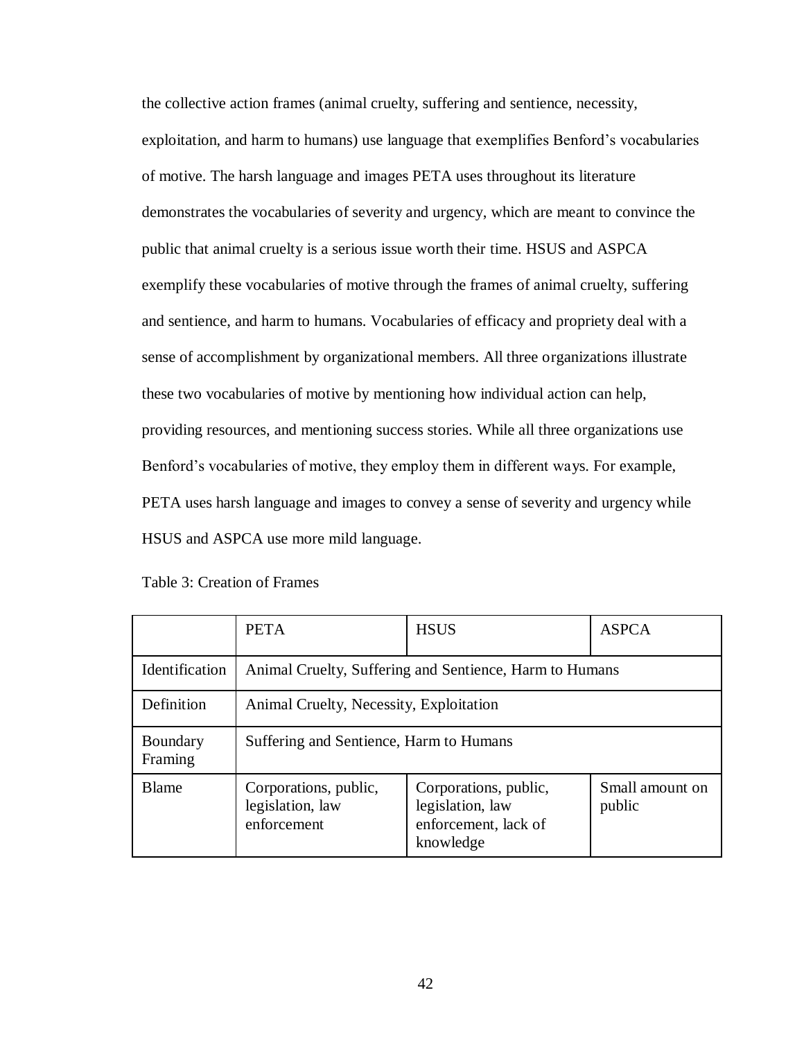the collective action frames (animal cruelty, suffering and sentience, necessity, exploitation, and harm to humans) use language that exemplifies Benford's vocabularies of motive. The harsh language and images PETA uses throughout its literature demonstrates the vocabularies of severity and urgency, which are meant to convince the public that animal cruelty is a serious issue worth their time. HSUS and ASPCA exemplify these vocabularies of motive through the frames of animal cruelty, suffering and sentience, and harm to humans. Vocabularies of efficacy and propriety deal with a sense of accomplishment by organizational members. All three organizations illustrate these two vocabularies of motive by mentioning how individual action can help, providing resources, and mentioning success stories. While all three organizations use Benford's vocabularies of motive, they employ them in different ways. For example, PETA uses harsh language and images to convey a sense of severity and urgency while HSUS and ASPCA use more mild language.

Table 3: Creation of Frames

| | PETA | HSUS | ASPCA |
|---|---|---|---|
| Identification | Animal Cruelty, Suffering and Sentience, Harm to Humans | | |
| Definition | Animal Cruelty, Necessity, Exploitation | | |
| Boundary Framing | Suffering and Sentience, Harm to Humans | | |
| Blame | Corporations, public, legislation, law enforcement | Corporations, public, legislation, law enforcement, lack of knowledge | Small amount on public |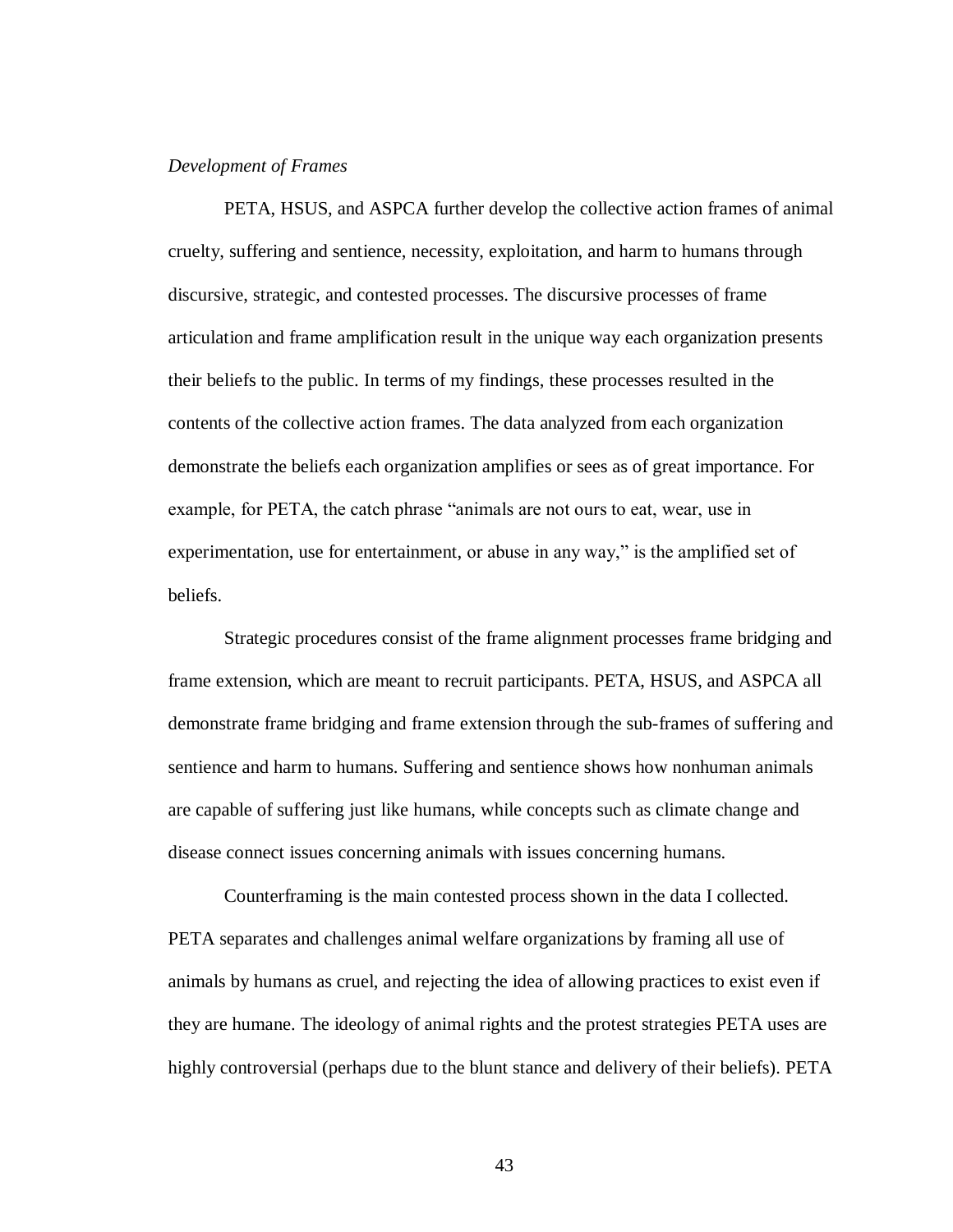*Development of Frames*

PETA, HSUS, and ASPCA further develop the collective action frames of animal cruelty, suffering and sentience, necessity, exploitation, and harm to humans through discursive, strategic, and contested processes. The discursive processes of frame articulation and frame amplification result in the unique way each organization presents their beliefs to the public. In terms of my findings, these processes resulted in the contents of the collective action frames. The data analyzed from each organization demonstrate the beliefs each organization amplifies or sees as of great importance. For example, for PETA, the catch phrase "animals are not ours to eat, wear, use in experimentation, use for entertainment, or abuse in any way," is the amplified set of beliefs.

Strategic procedures consist of the frame alignment processes frame bridging and frame extension, which are meant to recruit participants. PETA, HSUS, and ASPCA all demonstrate frame bridging and frame extension through the sub-frames of suffering and sentience and harm to humans. Suffering and sentience shows how nonhuman animals are capable of suffering just like humans, while concepts such as climate change and disease connect issues concerning animals with issues concerning humans.

Counterframing is the main contested process shown in the data I collected. PETA separates and challenges animal welfare organizations by framing all use of animals by humans as cruel, and rejecting the idea of allowing practices to exist even if they are humane. The ideology of animal rights and the protest strategies PETA uses are highly controversial (perhaps due to the blunt stance and delivery of their beliefs). PETA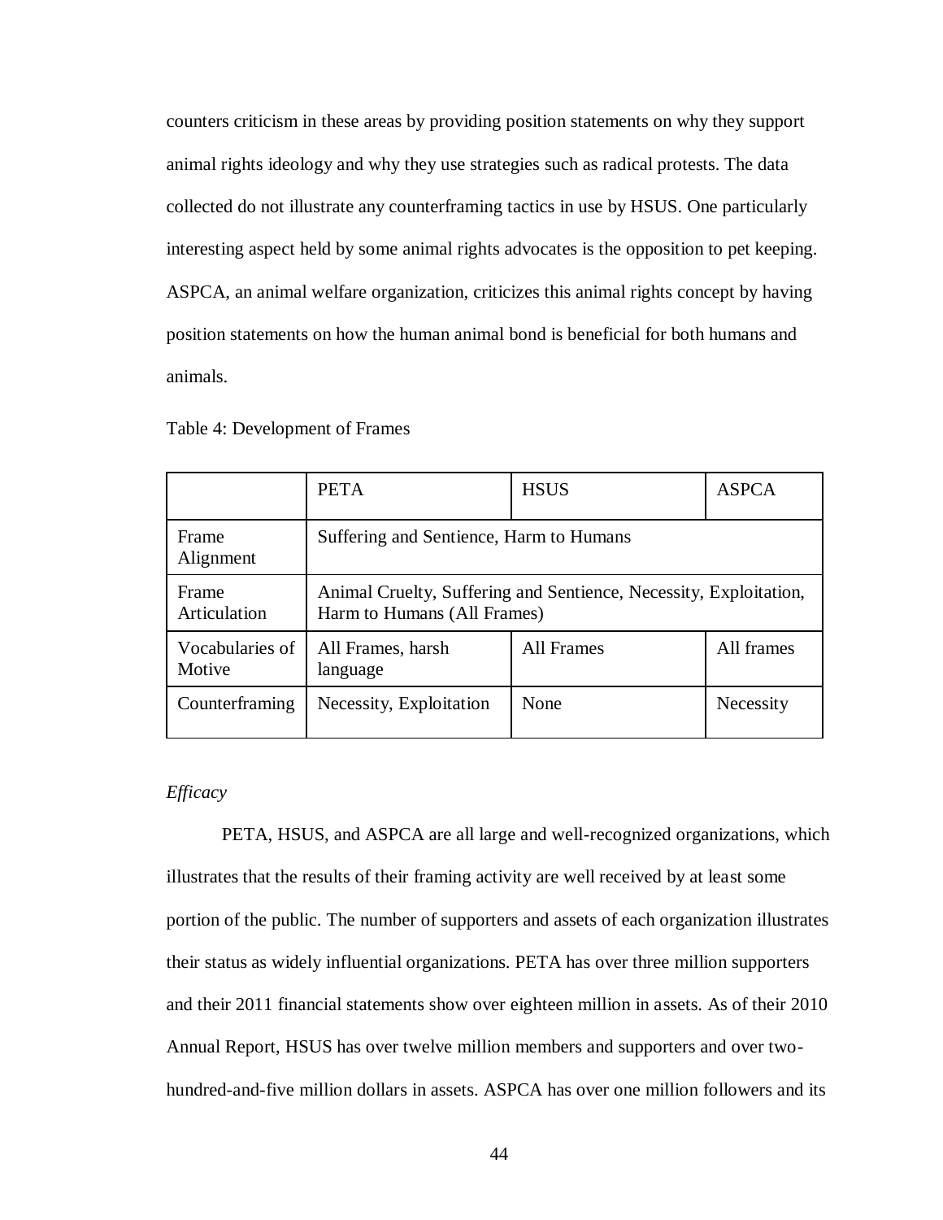counters criticism in these areas by providing position statements on why they support animal rights ideology and why they use strategies such as radical protests. The data collected do not illustrate any counterframing tactics in use by HSUS. One particularly interesting aspect held by some animal rights advocates is the opposition to pet keeping. ASPCA, an animal welfare organization, criticizes this animal rights concept by having position statements on how the human animal bond is beneficial for both humans and animals.

Table 4: Development of Frames

| | PETA | HSUS | ASPCA |
|---|---|---|---|
| Frame Alignment | Suffering and Sentience, Harm to Humans | | |
| Frame Articulation | Animal Cruelty, Suffering and Sentience, Necessity, Exploitation, Harm to Humans (All Frames) | | |
| Vocabularies of Motive | All Frames, harsh language | All Frames | All frames |
| Counterframing | Necessity, Exploitation | None | Necessity |

*Efficacy*

PETA, HSUS, and ASPCA are all large and well-recognized organizations, which illustrates that the results of their framing activity are well received by at least some portion of the public. The number of supporters and assets of each organization illustrates their status as widely influential organizations. PETA has over three million supporters and their 2011 financial statements show over eighteen million in assets. As of their 2010 Annual Report, HSUS has over twelve million members and supporters and over two-hundred-and-five million dollars in assets. ASPCA has over one million followers and its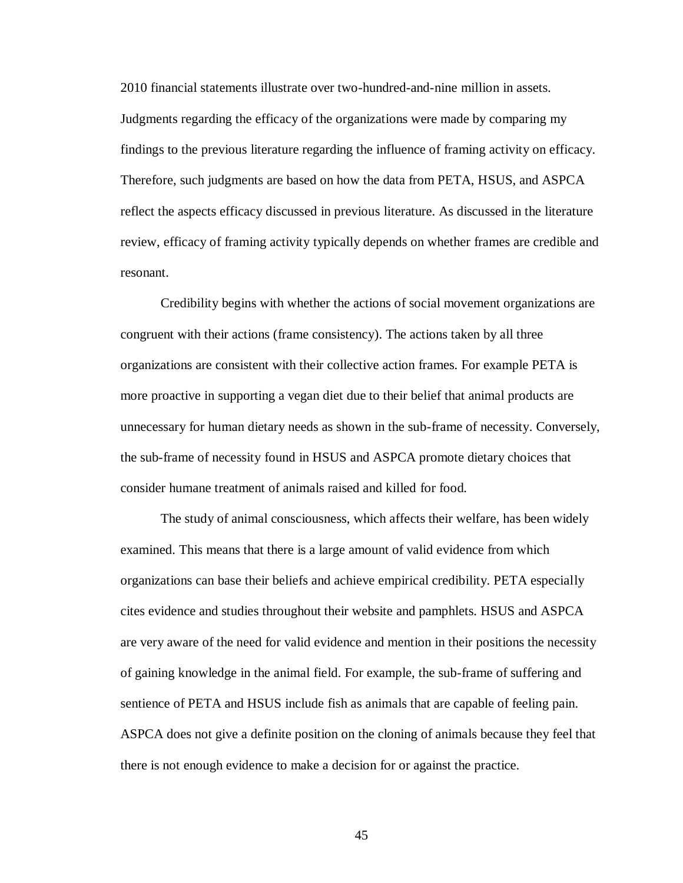2010 financial statements illustrate over two-hundred-and-nine million in assets. Judgments regarding the efficacy of the organizations were made by comparing my findings to the previous literature regarding the influence of framing activity on efficacy. Therefore, such judgments are based on how the data from PETA, HSUS, and ASPCA reflect the aspects efficacy discussed in previous literature. As discussed in the literature review, efficacy of framing activity typically depends on whether frames are credible and resonant.

Credibility begins with whether the actions of social movement organizations are congruent with their actions (frame consistency). The actions taken by all three organizations are consistent with their collective action frames. For example PETA is more proactive in supporting a vegan diet due to their belief that animal products are unnecessary for human dietary needs as shown in the sub-frame of necessity. Conversely, the sub-frame of necessity found in HSUS and ASPCA promote dietary choices that consider humane treatment of animals raised and killed for food.

The study of animal consciousness, which affects their welfare, has been widely examined. This means that there is a large amount of valid evidence from which organizations can base their beliefs and achieve empirical credibility. PETA especially cites evidence and studies throughout their website and pamphlets. HSUS and ASPCA are very aware of the need for valid evidence and mention in their positions the necessity of gaining knowledge in the animal field. For example, the sub-frame of suffering and sentience of PETA and HSUS include fish as animals that are capable of feeling pain. ASPCA does not give a definite position on the cloning of animals because they feel that there is not enough evidence to make a decision for or against the practice.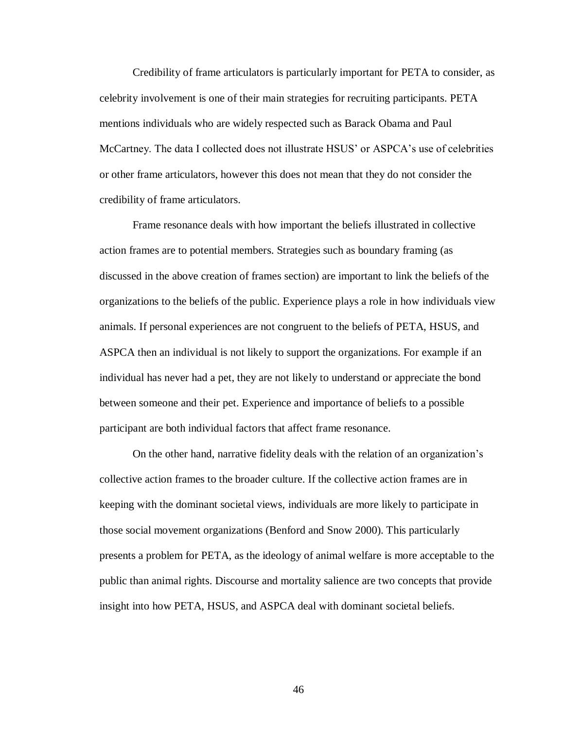Credibility of frame articulators is particularly important for PETA to consider, as celebrity involvement is one of their main strategies for recruiting participants. PETA mentions individuals who are widely respected such as Barack Obama and Paul McCartney. The data I collected does not illustrate HSUS' or ASPCA's use of celebrities or other frame articulators, however this does not mean that they do not consider the credibility of frame articulators.

Frame resonance deals with how important the beliefs illustrated in collective action frames are to potential members. Strategies such as boundary framing (as discussed in the above creation of frames section) are important to link the beliefs of the organizations to the beliefs of the public. Experience plays a role in how individuals view animals. If personal experiences are not congruent to the beliefs of PETA, HSUS, and ASPCA then an individual is not likely to support the organizations. For example if an individual has never had a pet, they are not likely to understand or appreciate the bond between someone and their pet. Experience and importance of beliefs to a possible participant are both individual factors that affect frame resonance.

On the other hand, narrative fidelity deals with the relation of an organization's collective action frames to the broader culture. If the collective action frames are in keeping with the dominant societal views, individuals are more likely to participate in those social movement organizations (Benford and Snow 2000). This particularly presents a problem for PETA, as the ideology of animal welfare is more acceptable to the public than animal rights. Discourse and mortality salience are two concepts that provide insight into how PETA, HSUS, and ASPCA deal with dominant societal beliefs.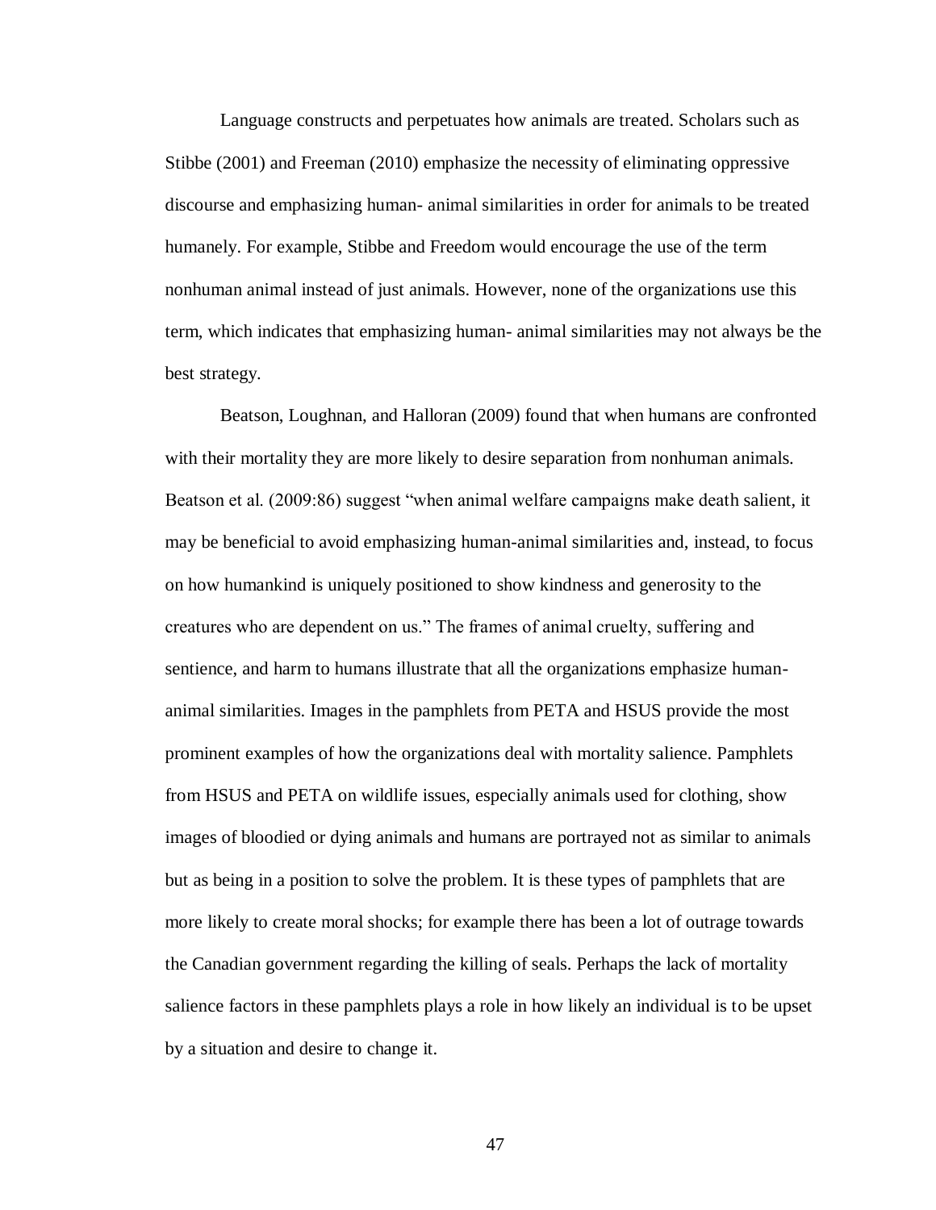Language constructs and perpetuates how animals are treated. Scholars such as Stibbe (2001) and Freeman (2010) emphasize the necessity of eliminating oppressive discourse and emphasizing human- animal similarities in order for animals to be treated humanely. For example, Stibbe and Freedom would encourage the use of the term nonhuman animal instead of just animals. However, none of the organizations use this term, which indicates that emphasizing human- animal similarities may not always be the best strategy.

Beatson, Loughnan, and Halloran (2009) found that when humans are confronted with their mortality they are more likely to desire separation from nonhuman animals. Beatson et al. (2009:86) suggest "when animal welfare campaigns make death salient, it may be beneficial to avoid emphasizing human-animal similarities and, instead, to focus on how humankind is uniquely positioned to show kindness and generosity to the creatures who are dependent on us." The frames of animal cruelty, suffering and sentience, and harm to humans illustrate that all the organizations emphasize human-animal similarities. Images in the pamphlets from PETA and HSUS provide the most prominent examples of how the organizations deal with mortality salience. Pamphlets from HSUS and PETA on wildlife issues, especially animals used for clothing, show images of bloodied or dying animals and humans are portrayed not as similar to animals but as being in a position to solve the problem. It is these types of pamphlets that are more likely to create moral shocks; for example there has been a lot of outrage towards the Canadian government regarding the killing of seals. Perhaps the lack of mortality salience factors in these pamphlets plays a role in how likely an individual is to be upset by a situation and desire to change it.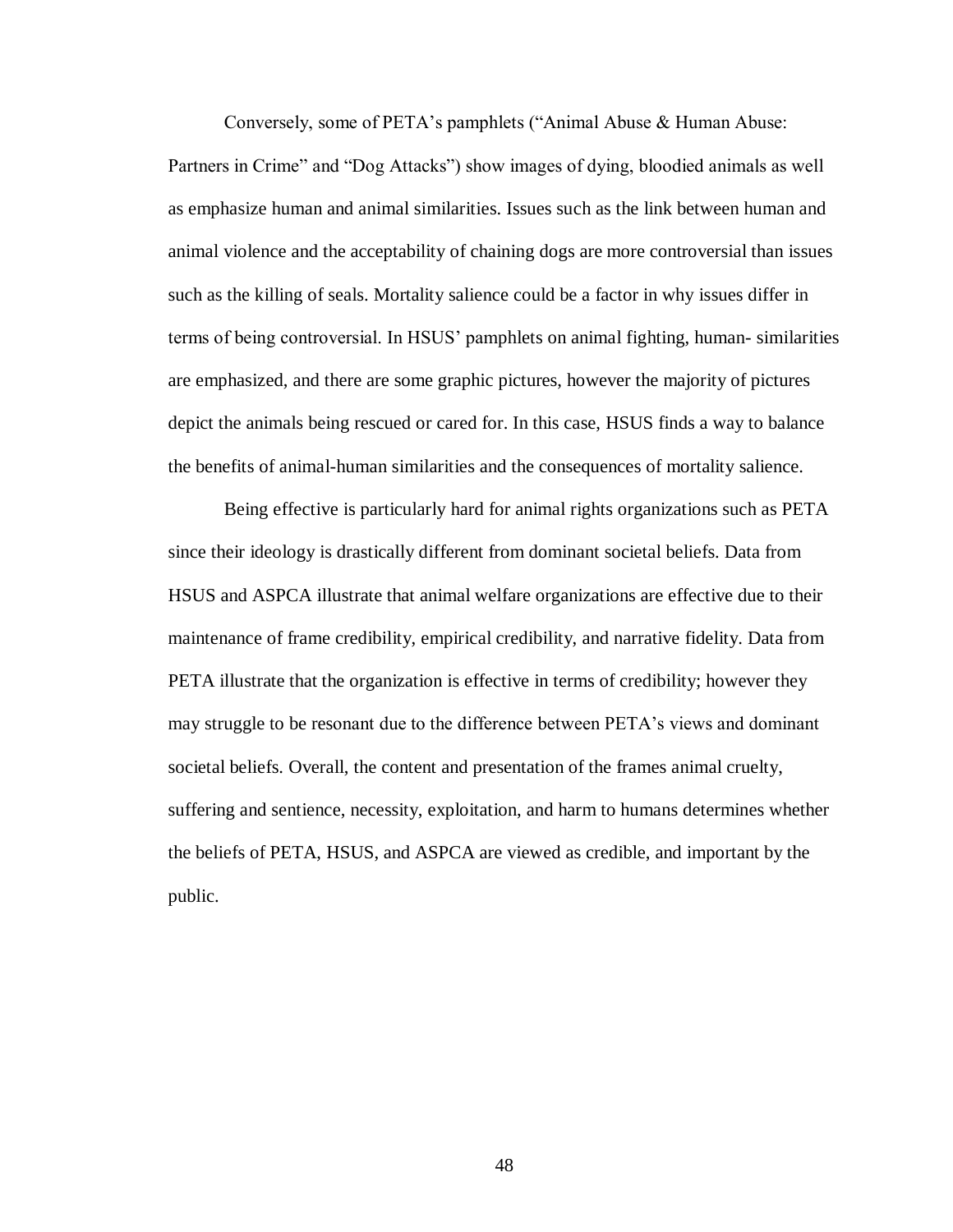Conversely, some of PETA's pamphlets ("Animal Abuse & Human Abuse: Partners in Crime" and "Dog Attacks") show images of dying, bloodied animals as well as emphasize human and animal similarities. Issues such as the link between human and animal violence and the acceptability of chaining dogs are more controversial than issues such as the killing of seals. Mortality salience could be a factor in why issues differ in terms of being controversial. In HSUS' pamphlets on animal fighting, human- similarities are emphasized, and there are some graphic pictures, however the majority of pictures depict the animals being rescued or cared for. In this case, HSUS finds a way to balance the benefits of animal-human similarities and the consequences of mortality salience.

Being effective is particularly hard for animal rights organizations such as PETA since their ideology is drastically different from dominant societal beliefs. Data from HSUS and ASPCA illustrate that animal welfare organizations are effective due to their maintenance of frame credibility, empirical credibility, and narrative fidelity. Data from PETA illustrate that the organization is effective in terms of credibility; however they may struggle to be resonant due to the difference between PETA's views and dominant societal beliefs. Overall, the content and presentation of the frames animal cruelty, suffering and sentience, necessity, exploitation, and harm to humans determines whether the beliefs of PETA, HSUS, and ASPCA are viewed as credible, and important by the public.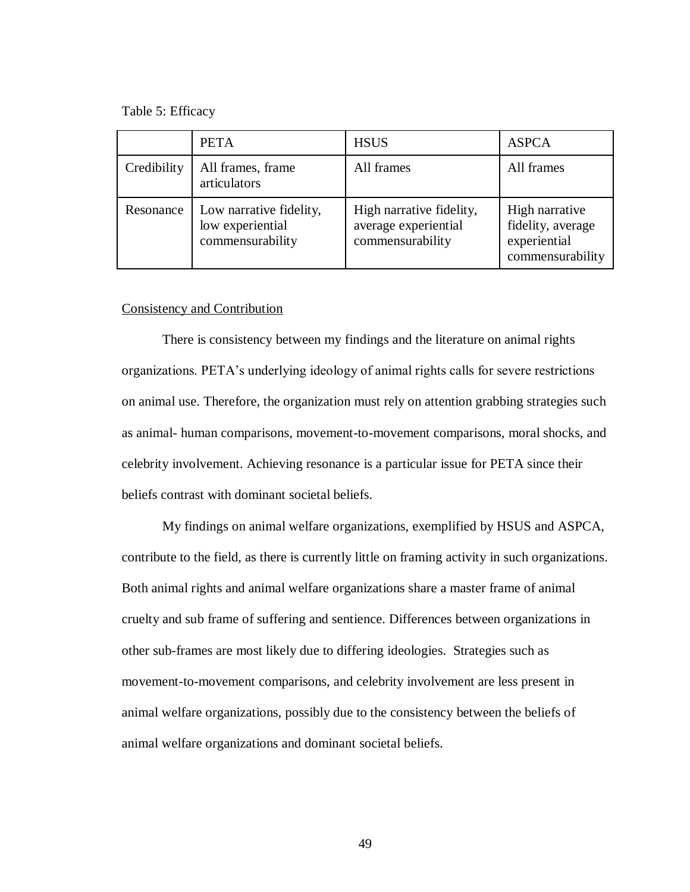Table 5: Efficacy

| | PETA | HSUS | ASPCA |
|---|---|---|---|
| Credibility | All frames, frame articulators | All frames | All frames |
| Resonance | Low narrative fidelity, low experiential commensurability | High narrative fidelity, average experiential commensurability | High narrative fidelity, average experiential commensurability |

Consistency and Contribution

There is consistency between my findings and the literature on animal rights organizations. PETA's underlying ideology of animal rights calls for severe restrictions on animal use. Therefore, the organization must rely on attention grabbing strategies such as animal- human comparisons, movement-to-movement comparisons, moral shocks, and celebrity involvement. Achieving resonance is a particular issue for PETA since their beliefs contrast with dominant societal beliefs.

My findings on animal welfare organizations, exemplified by HSUS and ASPCA, contribute to the field, as there is currently little on framing activity in such organizations. Both animal rights and animal welfare organizations share a master frame of animal cruelty and sub frame of suffering and sentience. Differences between organizations in other sub-frames are most likely due to differing ideologies. Strategies such as movement-to-movement comparisons, and celebrity involvement are less present in animal welfare organizations, possibly due to the consistency between the beliefs of animal welfare organizations and dominant societal beliefs.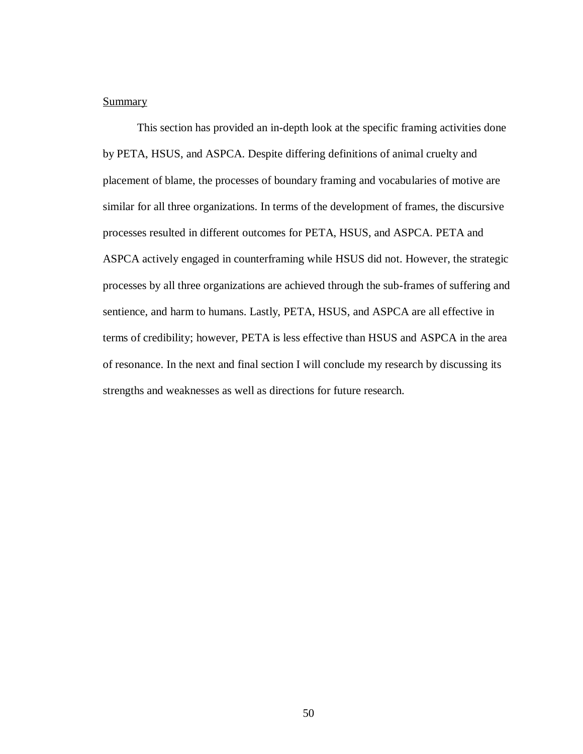## Summary

This section has provided an in-depth look at the specific framing activities done by PETA, HSUS, and ASPCA. Despite differing definitions of animal cruelty and placement of blame, the processes of boundary framing and vocabularies of motive are similar for all three organizations. In terms of the development of frames, the discursive processes resulted in different outcomes for PETA, HSUS, and ASPCA. PETA and ASPCA actively engaged in counterframing while HSUS did not. However, the strategic processes by all three organizations are achieved through the sub-frames of suffering and sentience, and harm to humans. Lastly, PETA, HSUS, and ASPCA are all effective in terms of credibility; however, PETA is less effective than HSUS and ASPCA in the area of resonance. In the next and final section I will conclude my research by discussing its strengths and weaknesses as well as directions for future research.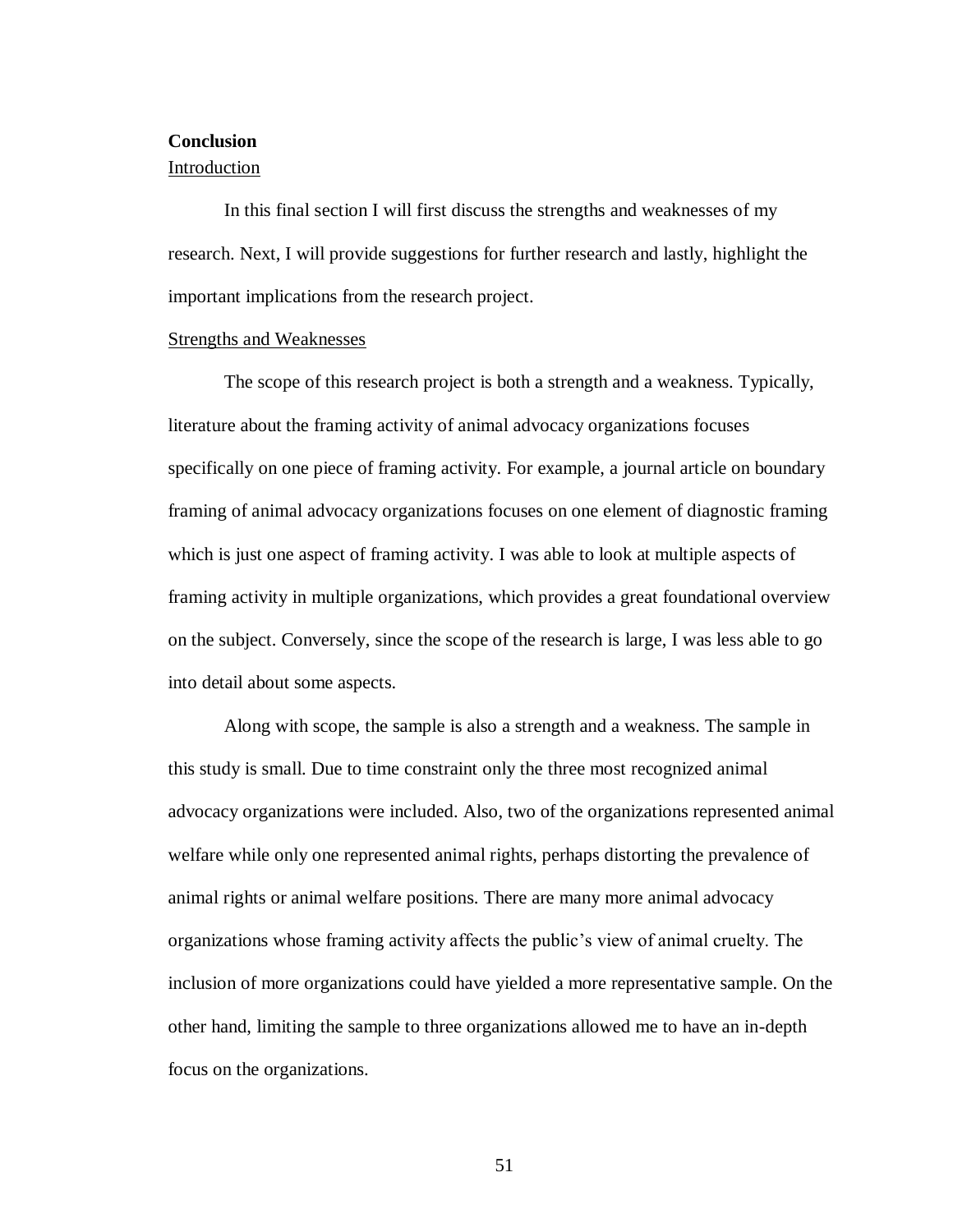## Conclusion

### Introduction

In this final section I will first discuss the strengths and weaknesses of my research. Next, I will provide suggestions for further research and lastly, highlight the important implications from the research project.

### Strengths and Weaknesses

The scope of this research project is both a strength and a weakness. Typically, literature about the framing activity of animal advocacy organizations focuses specifically on one piece of framing activity. For example, a journal article on boundary framing of animal advocacy organizations focuses on one element of diagnostic framing which is just one aspect of framing activity. I was able to look at multiple aspects of framing activity in multiple organizations, which provides a great foundational overview on the subject. Conversely, since the scope of the research is large, I was less able to go into detail about some aspects.

Along with scope, the sample is also a strength and a weakness. The sample in this study is small. Due to time constraint only the three most recognized animal advocacy organizations were included. Also, two of the organizations represented animal welfare while only one represented animal rights, perhaps distorting the prevalence of animal rights or animal welfare positions. There are many more animal advocacy organizations whose framing activity affects the public's view of animal cruelty. The inclusion of more organizations could have yielded a more representative sample. On the other hand, limiting the sample to three organizations allowed me to have an in-depth focus on the organizations.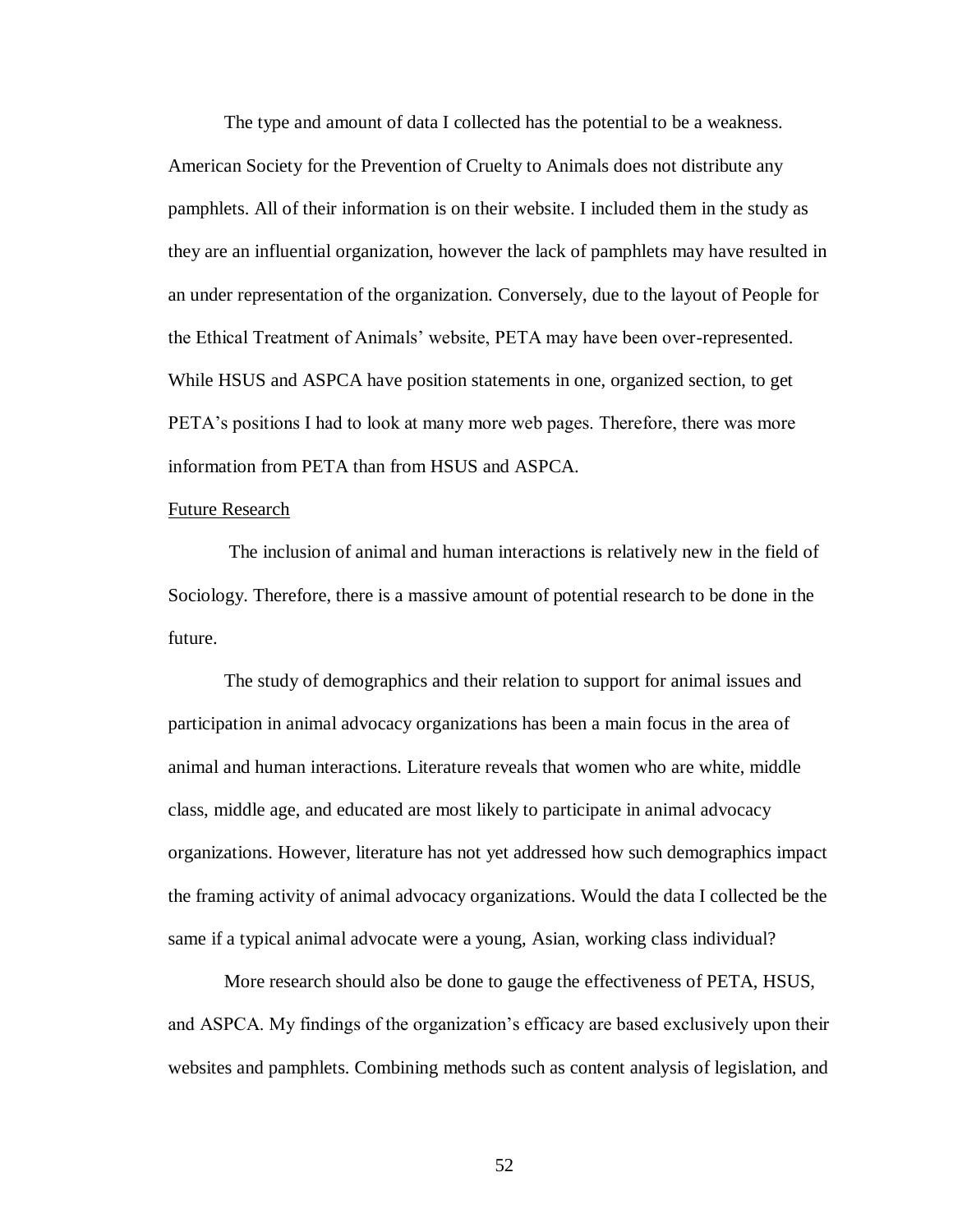The type and amount of data I collected has the potential to be a weakness. American Society for the Prevention of Cruelty to Animals does not distribute any pamphlets. All of their information is on their website. I included them in the study as they are an influential organization, however the lack of pamphlets may have resulted in an under representation of the organization. Conversely, due to the layout of People for the Ethical Treatment of Animals' website, PETA may have been over-represented. While HSUS and ASPCA have position statements in one, organized section, to get PETA's positions I had to look at many more web pages. Therefore, there was more information from PETA than from HSUS and ASPCA.

## Future Research

The inclusion of animal and human interactions is relatively new in the field of Sociology. Therefore, there is a massive amount of potential research to be done in the future.

The study of demographics and their relation to support for animal issues and participation in animal advocacy organizations has been a main focus in the area of animal and human interactions. Literature reveals that women who are white, middle class, middle age, and educated are most likely to participate in animal advocacy organizations. However, literature has not yet addressed how such demographics impact the framing activity of animal advocacy organizations. Would the data I collected be the same if a typical animal advocate were a young, Asian, working class individual?

More research should also be done to gauge the effectiveness of PETA, HSUS, and ASPCA. My findings of the organization's efficacy are based exclusively upon their websites and pamphlets. Combining methods such as content analysis of legislation, and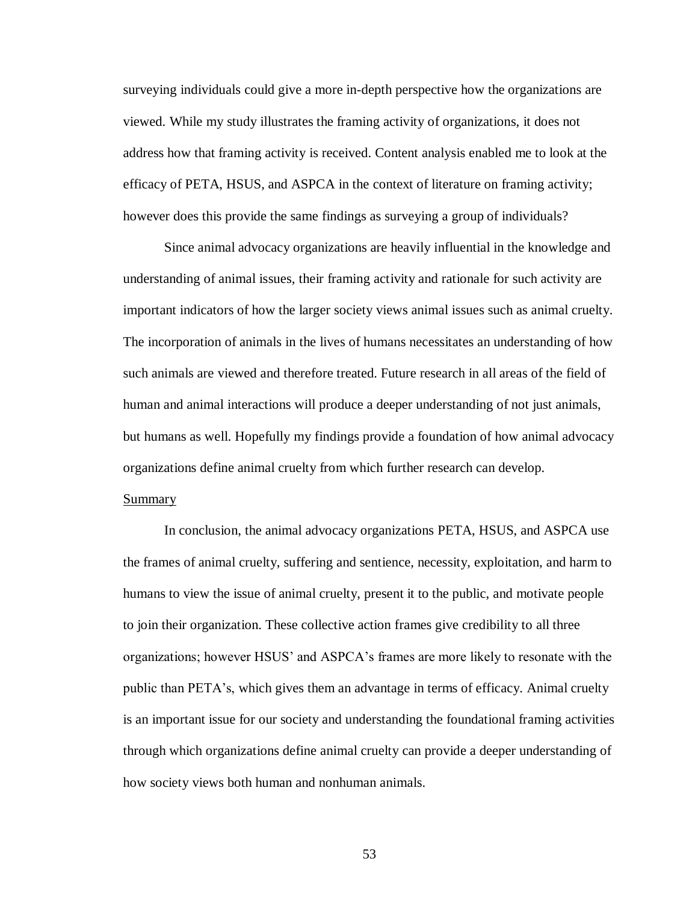surveying individuals could give a more in-depth perspective how the organizations are viewed. While my study illustrates the framing activity of organizations, it does not address how that framing activity is received. Content analysis enabled me to look at the efficacy of PETA, HSUS, and ASPCA in the context of literature on framing activity; however does this provide the same findings as surveying a group of individuals?

Since animal advocacy organizations are heavily influential in the knowledge and understanding of animal issues, their framing activity and rationale for such activity are important indicators of how the larger society views animal issues such as animal cruelty. The incorporation of animals in the lives of humans necessitates an understanding of how such animals are viewed and therefore treated. Future research in all areas of the field of human and animal interactions will produce a deeper understanding of not just animals, but humans as well. Hopefully my findings provide a foundation of how animal advocacy organizations define animal cruelty from which further research can develop.

## Summary

In conclusion, the animal advocacy organizations PETA, HSUS, and ASPCA use the frames of animal cruelty, suffering and sentience, necessity, exploitation, and harm to humans to view the issue of animal cruelty, present it to the public, and motivate people to join their organization. These collective action frames give credibility to all three organizations; however HSUS' and ASPCA's frames are more likely to resonate with the public than PETA's, which gives them an advantage in terms of efficacy. Animal cruelty is an important issue for our society and understanding the foundational framing activities through which organizations define animal cruelty can provide a deeper understanding of how society views both human and nonhuman animals.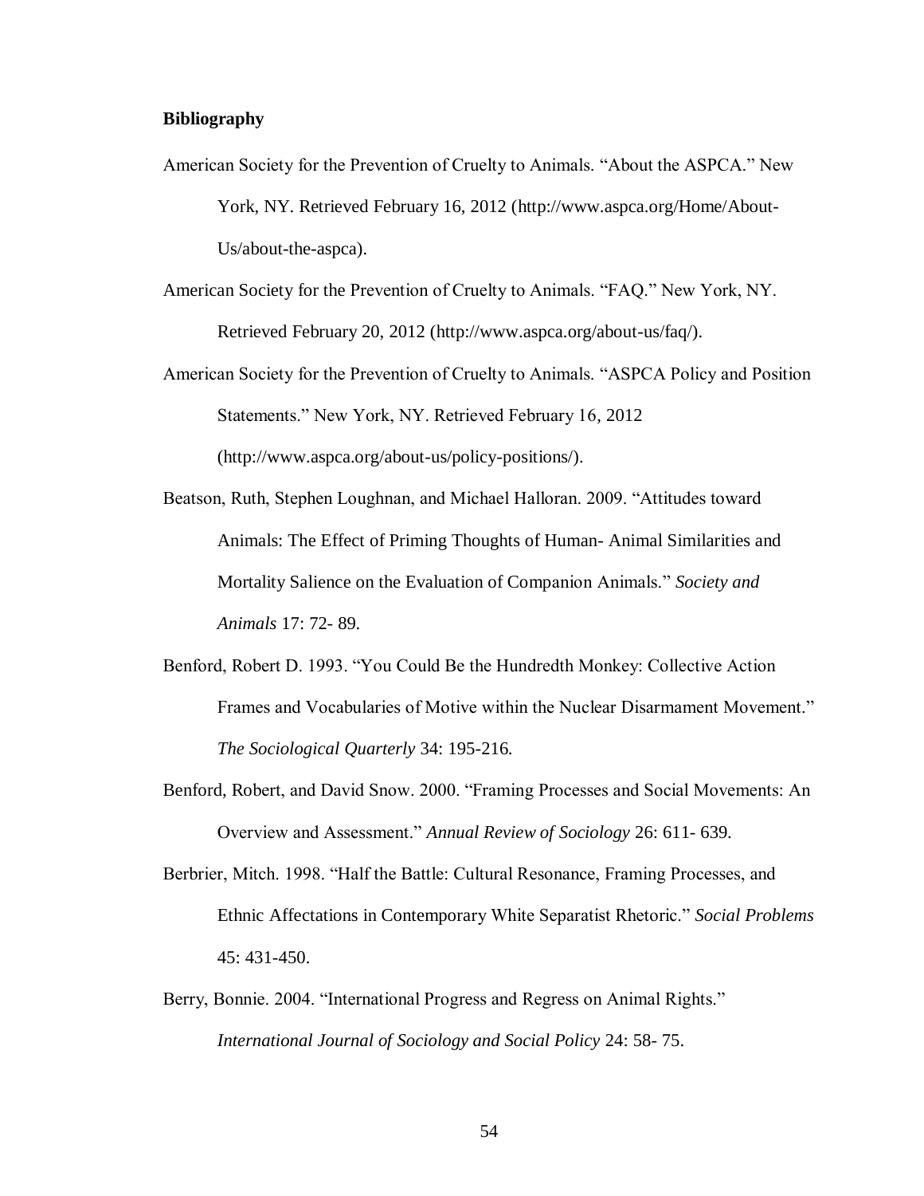**Bibliography**

American Society for the Prevention of Cruelty to Animals. “About the ASPCA.” New York, NY. Retrieved February 16, 2012 (http://www.aspca.org/Home/About-Us/about-the-aspca).

American Society for the Prevention of Cruelty to Animals. “FAQ.” New York, NY. Retrieved February 20, 2012 (http://www.aspca.org/about-us/faq/).

American Society for the Prevention of Cruelty to Animals. “ASPCA Policy and Position Statements.” New York, NY. Retrieved February 16, 2012 (http://www.aspca.org/about-us/policy-positions/).

Beatson, Ruth, Stephen Loughnan, and Michael Halloran. 2009. “Attitudes toward Animals: The Effect of Priming Thoughts of Human- Animal Similarities and Mortality Salience on the Evaluation of Companion Animals.” *Society and Animals* 17: 72- 89.

Benford, Robert D. 1993. “You Could Be the Hundredth Monkey: Collective Action Frames and Vocabularies of Motive within the Nuclear Disarmament Movement.” *The Sociological Quarterly* 34: 195-216.

Benford, Robert, and David Snow. 2000. “Framing Processes and Social Movements: An Overview and Assessment.” *Annual Review of Sociology* 26: 611- 639.

Berbrier, Mitch. 1998. “Half the Battle: Cultural Resonance, Framing Processes, and Ethnic Affectations in Contemporary White Separatist Rhetoric.” *Social Problems* 45: 431-450.

Berry, Bonnie. 2004. “International Progress and Regress on Animal Rights.” *International Journal of Sociology and Social Policy* 24: 58- 75.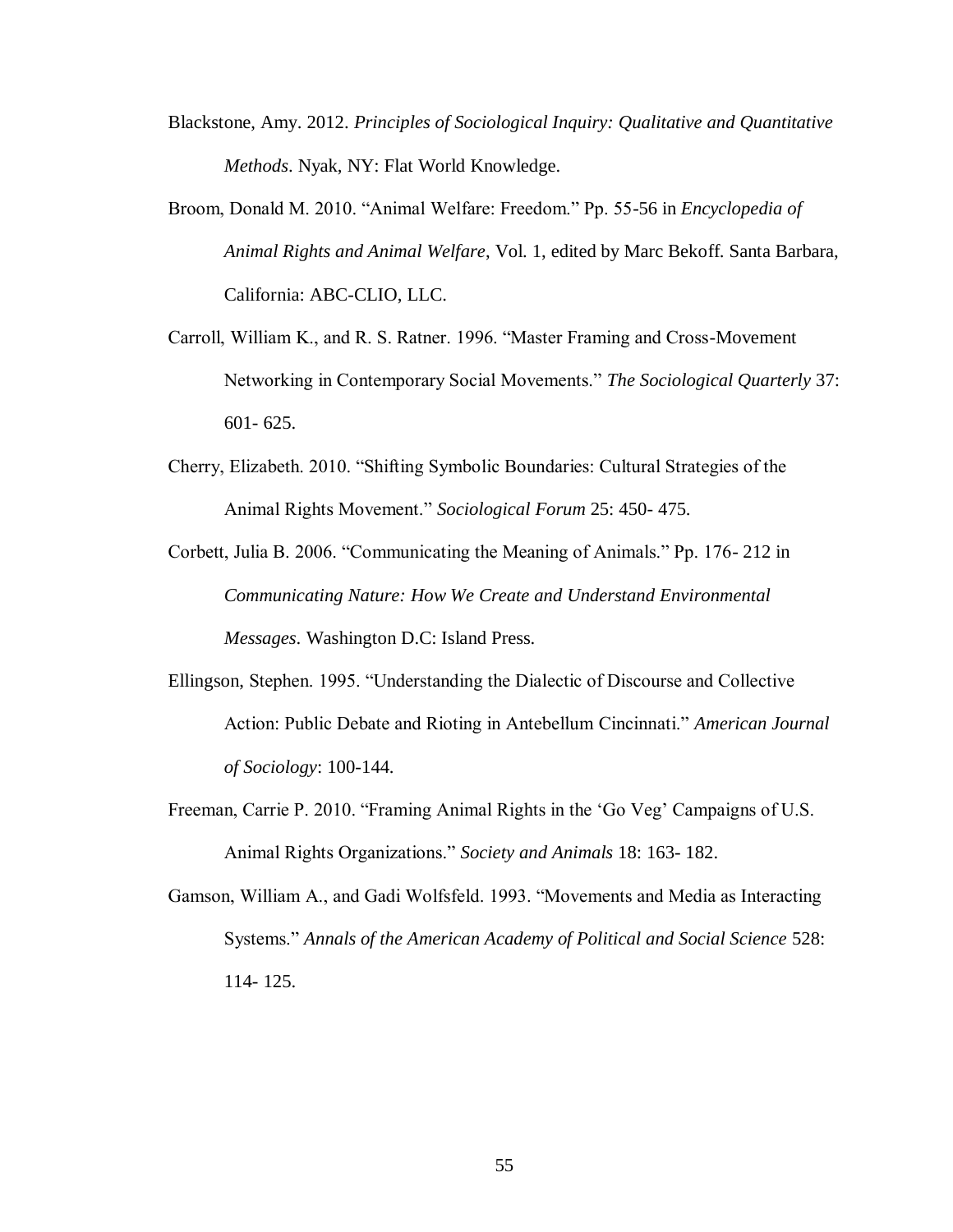Blackstone, Amy. 2012. *Principles of Sociological Inquiry: Qualitative and Quantitative Methods*. Nyak, NY: Flat World Knowledge.

Broom, Donald M. 2010. "Animal Welfare: Freedom." Pp. 55-56 in *Encyclopedia of Animal Rights and Animal Welfare*, Vol. 1, edited by Marc Bekoff. Santa Barbara, California: ABC-CLIO, LLC.

Carroll, William K., and R. S. Ratner. 1996. "Master Framing and Cross-Movement Networking in Contemporary Social Movements." *The Sociological Quarterly* 37: 601- 625.

Cherry, Elizabeth. 2010. "Shifting Symbolic Boundaries: Cultural Strategies of the Animal Rights Movement." *Sociological Forum* 25: 450- 475.

Corbett, Julia B. 2006. "Communicating the Meaning of Animals." Pp. 176- 212 in *Communicating Nature: How We Create and Understand Environmental Messages*. Washington D.C: Island Press.

Ellingson, Stephen. 1995. "Understanding the Dialectic of Discourse and Collective Action: Public Debate and Rioting in Antebellum Cincinnati." *American Journal of Sociology*: 100-144.

Freeman, Carrie P. 2010. "Framing Animal Rights in the 'Go Veg' Campaigns of U.S. Animal Rights Organizations." *Society and Animals* 18: 163- 182.

Gamson, William A., and Gadi Wolfsfeld. 1993. "Movements and Media as Interacting Systems." *Annals of the American Academy of Political and Social Science* 528: 114- 125.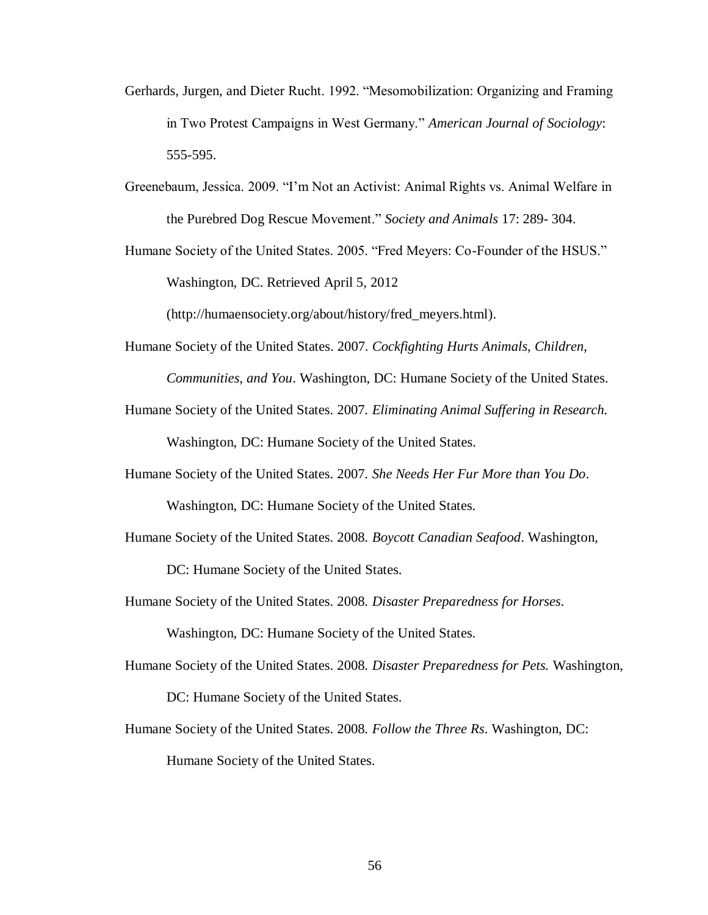Gerhards, Jurgen, and Dieter Rucht. 1992. "Mesomobilization: Organizing and Framing in Two Protest Campaigns in West Germany." *American Journal of Sociology*: 555-595.

Greenebaum, Jessica. 2009. "I'm Not an Activist: Animal Rights vs. Animal Welfare in the Purebred Dog Rescue Movement." *Society and Animals* 17: 289- 304.

Humane Society of the United States. 2005. "Fred Meyers: Co-Founder of the HSUS." Washington, DC. Retrieved April 5, 2012 (http://humaensociety.org/about/history/fred_meyers.html).

Humane Society of the United States. 2007. *Cockfighting Hurts Animals, Children, Communities, and You*. Washington, DC: Humane Society of the United States.

Humane Society of the United States. 2007. *Eliminating Animal Suffering in Research.* Washington, DC: Humane Society of the United States.

Humane Society of the United States. 2007. *She Needs Her Fur More than You Do*. Washington, DC: Humane Society of the United States.

Humane Society of the United States. 2008. *Boycott Canadian Seafood*. Washington, DC: Humane Society of the United States.

Humane Society of the United States. 2008. *Disaster Preparedness for Horses*. Washington, DC: Humane Society of the United States.

Humane Society of the United States. 2008. *Disaster Preparedness for Pets.* Washington, DC: Humane Society of the United States.

Humane Society of the United States. 2008. *Follow the Three Rs*. Washington, DC: Humane Society of the United States.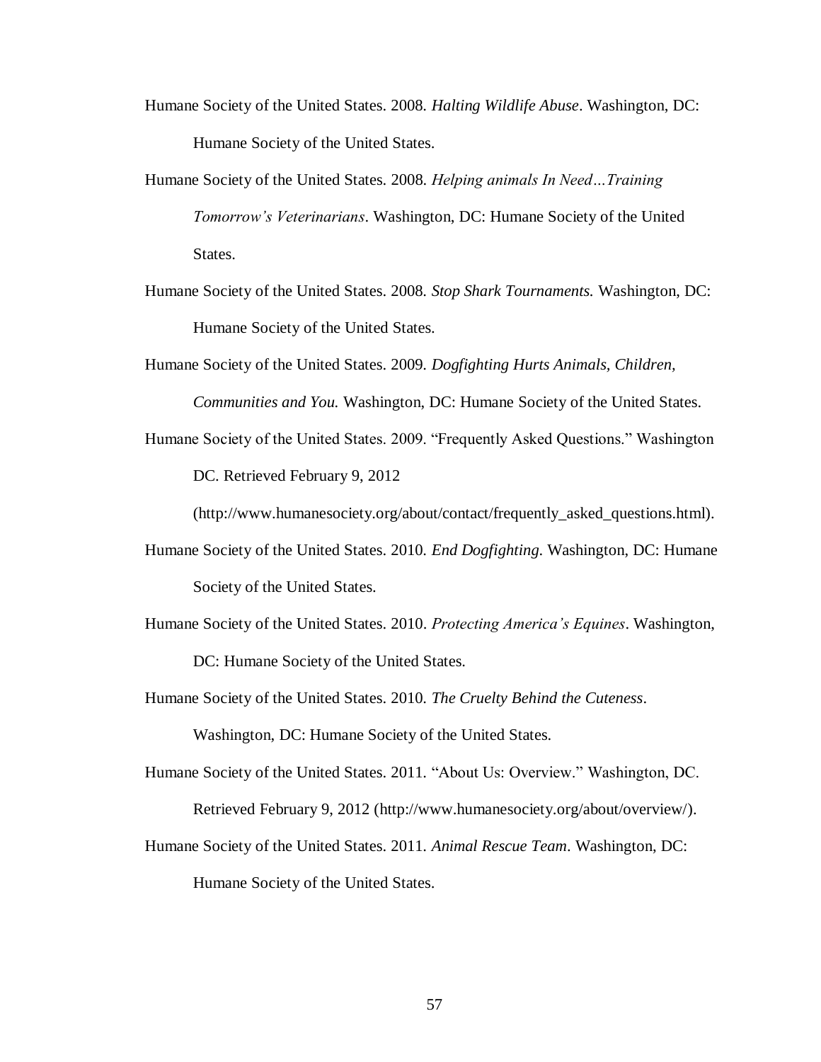Humane Society of the United States. 2008. *Halting Wildlife Abuse*. Washington, DC: Humane Society of the United States.

Humane Society of the United States. 2008. *Helping animals In Need…Training Tomorrow's Veterinarians*. Washington, DC: Humane Society of the United States.

Humane Society of the United States. 2008. *Stop Shark Tournaments.* Washington, DC: Humane Society of the United States.

Humane Society of the United States. 2009. *Dogfighting Hurts Animals, Children, Communities and You.* Washington, DC: Humane Society of the United States.

Humane Society of the United States. 2009. "Frequently Asked Questions." Washington DC. Retrieved February 9, 2012 (http://www.humanesociety.org/about/contact/frequently_asked_questions.html).

Humane Society of the United States. 2010. *End Dogfighting*. Washington, DC: Humane Society of the United States.

Humane Society of the United States. 2010. *Protecting America's Equines*. Washington, DC: Humane Society of the United States.

Humane Society of the United States. 2010. *The Cruelty Behind the Cuteness*. Washington, DC: Humane Society of the United States.

Humane Society of the United States. 2011. "About Us: Overview." Washington, DC. Retrieved February 9, 2012 (http://www.humanesociety.org/about/overview/).

Humane Society of the United States. 2011. *Animal Rescue Team*. Washington, DC: Humane Society of the United States.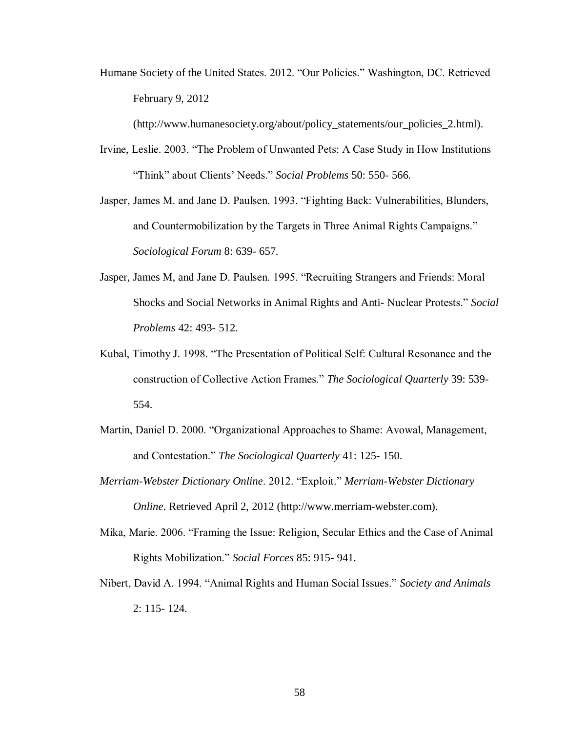Humane Society of the United States. 2012. "Our Policies." Washington, DC. Retrieved February 9, 2012 (http://www.humanesociety.org/about/policy_statements/our_policies_2.html).

Irvine, Leslie. 2003. "The Problem of Unwanted Pets: A Case Study in How Institutions "Think" about Clients' Needs." *Social Problems* 50: 550- 566.

Jasper, James M. and Jane D. Paulsen. 1993. "Fighting Back: Vulnerabilities, Blunders, and Countermobilization by the Targets in Three Animal Rights Campaigns." *Sociological Forum* 8: 639- 657.

Jasper, James M, and Jane D. Paulsen. 1995. "Recruiting Strangers and Friends: Moral Shocks and Social Networks in Animal Rights and Anti- Nuclear Protests." *Social Problems* 42: 493- 512.

Kubal, Timothy J. 1998. "The Presentation of Political Self: Cultural Resonance and the construction of Collective Action Frames." *The Sociological Quarterly* 39: 539- 554.

Martin, Daniel D. 2000. "Organizational Approaches to Shame: Avowal, Management, and Contestation." *The Sociological Quarterly* 41: 125- 150.

*Merriam-Webster Dictionary Online*. 2012. "Exploit." *Merriam-Webster Dictionary Online*. Retrieved April 2, 2012 (http://www.merriam-webster.com).

Mika, Marie. 2006. "Framing the Issue: Religion, Secular Ethics and the Case of Animal Rights Mobilization." *Social Forces* 85: 915- 941.

Nibert, David A. 1994. "Animal Rights and Human Social Issues." *Society and Animals* 2: 115- 124.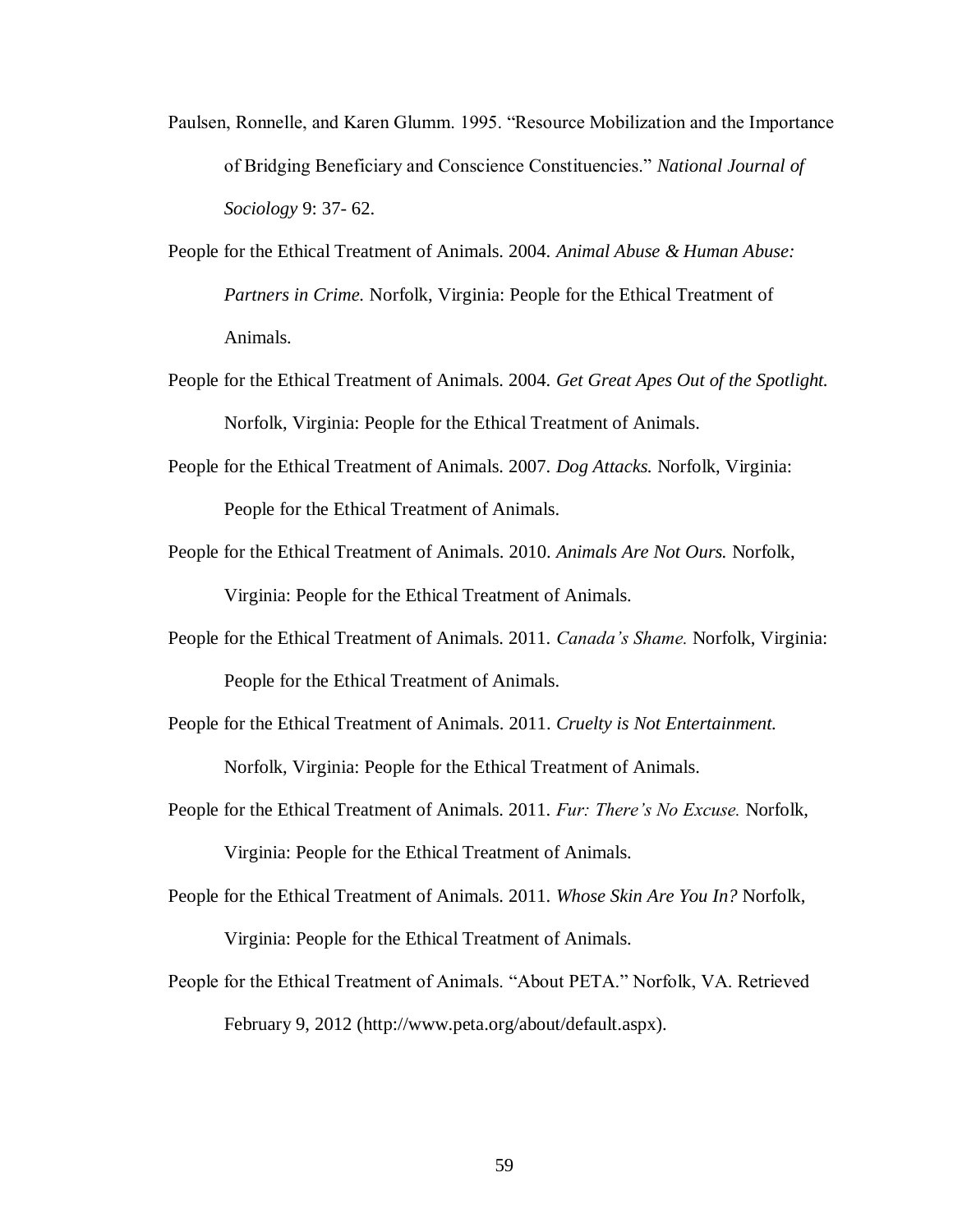Paulsen, Ronnelle, and Karen Glumm. 1995. "Resource Mobilization and the Importance of Bridging Beneficiary and Conscience Constituencies." *National Journal of Sociology* 9: 37- 62.

People for the Ethical Treatment of Animals. 2004. *Animal Abuse & Human Abuse: Partners in Crime.* Norfolk, Virginia: People for the Ethical Treatment of Animals.

People for the Ethical Treatment of Animals. 2004. *Get Great Apes Out of the Spotlight.* Norfolk, Virginia: People for the Ethical Treatment of Animals.

People for the Ethical Treatment of Animals. 2007. *Dog Attacks.* Norfolk, Virginia: People for the Ethical Treatment of Animals.

People for the Ethical Treatment of Animals. 2010. *Animals Are Not Ours.* Norfolk, Virginia: People for the Ethical Treatment of Animals.

People for the Ethical Treatment of Animals. 2011. *Canada's Shame.* Norfolk, Virginia: People for the Ethical Treatment of Animals.

People for the Ethical Treatment of Animals. 2011. *Cruelty is Not Entertainment.* Norfolk, Virginia: People for the Ethical Treatment of Animals.

People for the Ethical Treatment of Animals. 2011. *Fur: There's No Excuse.* Norfolk, Virginia: People for the Ethical Treatment of Animals.

People for the Ethical Treatment of Animals. 2011. *Whose Skin Are You In?* Norfolk, Virginia: People for the Ethical Treatment of Animals.

People for the Ethical Treatment of Animals. "About PETA." Norfolk, VA. Retrieved February 9, 2012 (http://www.peta.org/about/default.aspx).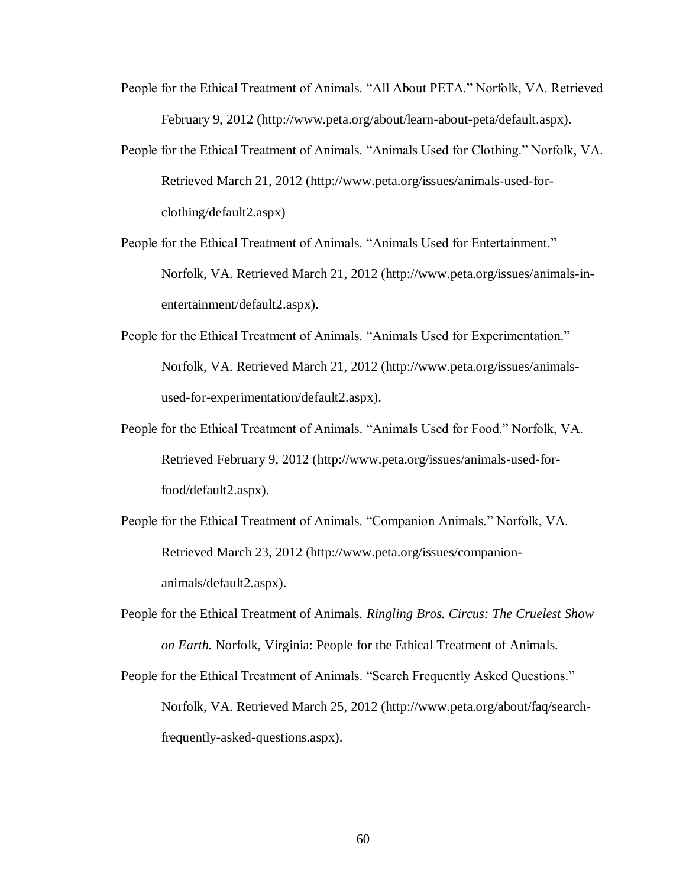People for the Ethical Treatment of Animals. "All About PETA." Norfolk, VA. Retrieved February 9, 2012 (http://www.peta.org/about/learn-about-peta/default.aspx).

People for the Ethical Treatment of Animals. "Animals Used for Clothing." Norfolk, VA. Retrieved March 21, 2012 (http://www.peta.org/issues/animals-used-for-clothing/default2.aspx)

People for the Ethical Treatment of Animals. "Animals Used for Entertainment." Norfolk, VA. Retrieved March 21, 2012 (http://www.peta.org/issues/animals-in-entertainment/default2.aspx).

People for the Ethical Treatment of Animals. "Animals Used for Experimentation." Norfolk, VA. Retrieved March 21, 2012 (http://www.peta.org/issues/animals-used-for-experimentation/default2.aspx).

People for the Ethical Treatment of Animals. "Animals Used for Food." Norfolk, VA. Retrieved February 9, 2012 (http://www.peta.org/issues/animals-used-for-food/default2.aspx).

People for the Ethical Treatment of Animals. "Companion Animals." Norfolk, VA. Retrieved March 23, 2012 (http://www.peta.org/issues/companion-animals/default2.aspx).

People for the Ethical Treatment of Animals. *Ringling Bros. Circus: The Cruelest Show on Earth.* Norfolk, Virginia: People for the Ethical Treatment of Animals.

People for the Ethical Treatment of Animals. "Search Frequently Asked Questions." Norfolk, VA. Retrieved March 25, 2012 (http://www.peta.org/about/faq/search-frequently-asked-questions.aspx).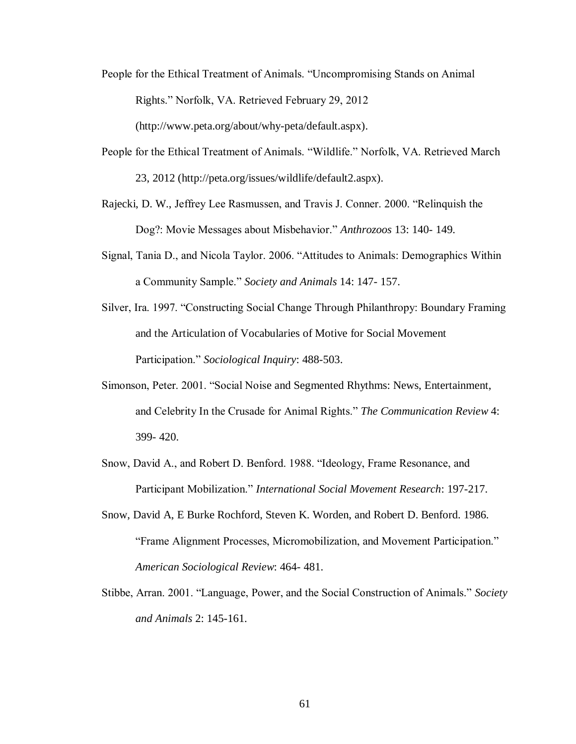People for the Ethical Treatment of Animals. "Uncompromising Stands on Animal Rights." Norfolk, VA. Retrieved February 29, 2012 (http://www.peta.org/about/why-peta/default.aspx).

People for the Ethical Treatment of Animals. "Wildlife." Norfolk, VA. Retrieved March 23, 2012 (http://peta.org/issues/wildlife/default2.aspx).

Rajecki, D. W., Jeffrey Lee Rasmussen, and Travis J. Conner. 2000. "Relinquish the Dog?: Movie Messages about Misbehavior." *Anthrozoos* 13: 140- 149.

Signal, Tania D., and Nicola Taylor. 2006. "Attitudes to Animals: Demographics Within a Community Sample." *Society and Animals* 14: 147- 157.

Silver, Ira. 1997. "Constructing Social Change Through Philanthropy: Boundary Framing and the Articulation of Vocabularies of Motive for Social Movement Participation." *Sociological Inquiry*: 488-503.

Simonson, Peter. 2001. "Social Noise and Segmented Rhythms: News, Entertainment, and Celebrity In the Crusade for Animal Rights." *The Communication Review* 4: 399- 420.

Snow, David A., and Robert D. Benford. 1988. "Ideology, Frame Resonance, and Participant Mobilization." *International Social Movement Research*: 197-217.

Snow, David A, E Burke Rochford, Steven K. Worden, and Robert D. Benford. 1986. "Frame Alignment Processes, Micromobilization, and Movement Participation." *American Sociological Review*: 464- 481.

Stibbe, Arran. 2001. "Language, Power, and the Social Construction of Animals." *Society and Animals* 2: 145-161.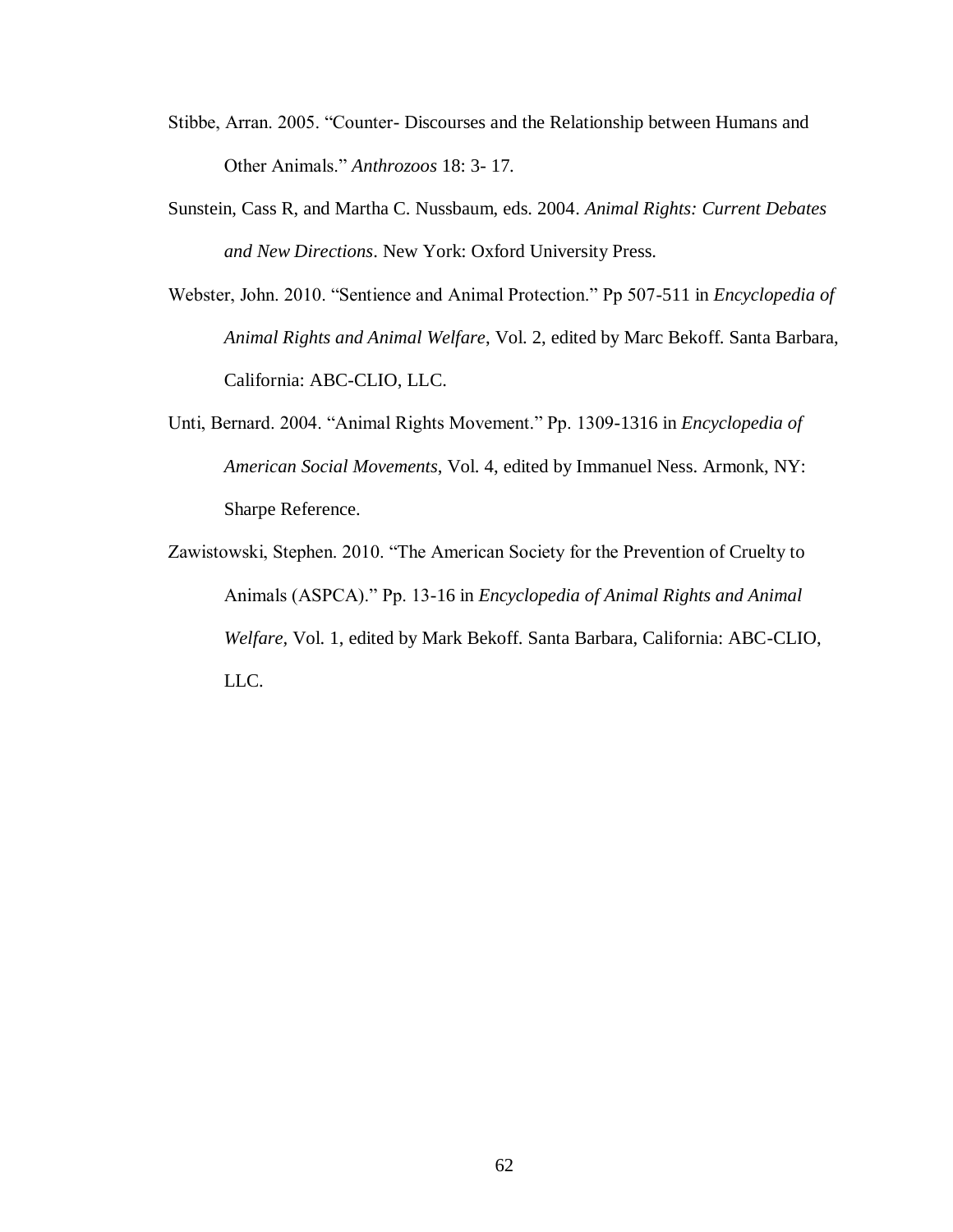Stibbe, Arran. 2005. "Counter- Discourses and the Relationship between Humans and Other Animals." *Anthrozoos* 18: 3- 17.

Sunstein, Cass R, and Martha C. Nussbaum, eds. 2004. *Animal Rights: Current Debates and New Directions*. New York: Oxford University Press.

Webster, John. 2010. "Sentience and Animal Protection." Pp 507-511 in *Encyclopedia of Animal Rights and Animal Welfare*, Vol. 2, edited by Marc Bekoff. Santa Barbara, California: ABC-CLIO, LLC.

Unti, Bernard. 2004. "Animal Rights Movement." Pp. 1309-1316 in *Encyclopedia of American Social Movements*, Vol. 4, edited by Immanuel Ness. Armonk, NY: Sharpe Reference.

Zawistowski, Stephen. 2010. "The American Society for the Prevention of Cruelty to Animals (ASPCA)." Pp. 13-16 in *Encyclopedia of Animal Rights and Animal Welfare*, Vol. 1, edited by Mark Bekoff. Santa Barbara, California: ABC-CLIO, LLC.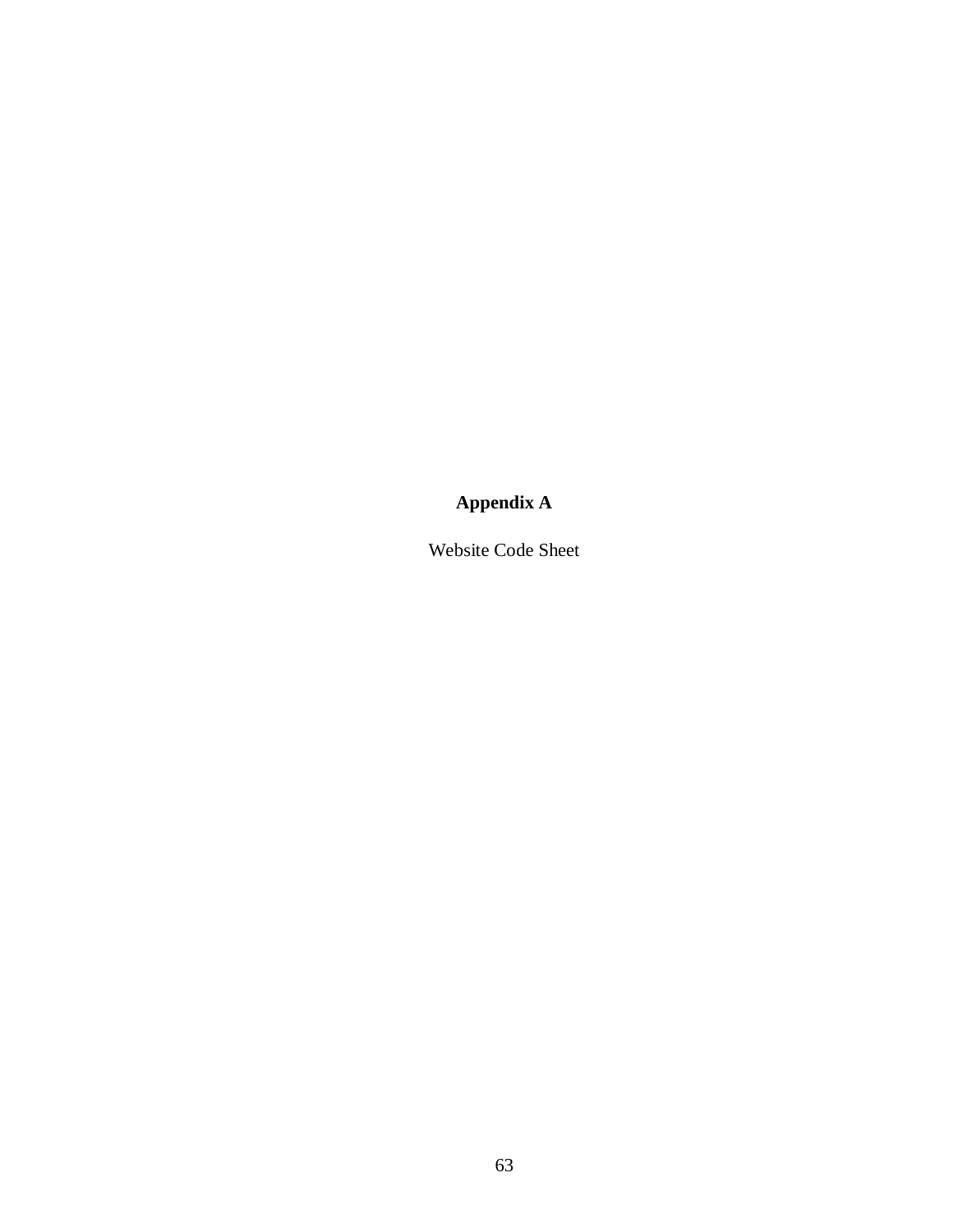# Appendix A

Website Code Sheet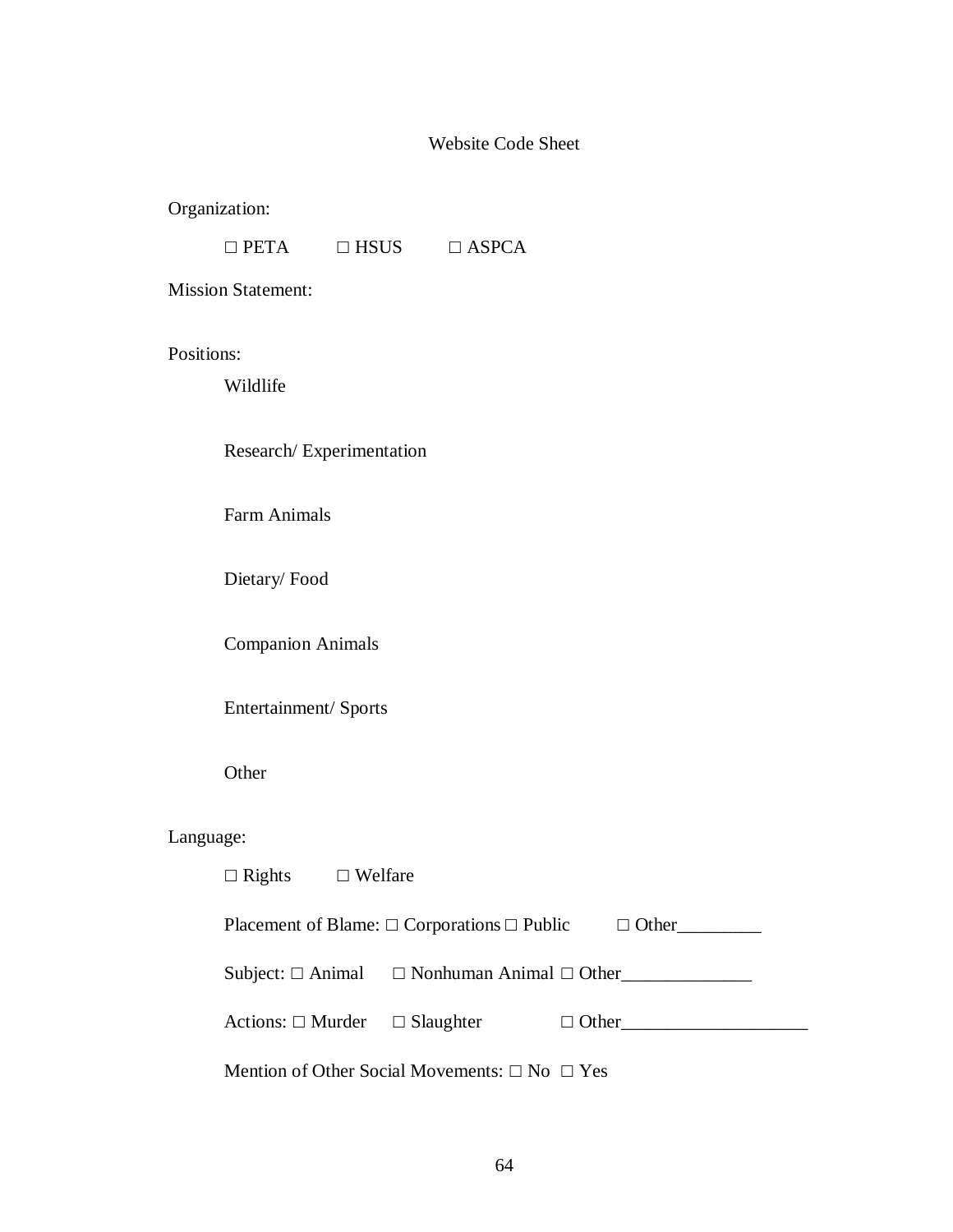# Website Code Sheet

Organization:

□ PETA □ HSUS □ ASPCA

Mission Statement:

Positions:

Wildlife

Research/ Experimentation

Farm Animals

Dietary/ Food

Companion Animals

Entertainment/ Sports

Other

Language:

□ Rights □ Welfare

Placement of Blame: □ Corporations □ Public □ Other_________

Subject: □ Animal □ Nonhuman Animal □ Other______________

Actions: □ Murder □ Slaughter □ Other____________________

Mention of Other Social Movements: □ No □ Yes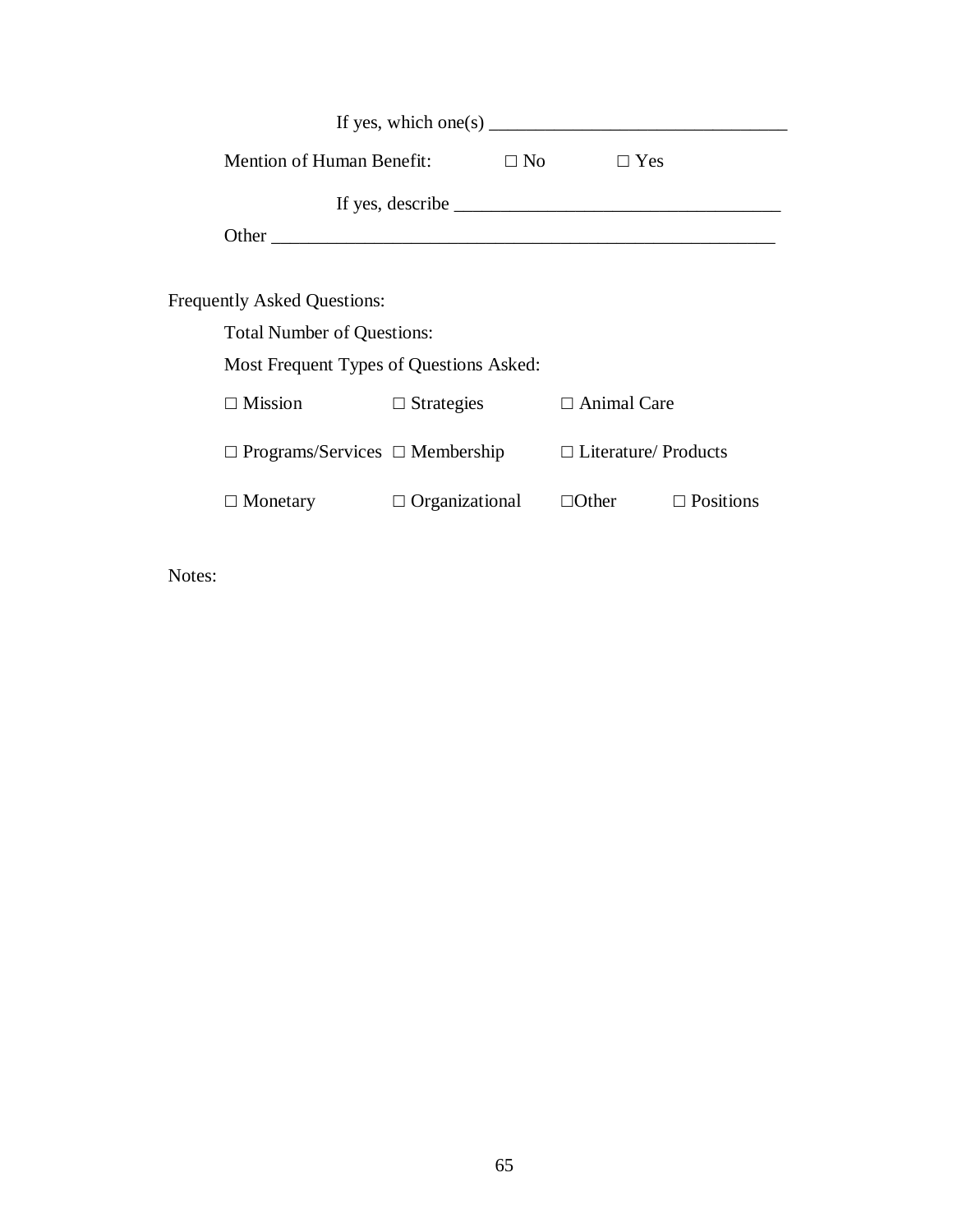If yes, which one(s) ________________________________

Mention of Human Benefit: □ No □ Yes

If yes, describe ___________________________________

Other ________________________________________________________

Frequently Asked Questions:

Total Number of Questions:

Most Frequent Types of Questions Asked:

□ Mission □ Strategies □ Animal Care

□ Programs/Services □ Membership □ Literature/ Products

□ Monetary □ Organizational □Other □ Positions

Notes: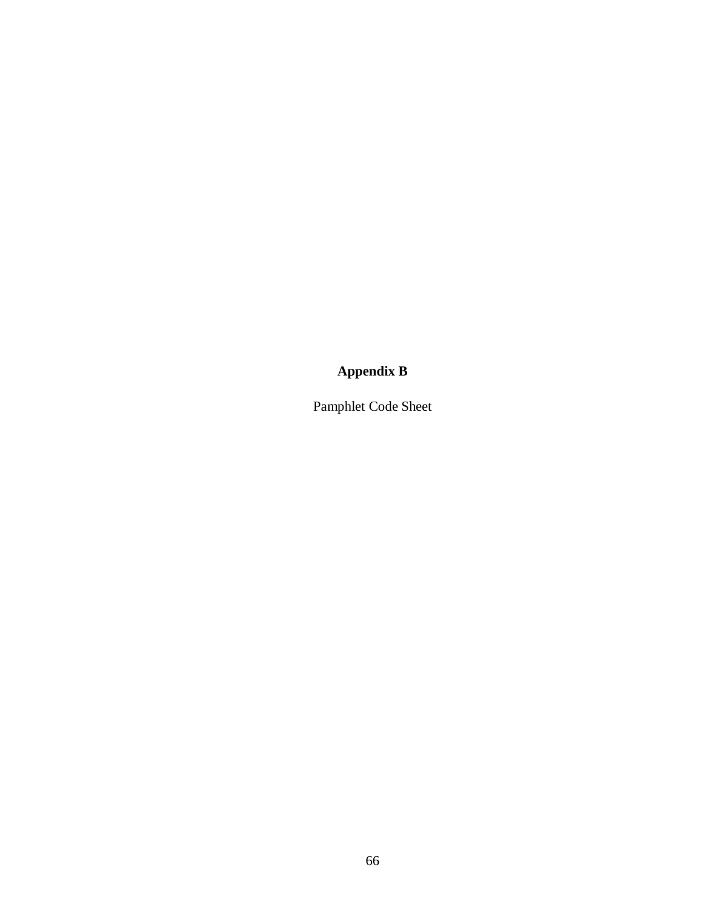# Appendix B

Pamphlet Code Sheet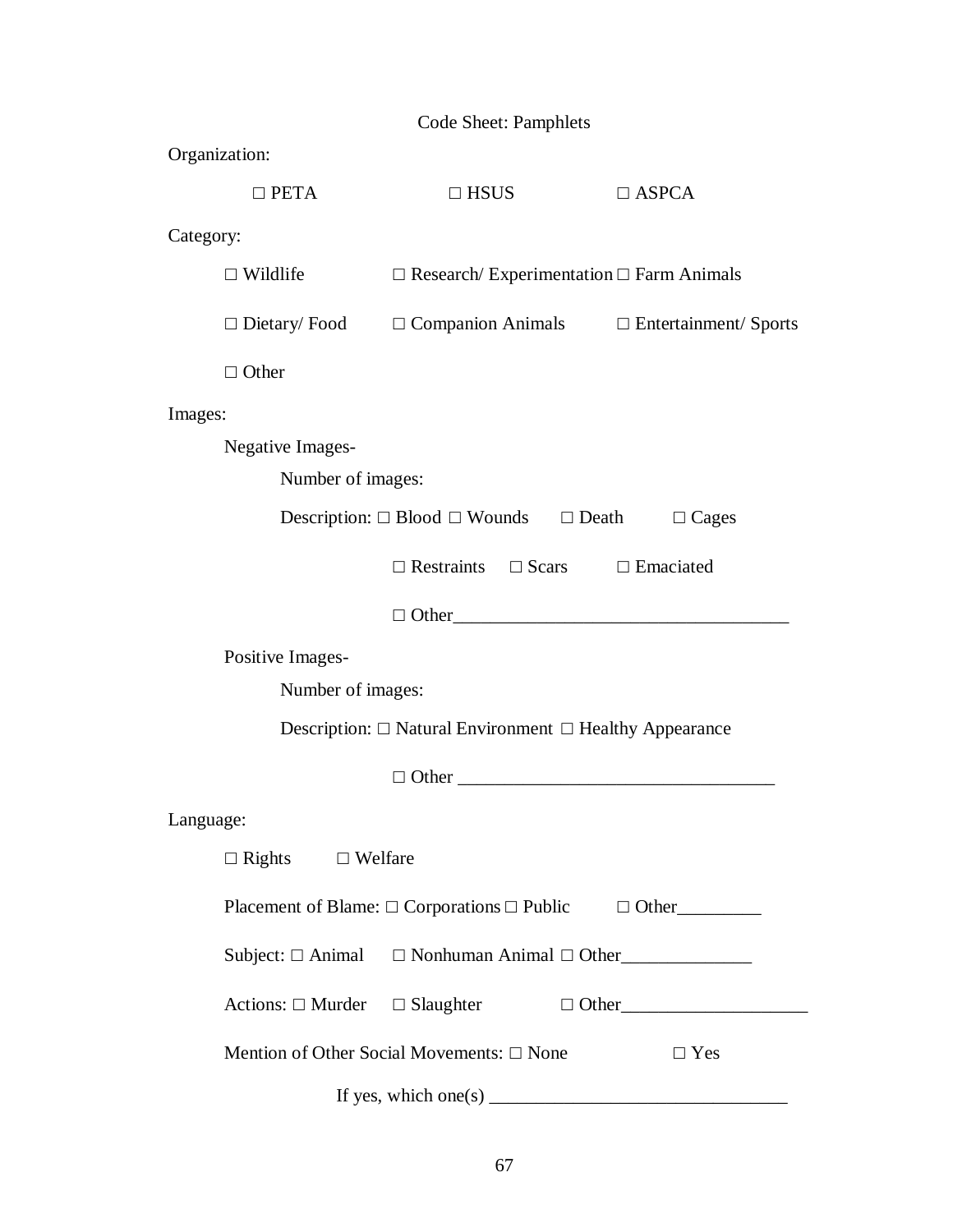## Code Sheet: Pamphlets

Organization:

□ PETA □ HSUS □ ASPCA

Category:

□ Wildlife □ Research/ Experimentation □ Farm Animals

□ Dietary/ Food □ Companion Animals □ Entertainment/ Sports

□ Other

Images:

Negative Images-

Number of images:

Description: □ Blood □ Wounds □ Death □ Cages

□ Restraints □ Scars □ Emaciated

□ Other____________________________________

Positive Images-

Number of images:

Description: □ Natural Environment □ Healthy Appearance

□ Other __________________________________

Language:

□ Rights □ Welfare

Placement of Blame: □ Corporations □ Public □ Other_________

Subject: □ Animal □ Nonhuman Animal □ Other______________

Actions: □ Murder □ Slaughter □ Other____________________

Mention of Other Social Movements: □ None □ Yes

If yes, which one(s) ________________________________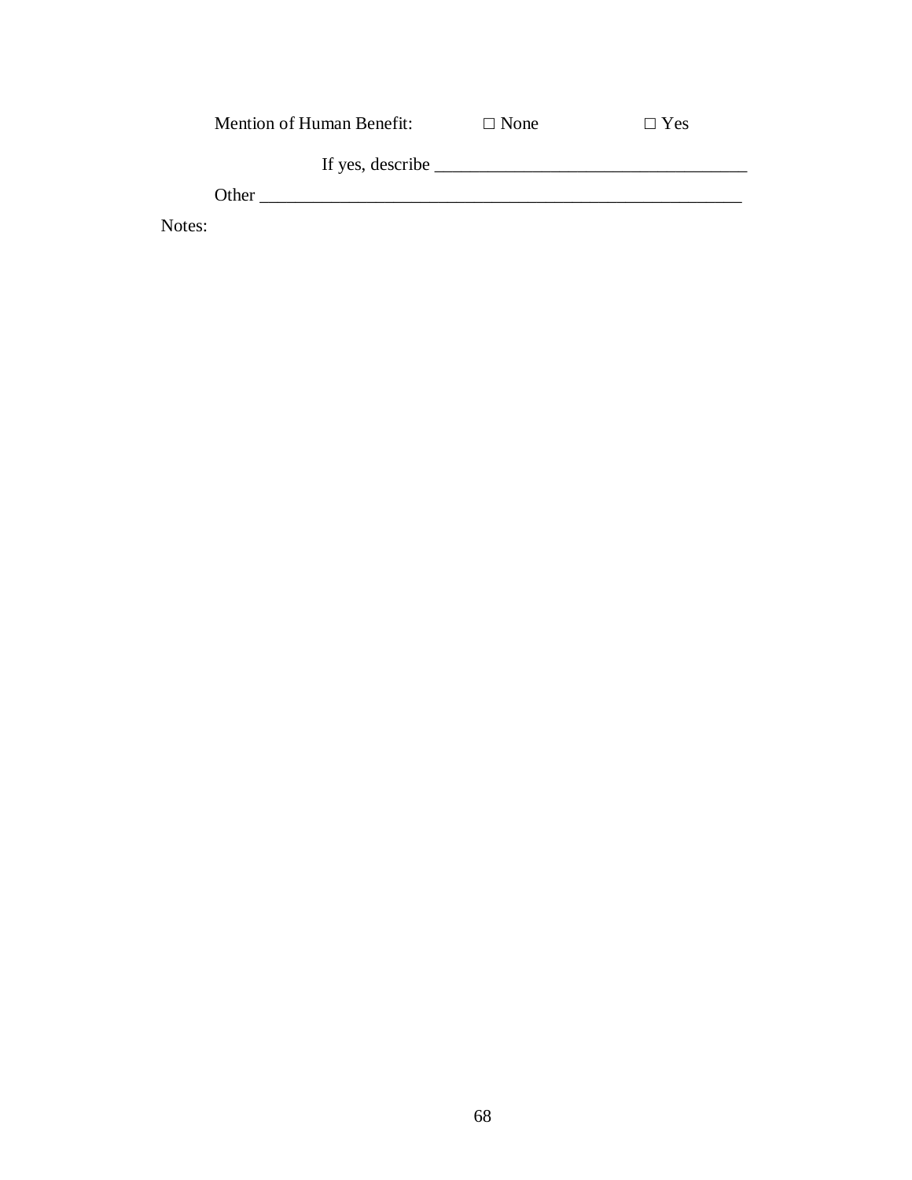Mention of Human Benefit: □ None □ Yes

If yes, describe ___________________________________

Other _______________________________________________________

Notes: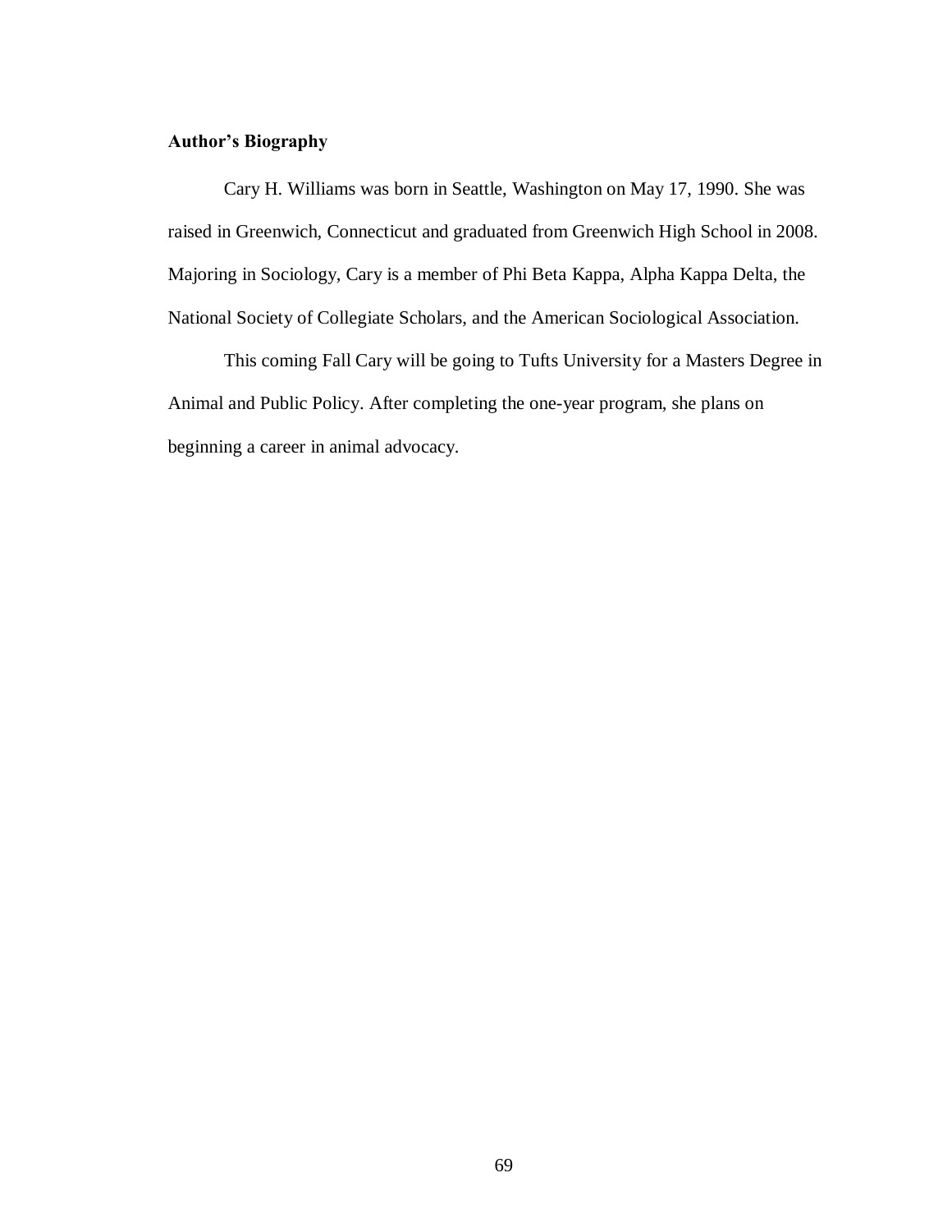**Author's Biography**

Cary H. Williams was born in Seattle, Washington on May 17, 1990. She was raised in Greenwich, Connecticut and graduated from Greenwich High School in 2008. Majoring in Sociology, Cary is a member of Phi Beta Kappa, Alpha Kappa Delta, the National Society of Collegiate Scholars, and the American Sociological Association.

This coming Fall Cary will be going to Tufts University for a Masters Degree in Animal and Public Policy. After completing the one-year program, she plans on beginning a career in animal advocacy.